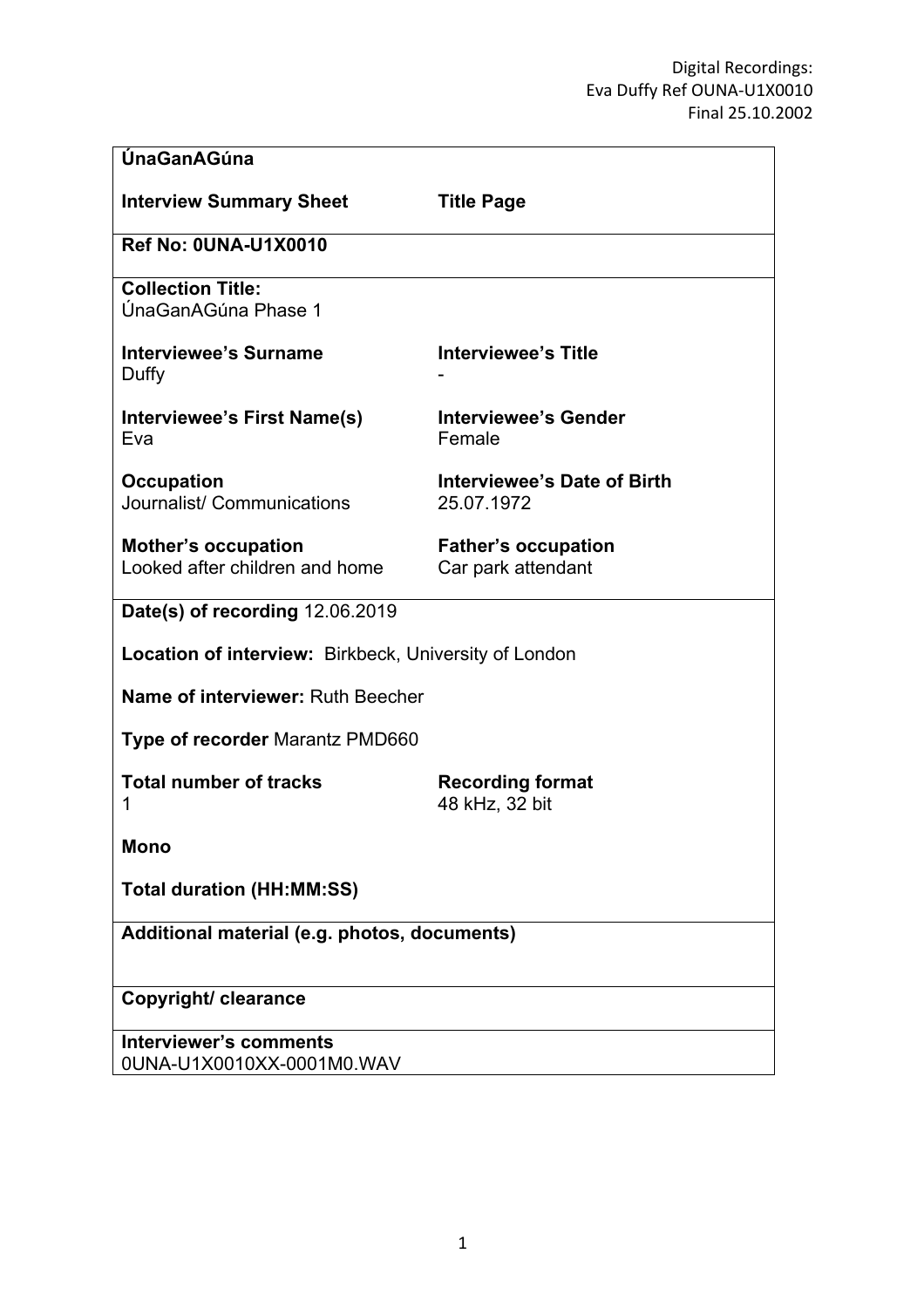Digital Recordings:
Eva Duffy Ref OUNA-U1X0010
Final 25.10.2002

**ÚnaGanAGúna**

| **Interview Summary Sheet** | **Title Page** |
|---|---|
| **Ref No: 0UNA-U1X0010** | |
| **Collection Title:**<br>ÚnaGanAGúna Phase 1 | |
| **Interviewee's Surname**<br>Duffy | **Interviewee's Title**<br>- |
| **Interviewee's First Name(s)**<br>Eva | **Interviewee's Gender**<br>Female |
| **Occupation**<br>Journalist/ Communications | **Interviewee's Date of Birth**<br>25.07.1972 |
| **Mother's occupation**<br>Looked after children and home | **Father's occupation**<br>Car park attendant |
| **Date(s) of recording** 12.06.2019 | |
| **Location of interview:** Birkbeck, University of London | |
| **Name of interviewer:** Ruth Beecher | |
| **Type of recorder** Marantz PMD660 | |
| **Total number of tracks**<br>1 | **Recording format**<br>48 kHz, 32 bit |
| **Mono** | |
| **Total duration (HH:MM:SS)** | |
| **Additional material (e.g. photos, documents)** | |
| **Copyright/ clearance** | |
| **Interviewer's comments**<br>0UNA-U1X0010XX-0001M0.WAV | |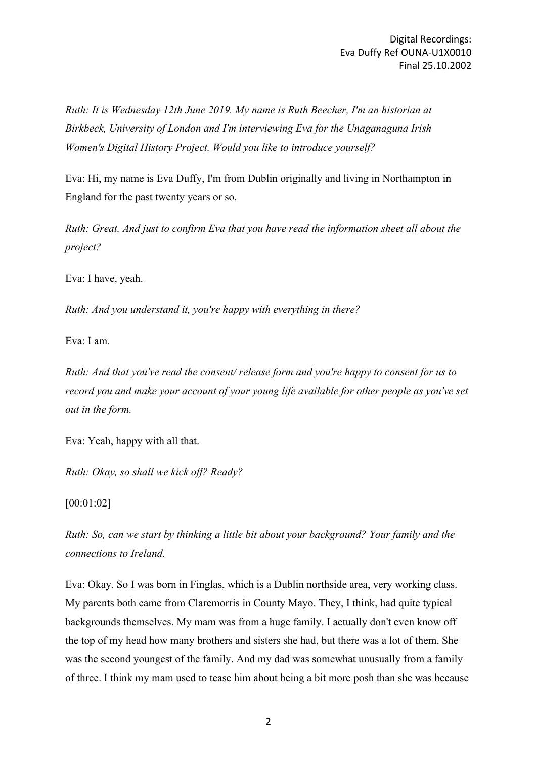*Ruth: It is Wednesday 12th June 2019. My name is Ruth Beecher, I'm an historian at Birkbeck, University of London and I'm interviewing Eva for the Unaganaguna Irish Women's Digital History Project. Would you like to introduce yourself?*

Eva: Hi, my name is Eva Duffy, I'm from Dublin originally and living in Northampton in England for the past twenty years or so.

*Ruth: Great. And just to confirm Eva that you have read the information sheet all about the project?*

Eva: I have, yeah.

*Ruth: And you understand it, you're happy with everything in there?*

Eva: I am.

*Ruth: And that you've read the consent/ release form and you're happy to consent for us to record you and make your account of your young life available for other people as you've set out in the form.*

Eva: Yeah, happy with all that.

*Ruth: Okay, so shall we kick off? Ready?*

[00:01:02]

*Ruth: So, can we start by thinking a little bit about your background? Your family and the connections to Ireland.*

Eva: Okay. So I was born in Finglas, which is a Dublin northside area, very working class. My parents both came from Claremorris in County Mayo. They, I think, had quite typical backgrounds themselves. My mam was from a huge family. I actually don't even know off the top of my head how many brothers and sisters she had, but there was a lot of them. She was the second youngest of the family. And my dad was somewhat unusually from a family of three. I think my mam used to tease him about being a bit more posh than she was because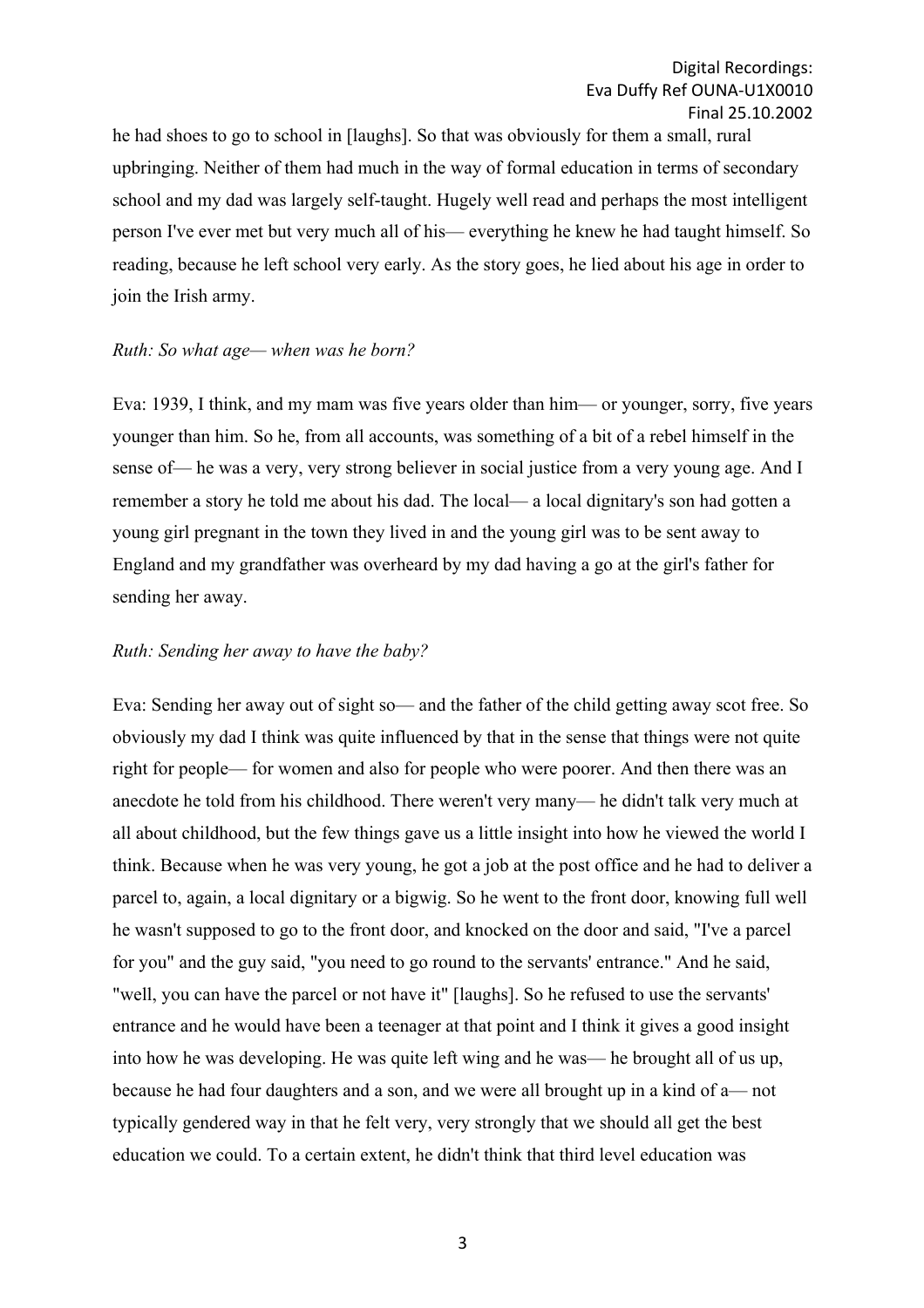he had shoes to go to school in [laughs]. So that was obviously for them a small, rural upbringing. Neither of them had much in the way of formal education in terms of secondary school and my dad was largely self-taught. Hugely well read and perhaps the most intelligent person I've ever met but very much all of his— everything he knew he had taught himself. So reading, because he left school very early. As the story goes, he lied about his age in order to join the Irish army.

*Ruth: So what age— when was he born?*

Eva: 1939, I think, and my mam was five years older than him— or younger, sorry, five years younger than him. So he, from all accounts, was something of a bit of a rebel himself in the sense of— he was a very, very strong believer in social justice from a very young age. And I remember a story he told me about his dad. The local— a local dignitary's son had gotten a young girl pregnant in the town they lived in and the young girl was to be sent away to England and my grandfather was overheard by my dad having a go at the girl's father for sending her away.

*Ruth: Sending her away to have the baby?*

Eva: Sending her away out of sight so— and the father of the child getting away scot free. So obviously my dad I think was quite influenced by that in the sense that things were not quite right for people— for women and also for people who were poorer. And then there was an anecdote he told from his childhood. There weren't very many— he didn't talk very much at all about childhood, but the few things gave us a little insight into how he viewed the world I think. Because when he was very young, he got a job at the post office and he had to deliver a parcel to, again, a local dignitary or a bigwig. So he went to the front door, knowing full well he wasn't supposed to go to the front door, and knocked on the door and said, "I've a parcel for you" and the guy said, "you need to go round to the servants' entrance." And he said, "well, you can have the parcel or not have it" [laughs]. So he refused to use the servants' entrance and he would have been a teenager at that point and I think it gives a good insight into how he was developing. He was quite left wing and he was— he brought all of us up, because he had four daughters and a son, and we were all brought up in a kind of a— not typically gendered way in that he felt very, very strongly that we should all get the best education we could. To a certain extent, he didn't think that third level education was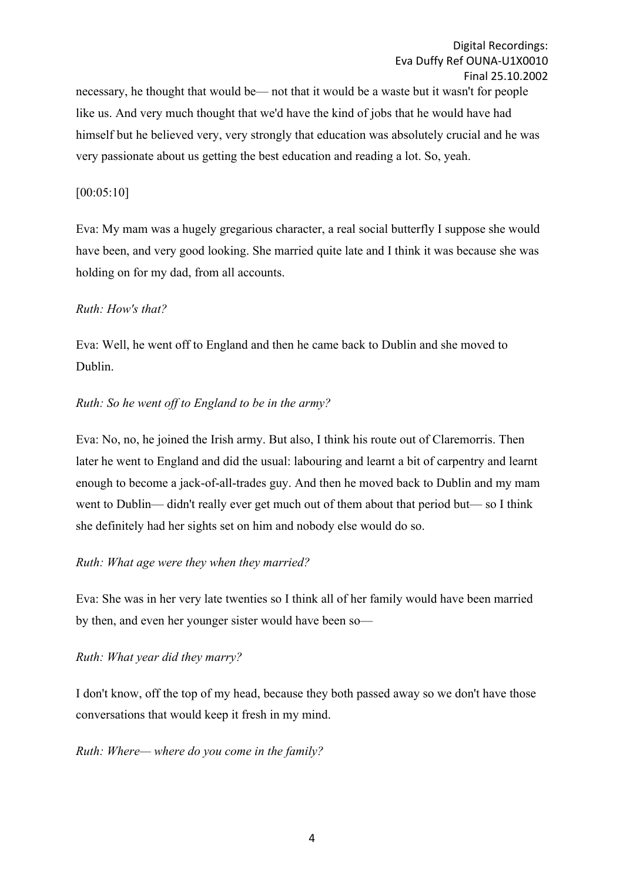necessary, he thought that would be— not that it would be a waste but it wasn't for people like us. And very much thought that we'd have the kind of jobs that he would have had himself but he believed very, very strongly that education was absolutely crucial and he was very passionate about us getting the best education and reading a lot. So, yeah.

[00:05:10]

Eva: My mam was a hugely gregarious character, a real social butterfly I suppose she would have been, and very good looking. She married quite late and I think it was because she was holding on for my dad, from all accounts.

*Ruth: How's that?*

Eva: Well, he went off to England and then he came back to Dublin and she moved to Dublin.

*Ruth: So he went off to England to be in the army?*

Eva: No, no, he joined the Irish army. But also, I think his route out of Claremorris. Then later he went to England and did the usual: labouring and learnt a bit of carpentry and learnt enough to become a jack-of-all-trades guy. And then he moved back to Dublin and my mam went to Dublin— didn't really ever get much out of them about that period but— so I think she definitely had her sights set on him and nobody else would do so.

*Ruth: What age were they when they married?*

Eva: She was in her very late twenties so I think all of her family would have been married by then, and even her younger sister would have been so—

*Ruth: What year did they marry?*

I don't know, off the top of my head, because they both passed away so we don't have those conversations that would keep it fresh in my mind.

*Ruth: Where— where do you come in the family?*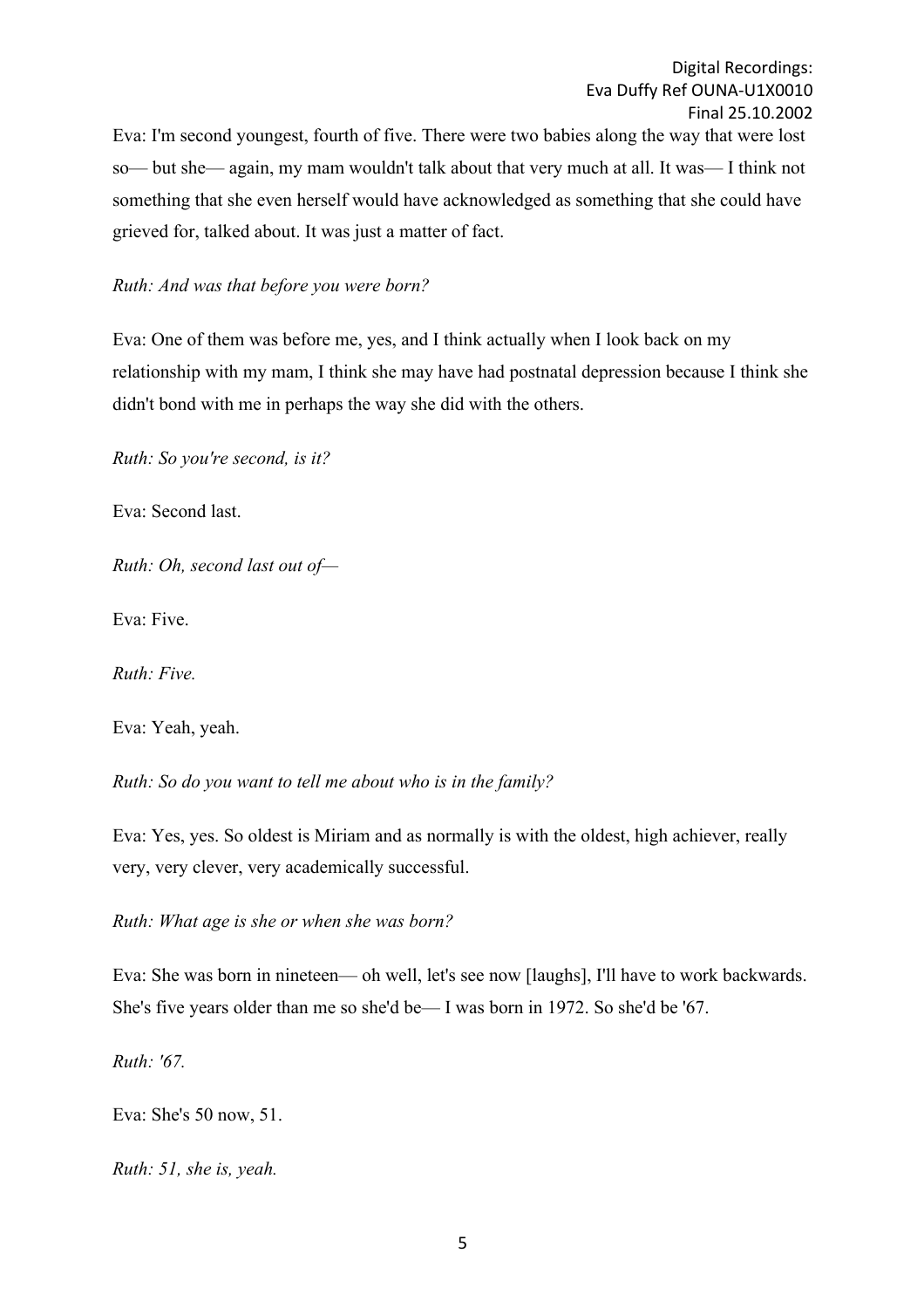Eva: I'm second youngest, fourth of five. There were two babies along the way that were lost so— but she— again, my mam wouldn't talk about that very much at all. It was— I think not something that she even herself would have acknowledged as something that she could have grieved for, talked about. It was just a matter of fact.

*Ruth: And was that before you were born?*

Eva: One of them was before me, yes, and I think actually when I look back on my relationship with my mam, I think she may have had postnatal depression because I think she didn't bond with me in perhaps the way she did with the others.

*Ruth: So you're second, is it?*

Eva: Second last.

*Ruth: Oh, second last out of—*

Eva: Five.

*Ruth: Five.*

Eva: Yeah, yeah.

*Ruth: So do you want to tell me about who is in the family?*

Eva: Yes, yes. So oldest is Miriam and as normally is with the oldest, high achiever, really very, very clever, very academically successful.

*Ruth: What age is she or when she was born?*

Eva: She was born in nineteen— oh well, let's see now [laughs], I'll have to work backwards. She's five years older than me so she'd be— I was born in 1972. So she'd be '67.

*Ruth: '67.*

Eva: She's 50 now, 51.

*Ruth: 51, she is, yeah.*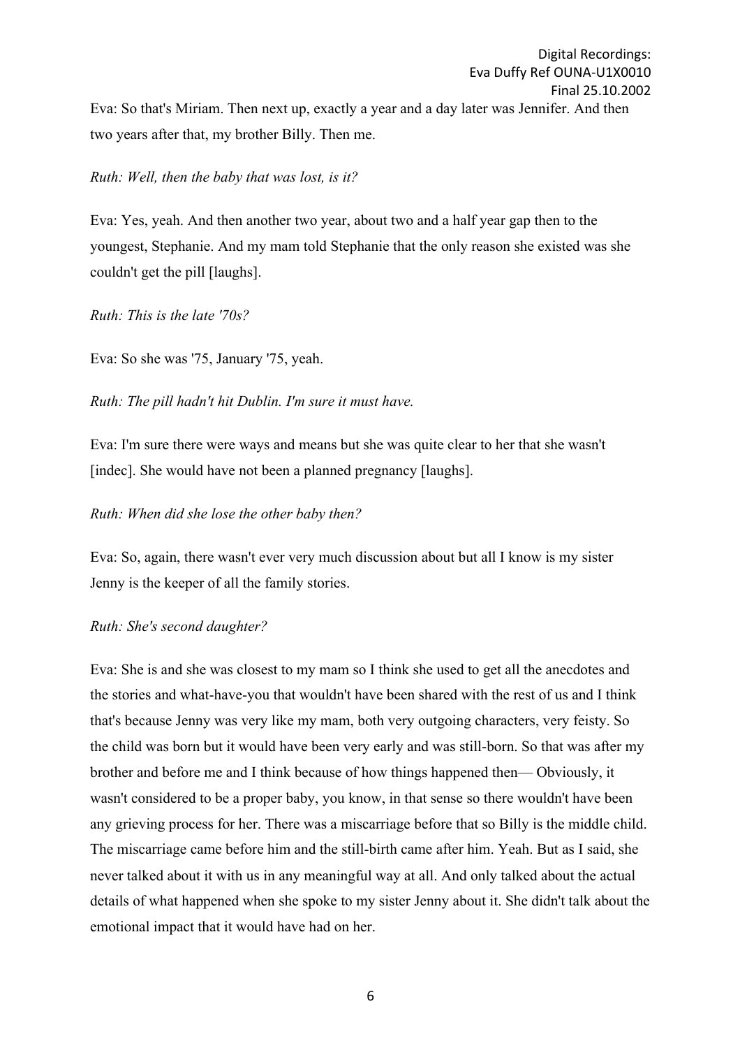Eva: So that's Miriam. Then next up, exactly a year and a day later was Jennifer. And then two years after that, my brother Billy. Then me.

*Ruth: Well, then the baby that was lost, is it?*

Eva: Yes, yeah. And then another two year, about two and a half year gap then to the youngest, Stephanie. And my mam told Stephanie that the only reason she existed was she couldn't get the pill [laughs].

*Ruth: This is the late '70s?*

Eva: So she was '75, January '75, yeah.

*Ruth: The pill hadn't hit Dublin. I'm sure it must have.*

Eva: I'm sure there were ways and means but she was quite clear to her that she wasn't [indec]. She would have not been a planned pregnancy [laughs].

*Ruth: When did she lose the other baby then?*

Eva: So, again, there wasn't ever very much discussion about but all I know is my sister Jenny is the keeper of all the family stories.

*Ruth: She's second daughter?*

Eva: She is and she was closest to my mam so I think she used to get all the anecdotes and the stories and what-have-you that wouldn't have been shared with the rest of us and I think that's because Jenny was very like my mam, both very outgoing characters, very feisty. So the child was born but it would have been very early and was still-born. So that was after my brother and before me and I think because of how things happened then— Obviously, it wasn't considered to be a proper baby, you know, in that sense so there wouldn't have been any grieving process for her. There was a miscarriage before that so Billy is the middle child. The miscarriage came before him and the still-birth came after him. Yeah. But as I said, she never talked about it with us in any meaningful way at all. And only talked about the actual details of what happened when she spoke to my sister Jenny about it. She didn't talk about the emotional impact that it would have had on her.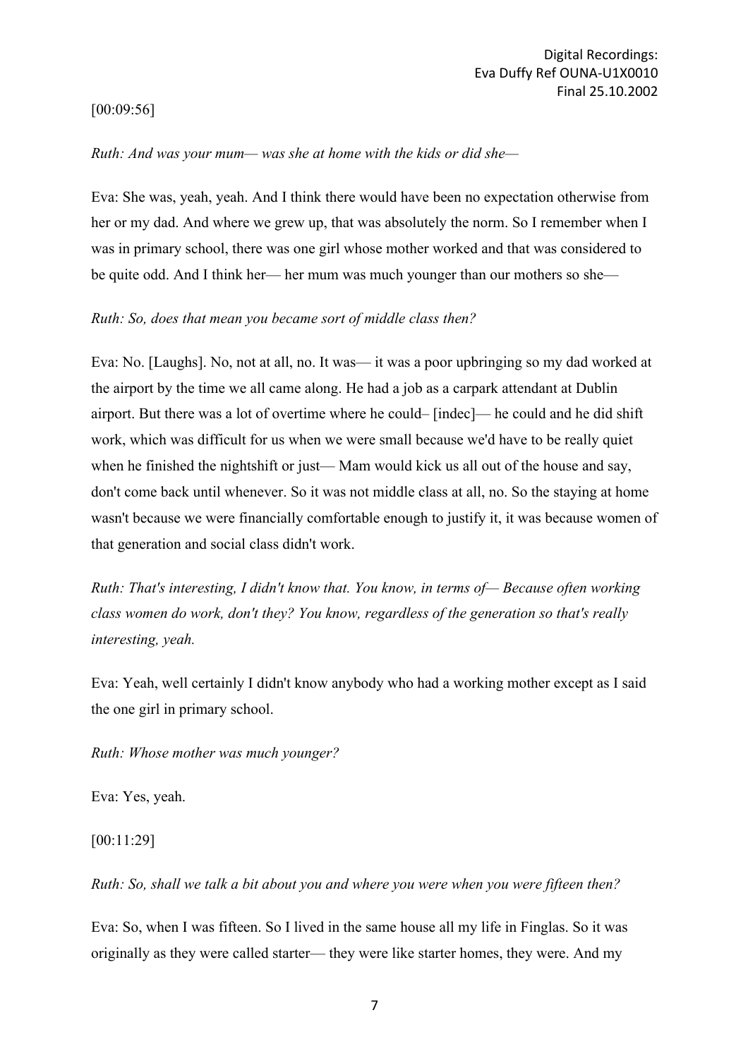[00:09:56]

*Ruth: And was your mum— was she at home with the kids or did she—*

Eva: She was, yeah, yeah. And I think there would have been no expectation otherwise from her or my dad. And where we grew up, that was absolutely the norm. So I remember when I was in primary school, there was one girl whose mother worked and that was considered to be quite odd. And I think her— her mum was much younger than our mothers so she—

*Ruth: So, does that mean you became sort of middle class then?*

Eva: No. [Laughs]. No, not at all, no. It was— it was a poor upbringing so my dad worked at the airport by the time we all came along. He had a job as a carpark attendant at Dublin airport. But there was a lot of overtime where he could– [indec]— he could and he did shift work, which was difficult for us when we were small because we'd have to be really quiet when he finished the nightshift or just— Mam would kick us all out of the house and say, don't come back until whenever. So it was not middle class at all, no. So the staying at home wasn't because we were financially comfortable enough to justify it, it was because women of that generation and social class didn't work.

*Ruth: That's interesting, I didn't know that. You know, in terms of— Because often working class women do work, don't they? You know, regardless of the generation so that's really interesting, yeah.*

Eva: Yeah, well certainly I didn't know anybody who had a working mother except as I said the one girl in primary school.

*Ruth: Whose mother was much younger?*

Eva: Yes, yeah.

[00:11:29]

*Ruth: So, shall we talk a bit about you and where you were when you were fifteen then?*

Eva: So, when I was fifteen. So I lived in the same house all my life in Finglas. So it was originally as they were called starter— they were like starter homes, they were. And my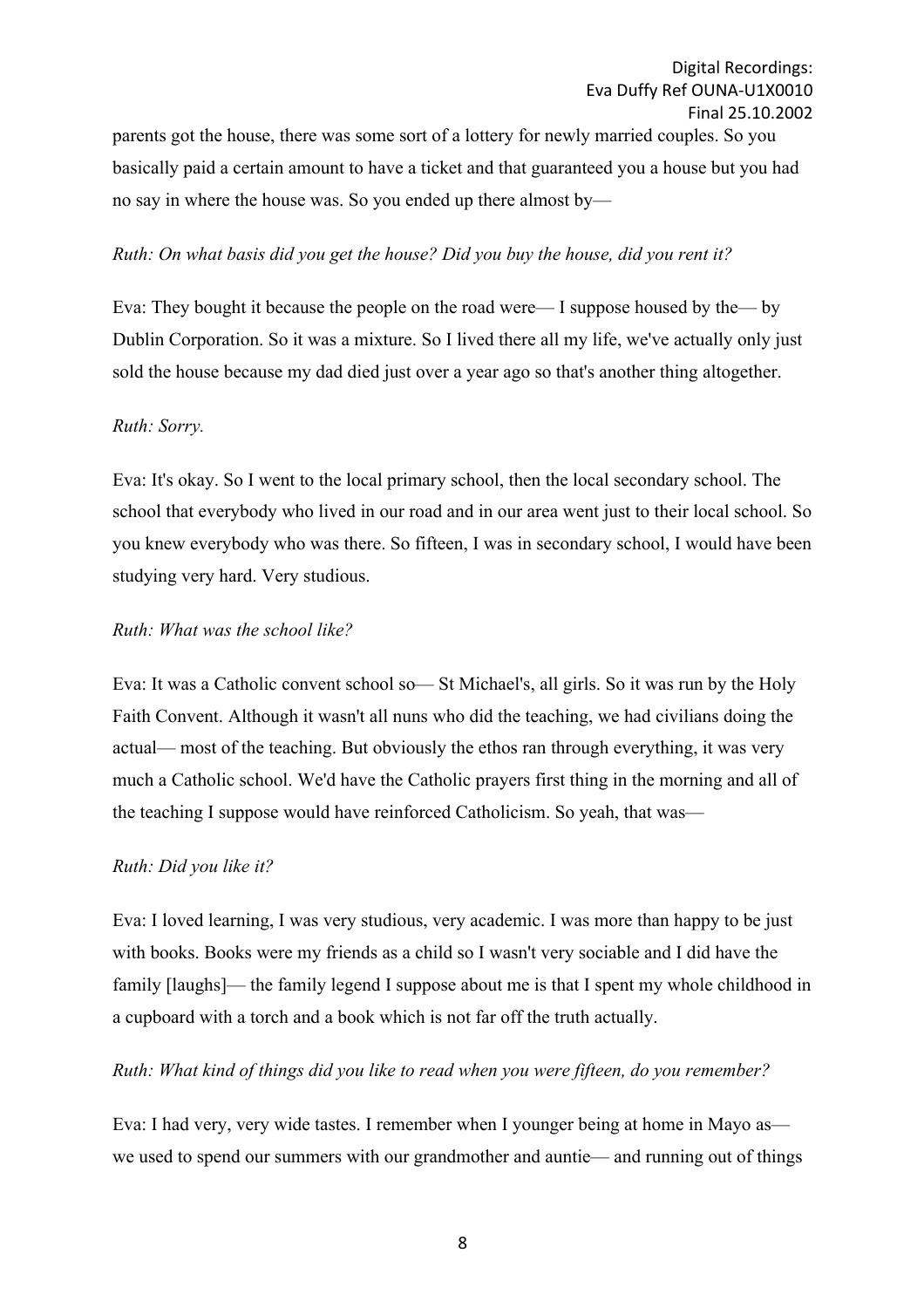parents got the house, there was some sort of a lottery for newly married couples. So you basically paid a certain amount to have a ticket and that guaranteed you a house but you had no say in where the house was. So you ended up there almost by—

*Ruth: On what basis did you get the house? Did you buy the house, did you rent it?*

Eva: They bought it because the people on the road were— I suppose housed by the— by Dublin Corporation. So it was a mixture. So I lived there all my life, we've actually only just sold the house because my dad died just over a year ago so that's another thing altogether.

*Ruth: Sorry.*

Eva: It's okay. So I went to the local primary school, then the local secondary school. The school that everybody who lived in our road and in our area went just to their local school. So you knew everybody who was there. So fifteen, I was in secondary school, I would have been studying very hard. Very studious.

*Ruth: What was the school like?*

Eva: It was a Catholic convent school so— St Michael's, all girls. So it was run by the Holy Faith Convent. Although it wasn't all nuns who did the teaching, we had civilians doing the actual— most of the teaching. But obviously the ethos ran through everything, it was very much a Catholic school. We'd have the Catholic prayers first thing in the morning and all of the teaching I suppose would have reinforced Catholicism. So yeah, that was—

*Ruth: Did you like it?*

Eva: I loved learning, I was very studious, very academic. I was more than happy to be just with books. Books were my friends as a child so I wasn't very sociable and I did have the family [laughs]— the family legend I suppose about me is that I spent my whole childhood in a cupboard with a torch and a book which is not far off the truth actually.

*Ruth: What kind of things did you like to read when you were fifteen, do you remember?*

Eva: I had very, very wide tastes. I remember when I younger being at home in Mayo as— we used to spend our summers with our grandmother and auntie— and running out of things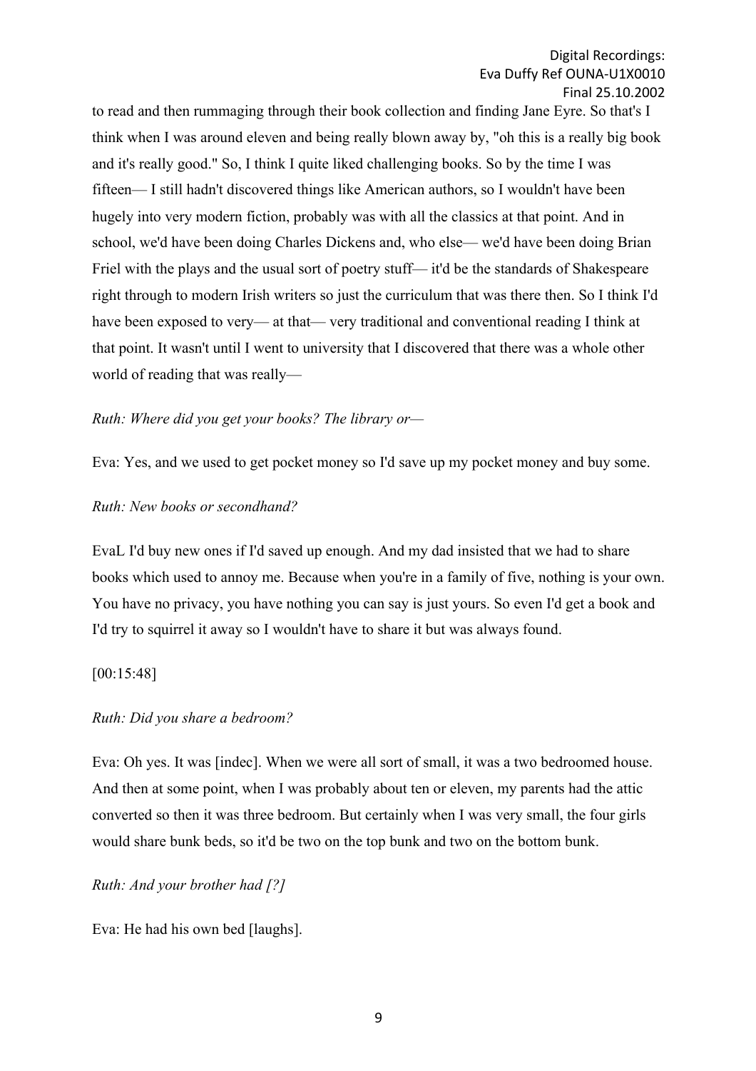to read and then rummaging through their book collection and finding Jane Eyre. So that's I think when I was around eleven and being really blown away by, "oh this is a really big book and it's really good." So, I think I quite liked challenging books. So by the time I was fifteen— I still hadn't discovered things like American authors, so I wouldn't have been hugely into very modern fiction, probably was with all the classics at that point. And in school, we'd have been doing Charles Dickens and, who else— we'd have been doing Brian Friel with the plays and the usual sort of poetry stuff— it'd be the standards of Shakespeare right through to modern Irish writers so just the curriculum that was there then. So I think I'd have been exposed to very— at that— very traditional and conventional reading I think at that point. It wasn't until I went to university that I discovered that there was a whole other world of reading that was really—

*Ruth: Where did you get your books? The library or—*

Eva: Yes, and we used to get pocket money so I'd save up my pocket money and buy some.

*Ruth: New books or secondhand?*

EvaL I'd buy new ones if I'd saved up enough. And my dad insisted that we had to share books which used to annoy me. Because when you're in a family of five, nothing is your own. You have no privacy, you have nothing you can say is just yours. So even I'd get a book and I'd try to squirrel it away so I wouldn't have to share it but was always found.

[00:15:48]

*Ruth: Did you share a bedroom?*

Eva: Oh yes. It was [indec]. When we were all sort of small, it was a two bedroomed house. And then at some point, when I was probably about ten or eleven, my parents had the attic converted so then it was three bedroom. But certainly when I was very small, the four girls would share bunk beds, so it'd be two on the top bunk and two on the bottom bunk.

*Ruth: And your brother had [?]*

Eva: He had his own bed [laughs].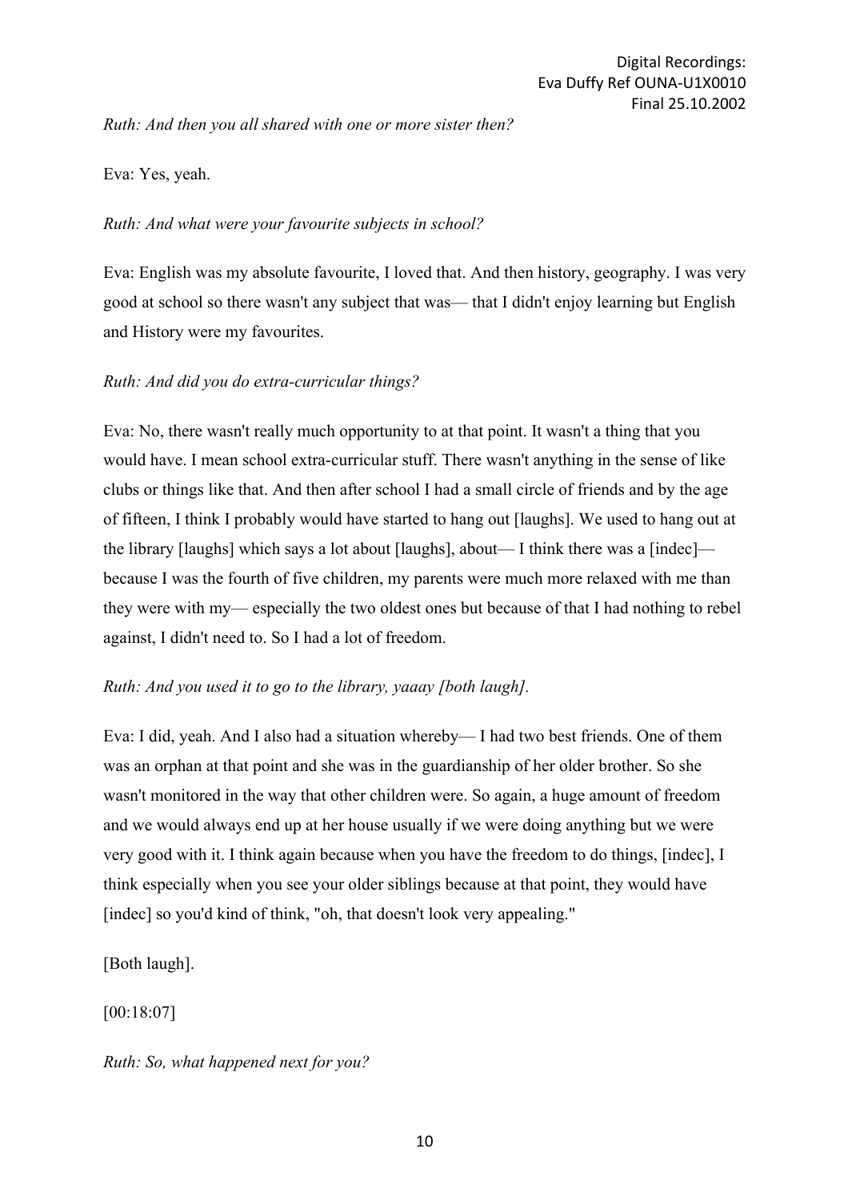*Ruth: And then you all shared with one or more sister then?*

Eva: Yes, yeah.

*Ruth: And what were your favourite subjects in school?*

Eva: English was my absolute favourite, I loved that. And then history, geography. I was very good at school so there wasn't any subject that was— that I didn't enjoy learning but English and History were my favourites.

*Ruth: And did you do extra-curricular things?*

Eva: No, there wasn't really much opportunity to at that point. It wasn't a thing that you would have. I mean school extra-curricular stuff. There wasn't anything in the sense of like clubs or things like that. And then after school I had a small circle of friends and by the age of fifteen, I think I probably would have started to hang out [laughs]. We used to hang out at the library [laughs] which says a lot about [laughs], about— I think there was a [indec]— because I was the fourth of five children, my parents were much more relaxed with me than they were with my— especially the two oldest ones but because of that I had nothing to rebel against, I didn't need to. So I had a lot of freedom.

*Ruth: And you used it to go to the library, yaaay [both laugh].*

Eva: I did, yeah. And I also had a situation whereby— I had two best friends. One of them was an orphan at that point and she was in the guardianship of her older brother. So she wasn't monitored in the way that other children were. So again, a huge amount of freedom and we would always end up at her house usually if we were doing anything but we were very good with it. I think again because when you have the freedom to do things, [indec], I think especially when you see your older siblings because at that point, they would have [indec] so you'd kind of think, "oh, that doesn't look very appealing."

[Both laugh].

[00:18:07]

*Ruth: So, what happened next for you?*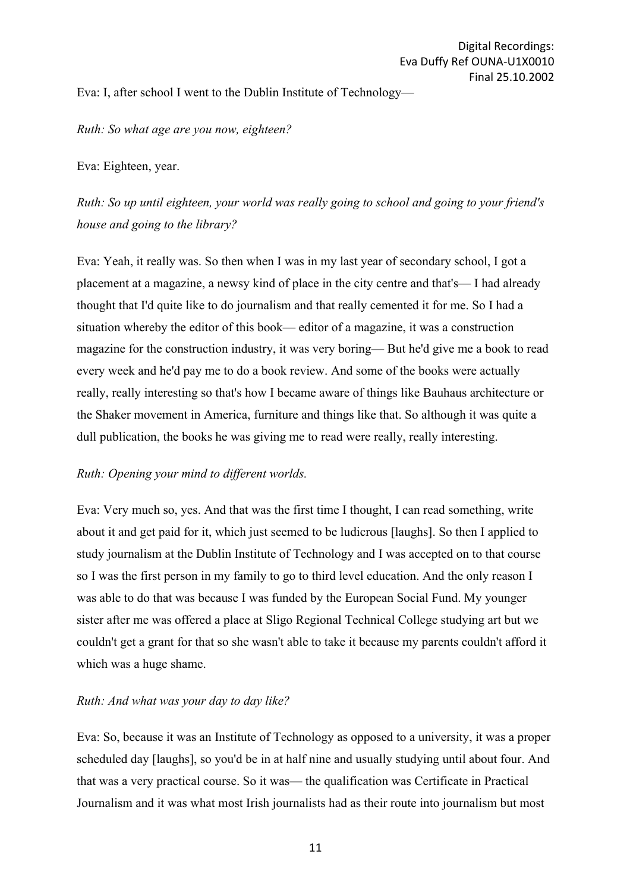Eva: I, after school I went to the Dublin Institute of Technology—

*Ruth: So what age are you now, eighteen?*

Eva: Eighteen, year.

*Ruth: So up until eighteen, your world was really going to school and going to your friend's house and going to the library?*

Eva: Yeah, it really was. So then when I was in my last year of secondary school, I got a placement at a magazine, a newsy kind of place in the city centre and that's— I had already thought that I'd quite like to do journalism and that really cemented it for me. So I had a situation whereby the editor of this book— editor of a magazine, it was a construction magazine for the construction industry, it was very boring— But he'd give me a book to read every week and he'd pay me to do a book review. And some of the books were actually really, really interesting so that's how I became aware of things like Bauhaus architecture or the Shaker movement in America, furniture and things like that. So although it was quite a dull publication, the books he was giving me to read were really, really interesting.

*Ruth: Opening your mind to different worlds.*

Eva: Very much so, yes. And that was the first time I thought, I can read something, write about it and get paid for it, which just seemed to be ludicrous [laughs]. So then I applied to study journalism at the Dublin Institute of Technology and I was accepted on to that course so I was the first person in my family to go to third level education. And the only reason I was able to do that was because I was funded by the European Social Fund. My younger sister after me was offered a place at Sligo Regional Technical College studying art but we couldn't get a grant for that so she wasn't able to take it because my parents couldn't afford it which was a huge shame.

*Ruth: And what was your day to day like?*

Eva: So, because it was an Institute of Technology as opposed to a university, it was a proper scheduled day [laughs], so you'd be in at half nine and usually studying until about four. And that was a very practical course. So it was— the qualification was Certificate in Practical Journalism and it was what most Irish journalists had as their route into journalism but most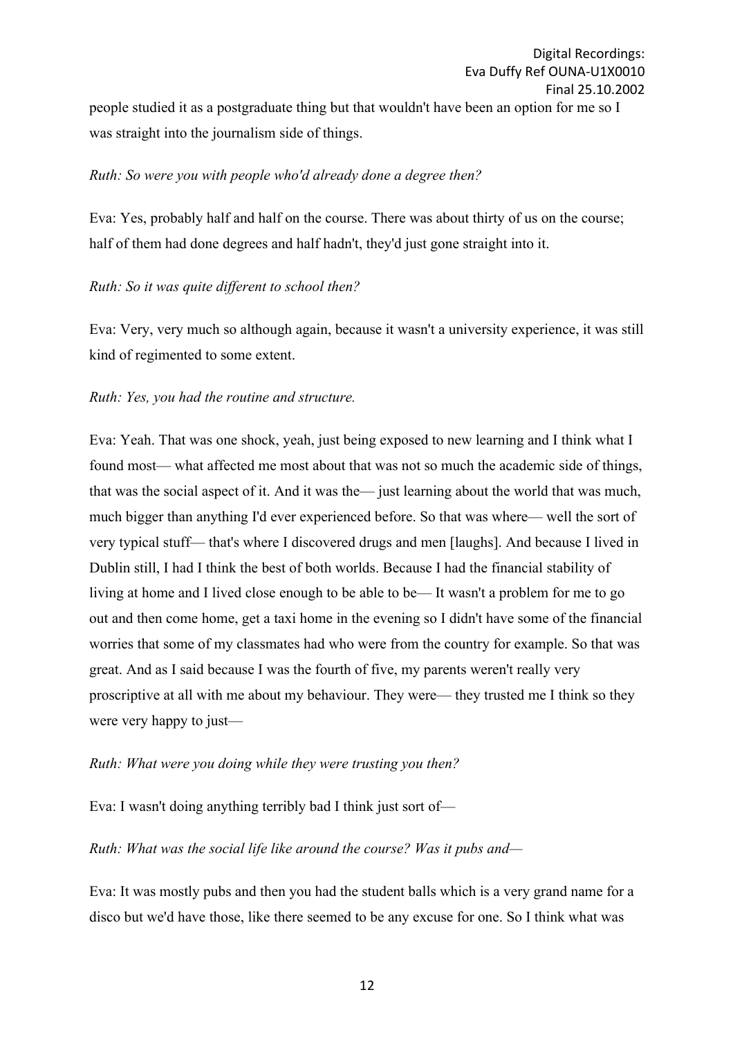people studied it as a postgraduate thing but that wouldn't have been an option for me so I was straight into the journalism side of things.

*Ruth: So were you with people who'd already done a degree then?*

Eva: Yes, probably half and half on the course. There was about thirty of us on the course; half of them had done degrees and half hadn't, they'd just gone straight into it.

*Ruth: So it was quite different to school then?*

Eva: Very, very much so although again, because it wasn't a university experience, it was still kind of regimented to some extent.

*Ruth: Yes, you had the routine and structure.*

Eva: Yeah. That was one shock, yeah, just being exposed to new learning and I think what I found most— what affected me most about that was not so much the academic side of things, that was the social aspect of it. And it was the— just learning about the world that was much, much bigger than anything I'd ever experienced before. So that was where— well the sort of very typical stuff— that's where I discovered drugs and men [laughs]. And because I lived in Dublin still, I had I think the best of both worlds. Because I had the financial stability of living at home and I lived close enough to be able to be— It wasn't a problem for me to go out and then come home, get a taxi home in the evening so I didn't have some of the financial worries that some of my classmates had who were from the country for example. So that was great. And as I said because I was the fourth of five, my parents weren't really very proscriptive at all with me about my behaviour. They were— they trusted me I think so they were very happy to just—

*Ruth: What were you doing while they were trusting you then?*

Eva: I wasn't doing anything terribly bad I think just sort of—

*Ruth: What was the social life like around the course? Was it pubs and—*

Eva: It was mostly pubs and then you had the student balls which is a very grand name for a disco but we'd have those, like there seemed to be any excuse for one. So I think what was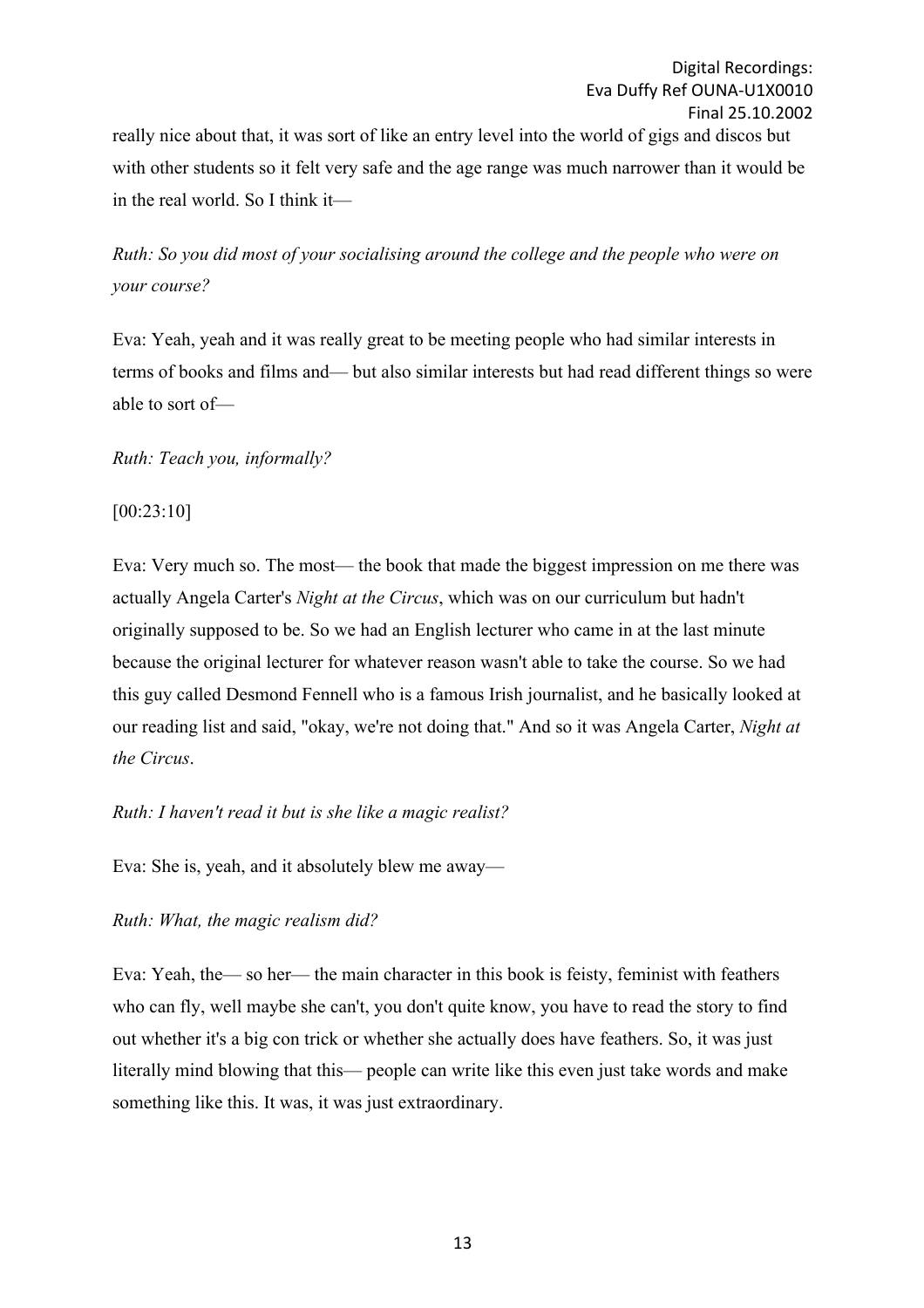really nice about that, it was sort of like an entry level into the world of gigs and discos but with other students so it felt very safe and the age range was much narrower than it would be in the real world. So I think it—

*Ruth: So you did most of your socialising around the college and the people who were on your course?*

Eva: Yeah, yeah and it was really great to be meeting people who had similar interests in terms of books and films and— but also similar interests but had read different things so were able to sort of—

*Ruth: Teach you, informally?*

[00:23:10]

Eva: Very much so. The most— the book that made the biggest impression on me there was actually Angela Carter's *Night at the Circus*, which was on our curriculum but hadn't originally supposed to be. So we had an English lecturer who came in at the last minute because the original lecturer for whatever reason wasn't able to take the course. So we had this guy called Desmond Fennell who is a famous Irish journalist, and he basically looked at our reading list and said, "okay, we're not doing that." And so it was Angela Carter, *Night at the Circus*.

*Ruth: I haven't read it but is she like a magic realist?*

Eva: She is, yeah, and it absolutely blew me away—

*Ruth: What, the magic realism did?*

Eva: Yeah, the— so her— the main character in this book is feisty, feminist with feathers who can fly, well maybe she can't, you don't quite know, you have to read the story to find out whether it's a big con trick or whether she actually does have feathers. So, it was just literally mind blowing that this— people can write like this even just take words and make something like this. It was, it was just extraordinary.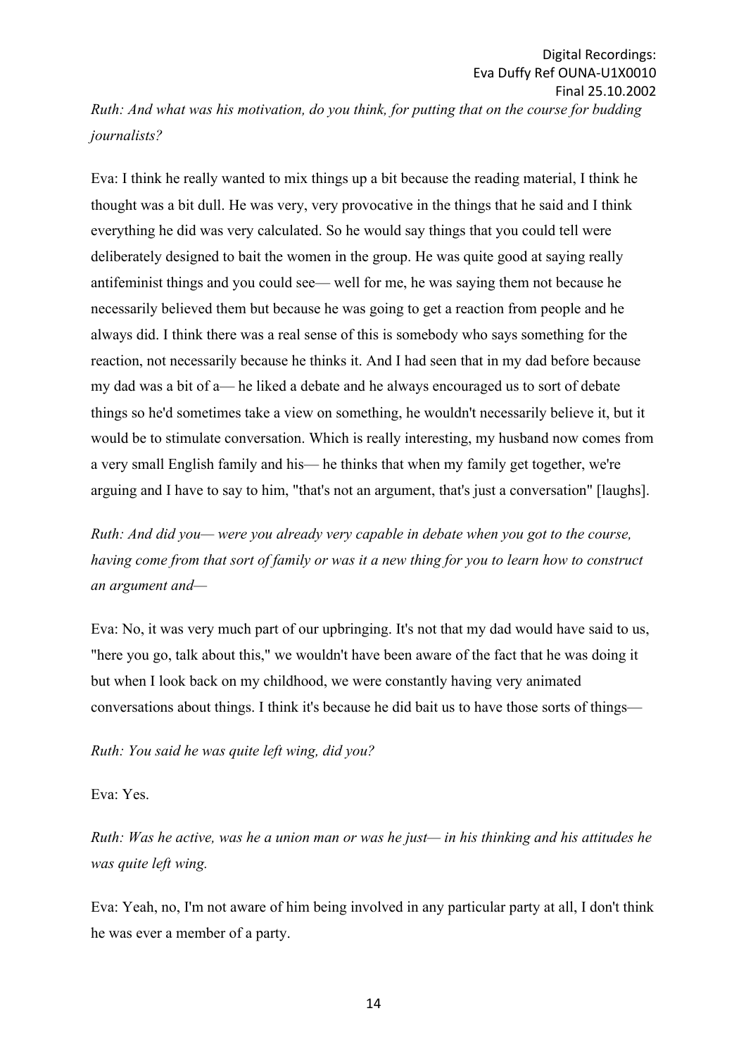*Ruth: And what was his motivation, do you think, for putting that on the course for budding journalists?*

Eva: I think he really wanted to mix things up a bit because the reading material, I think he thought was a bit dull. He was very, very provocative in the things that he said and I think everything he did was very calculated. So he would say things that you could tell were deliberately designed to bait the women in the group. He was quite good at saying really antifeminist things and you could see— well for me, he was saying them not because he necessarily believed them but because he was going to get a reaction from people and he always did. I think there was a real sense of this is somebody who says something for the reaction, not necessarily because he thinks it. And I had seen that in my dad before because my dad was a bit of a— he liked a debate and he always encouraged us to sort of debate things so he'd sometimes take a view on something, he wouldn't necessarily believe it, but it would be to stimulate conversation. Which is really interesting, my husband now comes from a very small English family and his— he thinks that when my family get together, we're arguing and I have to say to him, "that's not an argument, that's just a conversation" [laughs].

*Ruth: And did you— were you already very capable in debate when you got to the course, having come from that sort of family or was it a new thing for you to learn how to construct an argument and—*

Eva: No, it was very much part of our upbringing. It's not that my dad would have said to us, "here you go, talk about this," we wouldn't have been aware of the fact that he was doing it but when I look back on my childhood, we were constantly having very animated conversations about things. I think it's because he did bait us to have those sorts of things—

*Ruth: You said he was quite left wing, did you?*

Eva: Yes.

*Ruth: Was he active, was he a union man or was he just— in his thinking and his attitudes he was quite left wing.*

Eva: Yeah, no, I'm not aware of him being involved in any particular party at all, I don't think he was ever a member of a party.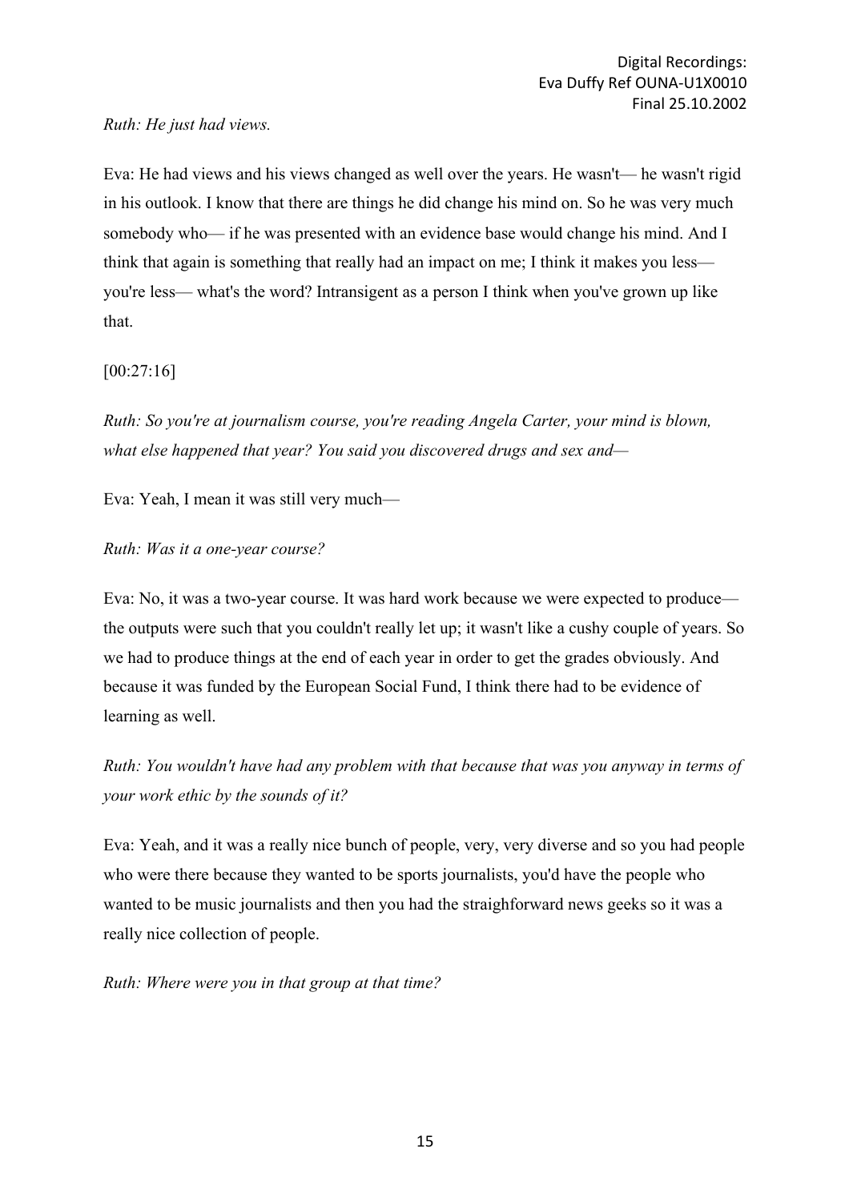*Ruth: He just had views.*

Eva: He had views and his views changed as well over the years. He wasn't— he wasn't rigid in his outlook. I know that there are things he did change his mind on. So he was very much somebody who— if he was presented with an evidence base would change his mind. And I think that again is something that really had an impact on me; I think it makes you less— you're less— what's the word? Intransigent as a person I think when you've grown up like that.

[00:27:16]

*Ruth: So you're at journalism course, you're reading Angela Carter, your mind is blown, what else happened that year? You said you discovered drugs and sex and—*

Eva: Yeah, I mean it was still very much—

*Ruth: Was it a one-year course?*

Eva: No, it was a two-year course. It was hard work because we were expected to produce— the outputs were such that you couldn't really let up; it wasn't like a cushy couple of years. So we had to produce things at the end of each year in order to get the grades obviously. And because it was funded by the European Social Fund, I think there had to be evidence of learning as well.

*Ruth: You wouldn't have had any problem with that because that was you anyway in terms of your work ethic by the sounds of it?*

Eva: Yeah, and it was a really nice bunch of people, very, very diverse and so you had people who were there because they wanted to be sports journalists, you'd have the people who wanted to be music journalists and then you had the straighforward news geeks so it was a really nice collection of people.

*Ruth: Where were you in that group at that time?*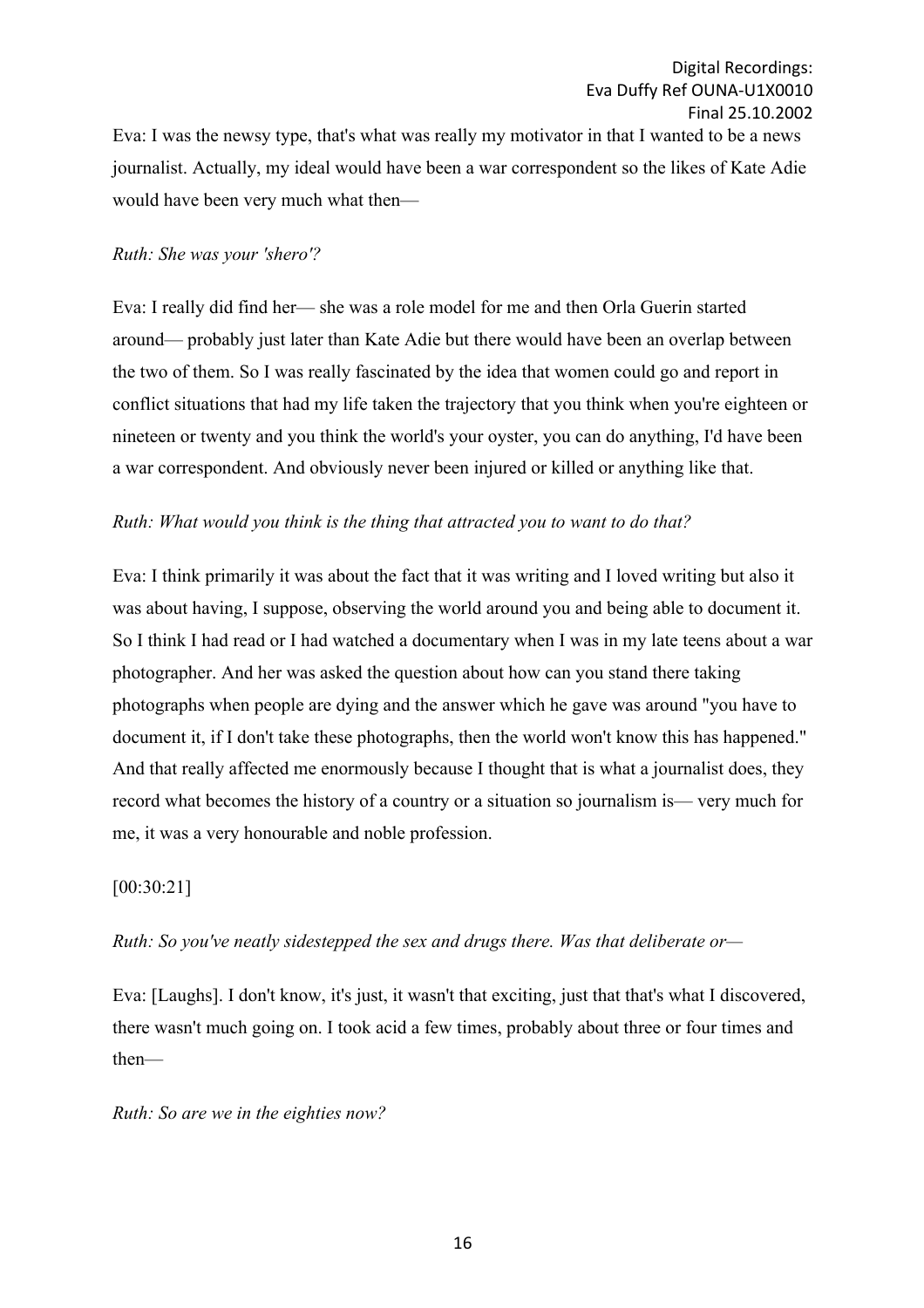Eva: I was the newsy type, that's what was really my motivator in that I wanted to be a news journalist. Actually, my ideal would have been a war correspondent so the likes of Kate Adie would have been very much what then—

*Ruth: She was your 'shero'?*

Eva: I really did find her— she was a role model for me and then Orla Guerin started around— probably just later than Kate Adie but there would have been an overlap between the two of them. So I was really fascinated by the idea that women could go and report in conflict situations that had my life taken the trajectory that you think when you're eighteen or nineteen or twenty and you think the world's your oyster, you can do anything, I'd have been a war correspondent. And obviously never been injured or killed or anything like that.

*Ruth: What would you think is the thing that attracted you to want to do that?*

Eva: I think primarily it was about the fact that it was writing and I loved writing but also it was about having, I suppose, observing the world around you and being able to document it. So I think I had read or I had watched a documentary when I was in my late teens about a war photographer. And her was asked the question about how can you stand there taking photographs when people are dying and the answer which he gave was around "you have to document it, if I don't take these photographs, then the world won't know this has happened." And that really affected me enormously because I thought that is what a journalist does, they record what becomes the history of a country or a situation so journalism is— very much for me, it was a very honourable and noble profession.

[00:30:21]

*Ruth: So you've neatly sidestepped the sex and drugs there. Was that deliberate or—*

Eva: [Laughs]. I don't know, it's just, it wasn't that exciting, just that that's what I discovered, there wasn't much going on. I took acid a few times, probably about three or four times and then—

*Ruth: So are we in the eighties now?*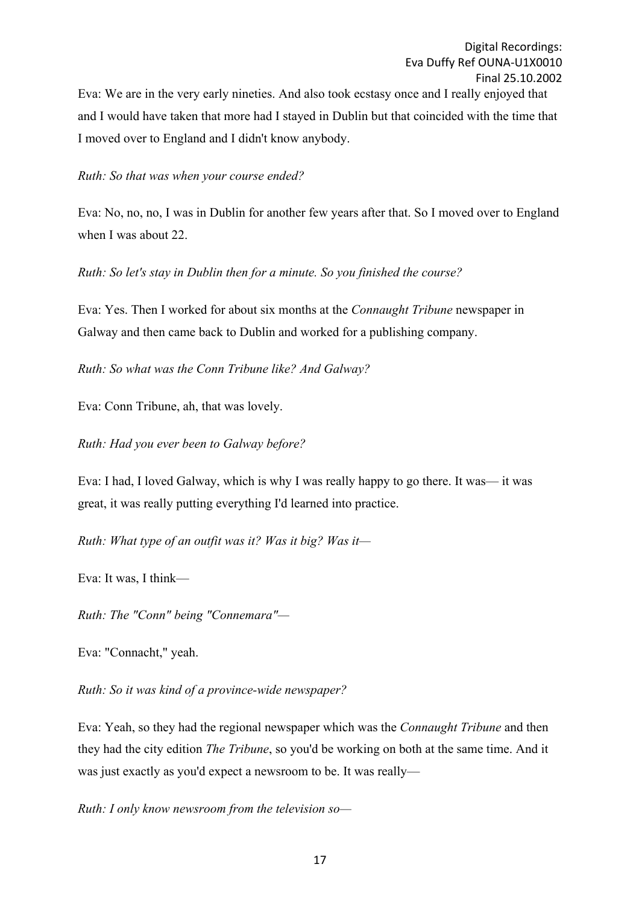Eva: We are in the very early nineties. And also took ecstasy once and I really enjoyed that and I would have taken that more had I stayed in Dublin but that coincided with the time that I moved over to England and I didn't know anybody.

*Ruth: So that was when your course ended?*

Eva: No, no, no, I was in Dublin for another few years after that. So I moved over to England when I was about 22.

*Ruth: So let's stay in Dublin then for a minute. So you finished the course?*

Eva: Yes. Then I worked for about six months at the *Connaught Tribune* newspaper in Galway and then came back to Dublin and worked for a publishing company.

*Ruth: So what was the Conn Tribune like? And Galway?*

Eva: Conn Tribune, ah, that was lovely.

*Ruth: Had you ever been to Galway before?*

Eva: I had, I loved Galway, which is why I was really happy to go there. It was— it was great, it was really putting everything I'd learned into practice.

*Ruth: What type of an outfit was it? Was it big? Was it—*

Eva: It was, I think—

*Ruth: The "Conn" being "Connemara"—*

Eva: "Connacht," yeah.

*Ruth: So it was kind of a province-wide newspaper?*

Eva: Yeah, so they had the regional newspaper which was the *Connaught Tribune* and then they had the city edition *The Tribune*, so you'd be working on both at the same time. And it was just exactly as you'd expect a newsroom to be. It was really—

*Ruth: I only know newsroom from the television so—*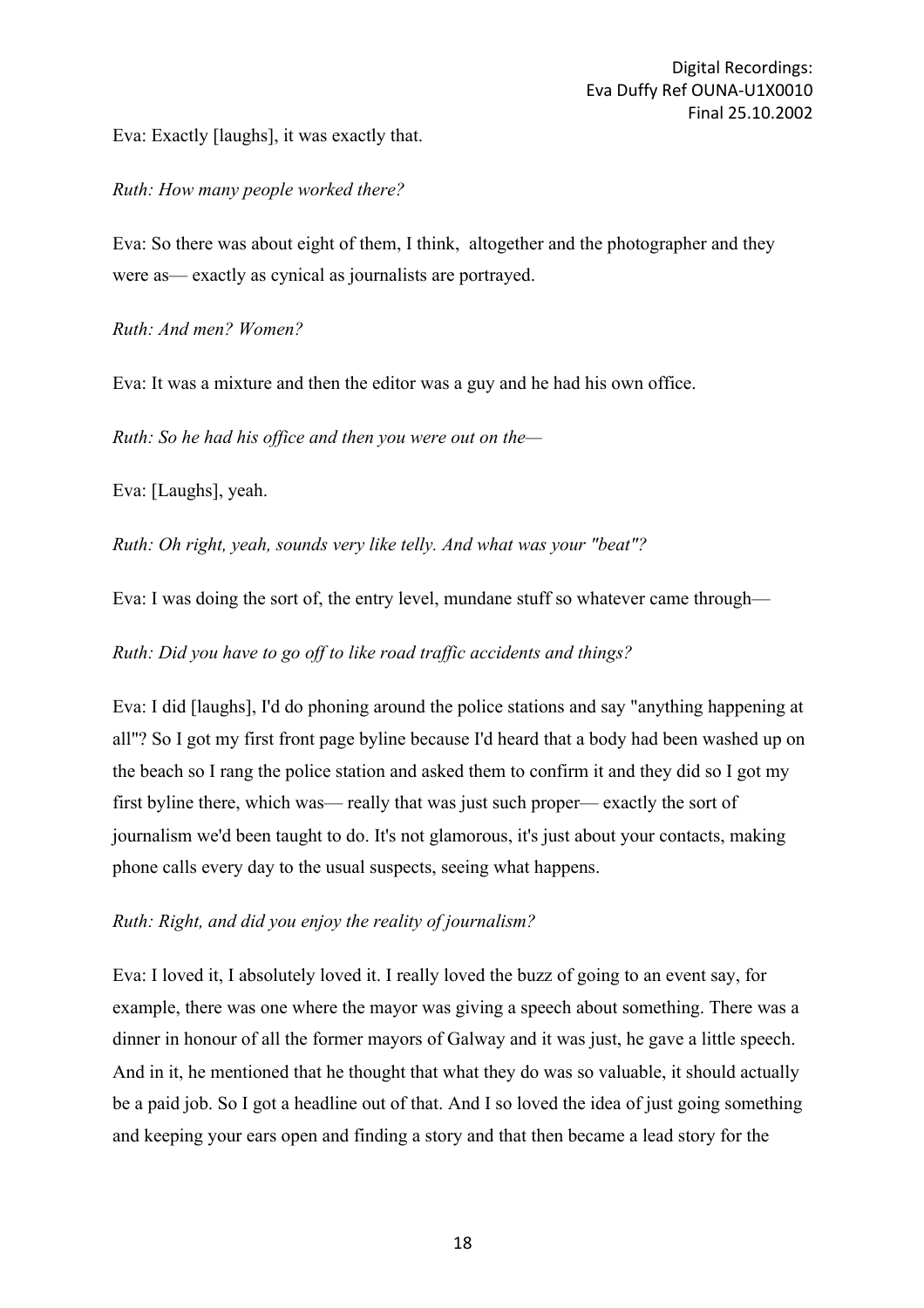Eva: Exactly [laughs], it was exactly that.

*Ruth: How many people worked there?*

Eva: So there was about eight of them, I think, altogether and the photographer and they were as— exactly as cynical as journalists are portrayed.

*Ruth: And men? Women?*

Eva: It was a mixture and then the editor was a guy and he had his own office.

*Ruth: So he had his office and then you were out on the—*

Eva: [Laughs], yeah.

*Ruth: Oh right, yeah, sounds very like telly. And what was your "beat"?*

Eva: I was doing the sort of, the entry level, mundane stuff so whatever came through—

*Ruth: Did you have to go off to like road traffic accidents and things?*

Eva: I did [laughs], I'd do phoning around the police stations and say "anything happening at all"? So I got my first front page byline because I'd heard that a body had been washed up on the beach so I rang the police station and asked them to confirm it and they did so I got my first byline there, which was— really that was just such proper— exactly the sort of journalism we'd been taught to do. It's not glamorous, it's just about your contacts, making phone calls every day to the usual suspects, seeing what happens.

*Ruth: Right, and did you enjoy the reality of journalism?*

Eva: I loved it, I absolutely loved it. I really loved the buzz of going to an event say, for example, there was one where the mayor was giving a speech about something. There was a dinner in honour of all the former mayors of Galway and it was just, he gave a little speech. And in it, he mentioned that he thought that what they do was so valuable, it should actually be a paid job. So I got a headline out of that. And I so loved the idea of just going something and keeping your ears open and finding a story and that then became a lead story for the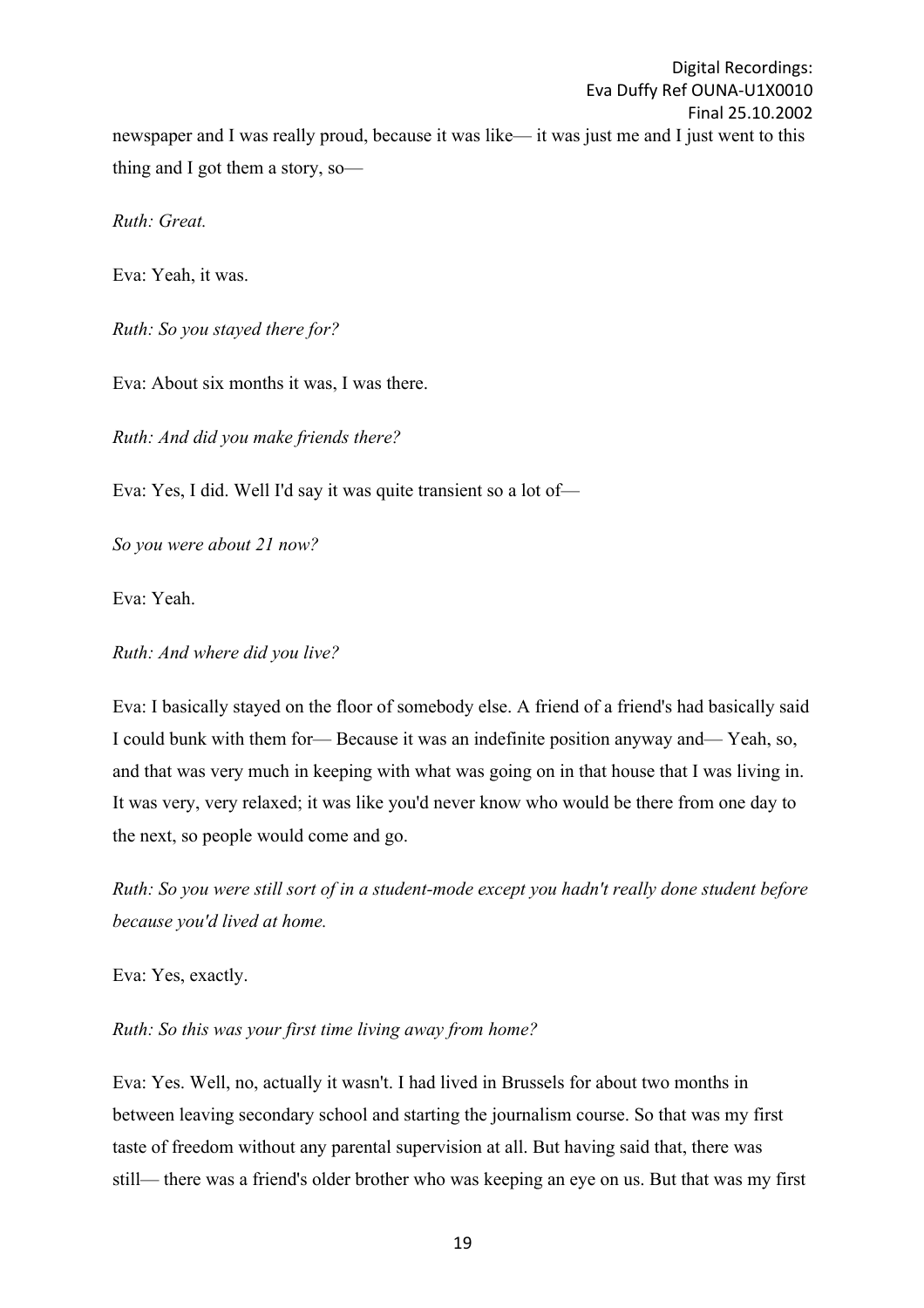newspaper and I was really proud, because it was like— it was just me and I just went to this thing and I got them a story, so—

*Ruth: Great.*

Eva: Yeah, it was.

*Ruth: So you stayed there for?*

Eva: About six months it was, I was there.

*Ruth: And did you make friends there?*

Eva: Yes, I did. Well I'd say it was quite transient so a lot of—

*So you were about 21 now?*

Eva: Yeah.

*Ruth: And where did you live?*

Eva: I basically stayed on the floor of somebody else. A friend of a friend's had basically said I could bunk with them for— Because it was an indefinite position anyway and— Yeah, so, and that was very much in keeping with what was going on in that house that I was living in. It was very, very relaxed; it was like you'd never know who would be there from one day to the next, so people would come and go.

*Ruth: So you were still sort of in a student-mode except you hadn't really done student before because you'd lived at home.*

Eva: Yes, exactly.

*Ruth: So this was your first time living away from home?*

Eva: Yes. Well, no, actually it wasn't. I had lived in Brussels for about two months in between leaving secondary school and starting the journalism course. So that was my first taste of freedom without any parental supervision at all. But having said that, there was still— there was a friend's older brother who was keeping an eye on us. But that was my first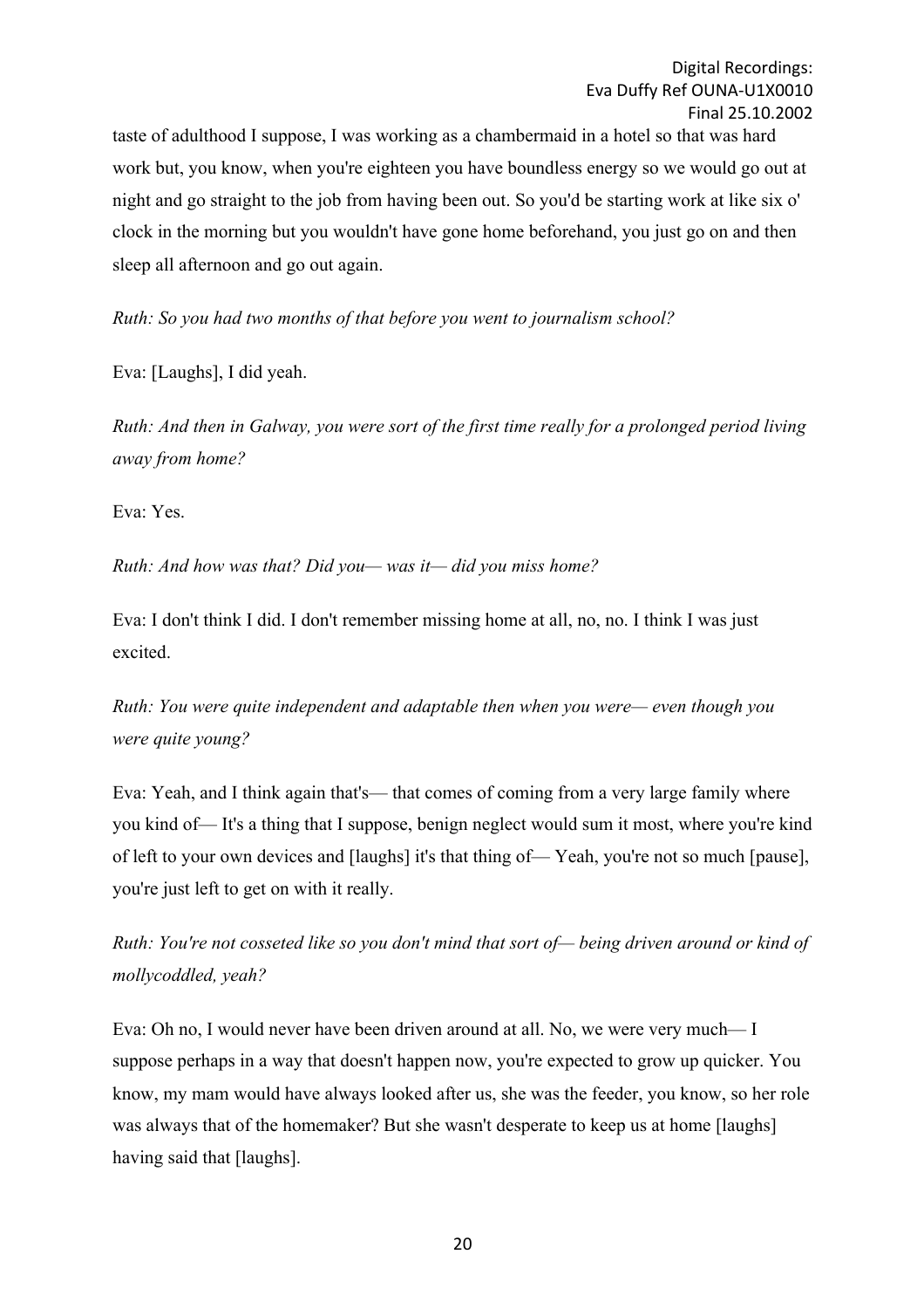taste of adulthood I suppose, I was working as a chambermaid in a hotel so that was hard work but, you know, when you're eighteen you have boundless energy so we would go out at night and go straight to the job from having been out. So you'd be starting work at like six o' clock in the morning but you wouldn't have gone home beforehand, you just go on and then sleep all afternoon and go out again.

*Ruth: So you had two months of that before you went to journalism school?*

Eva: [Laughs], I did yeah.

*Ruth: And then in Galway, you were sort of the first time really for a prolonged period living away from home?*

Eva: Yes.

*Ruth: And how was that? Did you— was it— did you miss home?*

Eva: I don't think I did. I don't remember missing home at all, no, no. I think I was just excited.

*Ruth: You were quite independent and adaptable then when you were— even though you were quite young?*

Eva: Yeah, and I think again that's— that comes of coming from a very large family where you kind of— It's a thing that I suppose, benign neglect would sum it most, where you're kind of left to your own devices and [laughs] it's that thing of— Yeah, you're not so much [pause], you're just left to get on with it really.

*Ruth: You're not cosseted like so you don't mind that sort of— being driven around or kind of mollycoddled, yeah?*

Eva: Oh no, I would never have been driven around at all. No, we were very much— I suppose perhaps in a way that doesn't happen now, you're expected to grow up quicker. You know, my mam would have always looked after us, she was the feeder, you know, so her role was always that of the homemaker? But she wasn't desperate to keep us at home [laughs] having said that [laughs].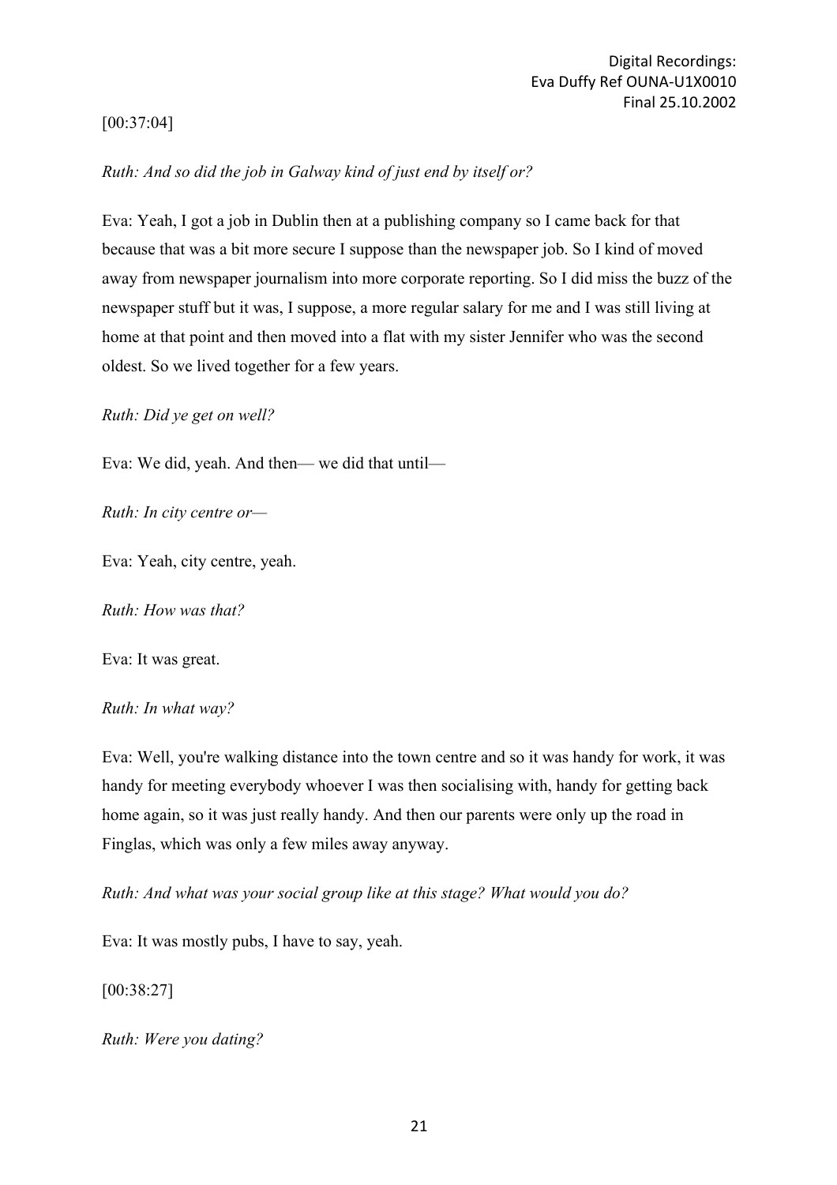[00:37:04]

*Ruth: And so did the job in Galway kind of just end by itself or?*

Eva: Yeah, I got a job in Dublin then at a publishing company so I came back for that because that was a bit more secure I suppose than the newspaper job. So I kind of moved away from newspaper journalism into more corporate reporting. So I did miss the buzz of the newspaper stuff but it was, I suppose, a more regular salary for me and I was still living at home at that point and then moved into a flat with my sister Jennifer who was the second oldest. So we lived together for a few years.

*Ruth: Did ye get on well?*

Eva: We did, yeah. And then— we did that until—

*Ruth: In city centre or—*

Eva: Yeah, city centre, yeah.

*Ruth: How was that?*

Eva: It was great.

*Ruth: In what way?*

Eva: Well, you're walking distance into the town centre and so it was handy for work, it was handy for meeting everybody whoever I was then socialising with, handy for getting back home again, so it was just really handy. And then our parents were only up the road in Finglas, which was only a few miles away anyway.

*Ruth: And what was your social group like at this stage? What would you do?*

Eva: It was mostly pubs, I have to say, yeah.

[00:38:27]

*Ruth: Were you dating?*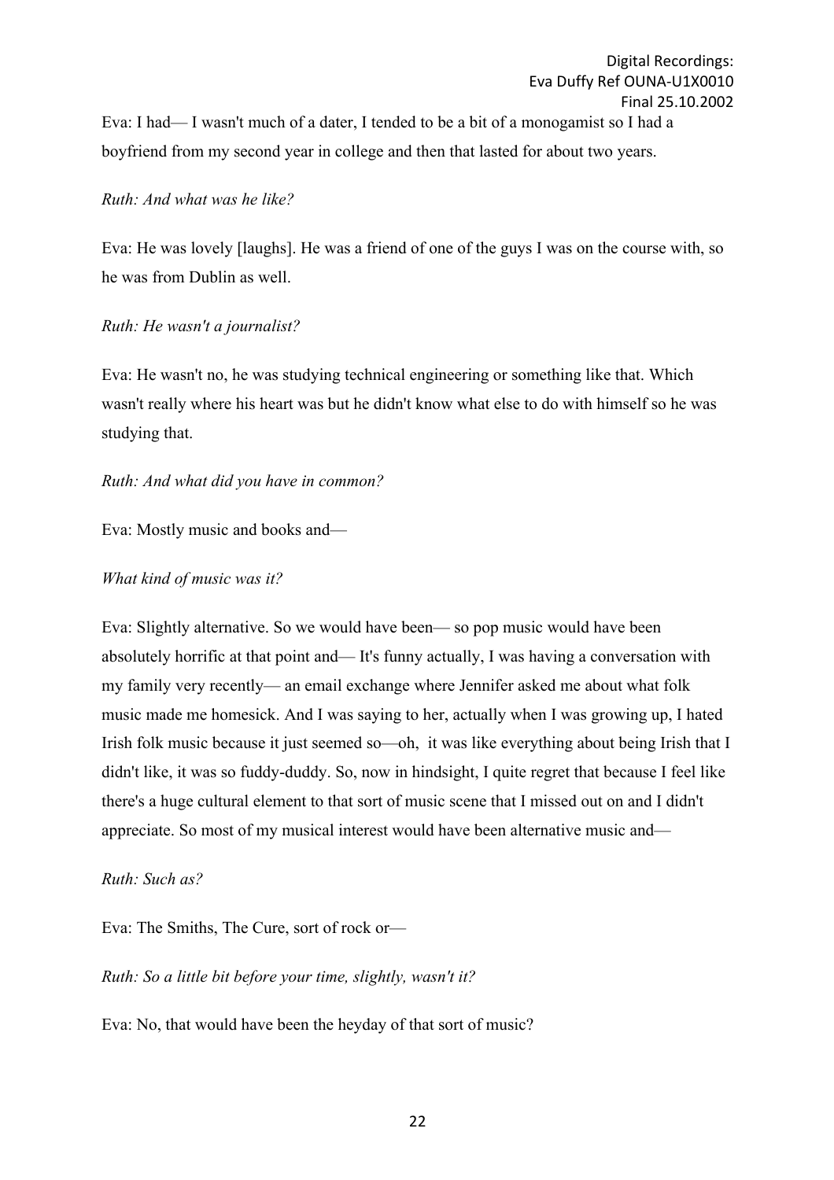Eva: I had— I wasn't much of a dater, I tended to be a bit of a monogamist so I had a boyfriend from my second year in college and then that lasted for about two years.

*Ruth: And what was he like?*

Eva: He was lovely [laughs]. He was a friend of one of the guys I was on the course with, so he was from Dublin as well.

*Ruth: He wasn't a journalist?*

Eva: He wasn't no, he was studying technical engineering or something like that. Which wasn't really where his heart was but he didn't know what else to do with himself so he was studying that.

*Ruth: And what did you have in common?*

Eva: Mostly music and books and—

*What kind of music was it?*

Eva: Slightly alternative. So we would have been— so pop music would have been absolutely horrific at that point and— It's funny actually, I was having a conversation with my family very recently— an email exchange where Jennifer asked me about what folk music made me homesick. And I was saying to her, actually when I was growing up, I hated Irish folk music because it just seemed so—oh, it was like everything about being Irish that I didn't like, it was so fuddy-duddy. So, now in hindsight, I quite regret that because I feel like there's a huge cultural element to that sort of music scene that I missed out on and I didn't appreciate. So most of my musical interest would have been alternative music and—

*Ruth: Such as?*

Eva: The Smiths, The Cure, sort of rock or—

*Ruth: So a little bit before your time, slightly, wasn't it?*

Eva: No, that would have been the heyday of that sort of music?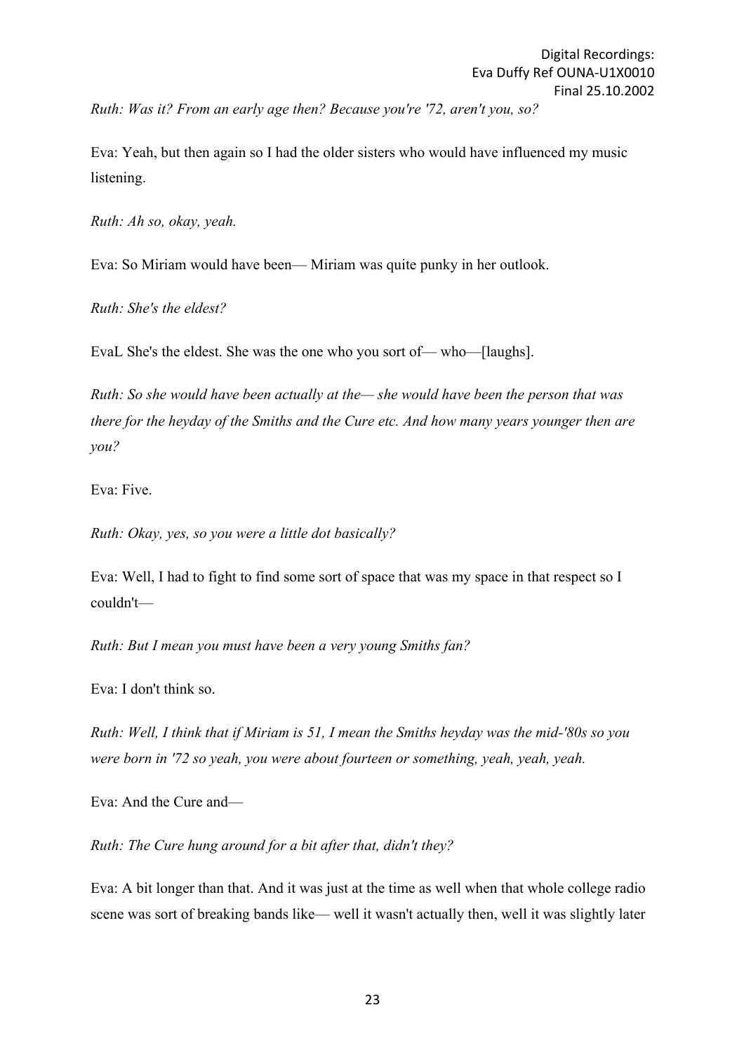*Ruth: Was it? From an early age then? Because you're '72, aren't you, so?*

Eva: Yeah, but then again so I had the older sisters who would have influenced my music listening.

*Ruth: Ah so, okay, yeah.*

Eva: So Miriam would have been— Miriam was quite punky in her outlook.

*Ruth: She's the eldest?*

EvaL She's the eldest. She was the one who you sort of— who—[laughs].

*Ruth: So she would have been actually at the— she would have been the person that was there for the heyday of the Smiths and the Cure etc. And how many years younger then are you?*

Eva: Five.

*Ruth: Okay, yes, so you were a little dot basically?*

Eva: Well, I had to fight to find some sort of space that was my space in that respect so I couldn't—

*Ruth: But I mean you must have been a very young Smiths fan?*

Eva: I don't think so.

*Ruth: Well, I think that if Miriam is 51, I mean the Smiths heyday was the mid-'80s so you were born in '72 so yeah, you were about fourteen or something, yeah, yeah, yeah.*

Eva: And the Cure and—

*Ruth: The Cure hung around for a bit after that, didn't they?*

Eva: A bit longer than that. And it was just at the time as well when that whole college radio scene was sort of breaking bands like— well it wasn't actually then, well it was slightly later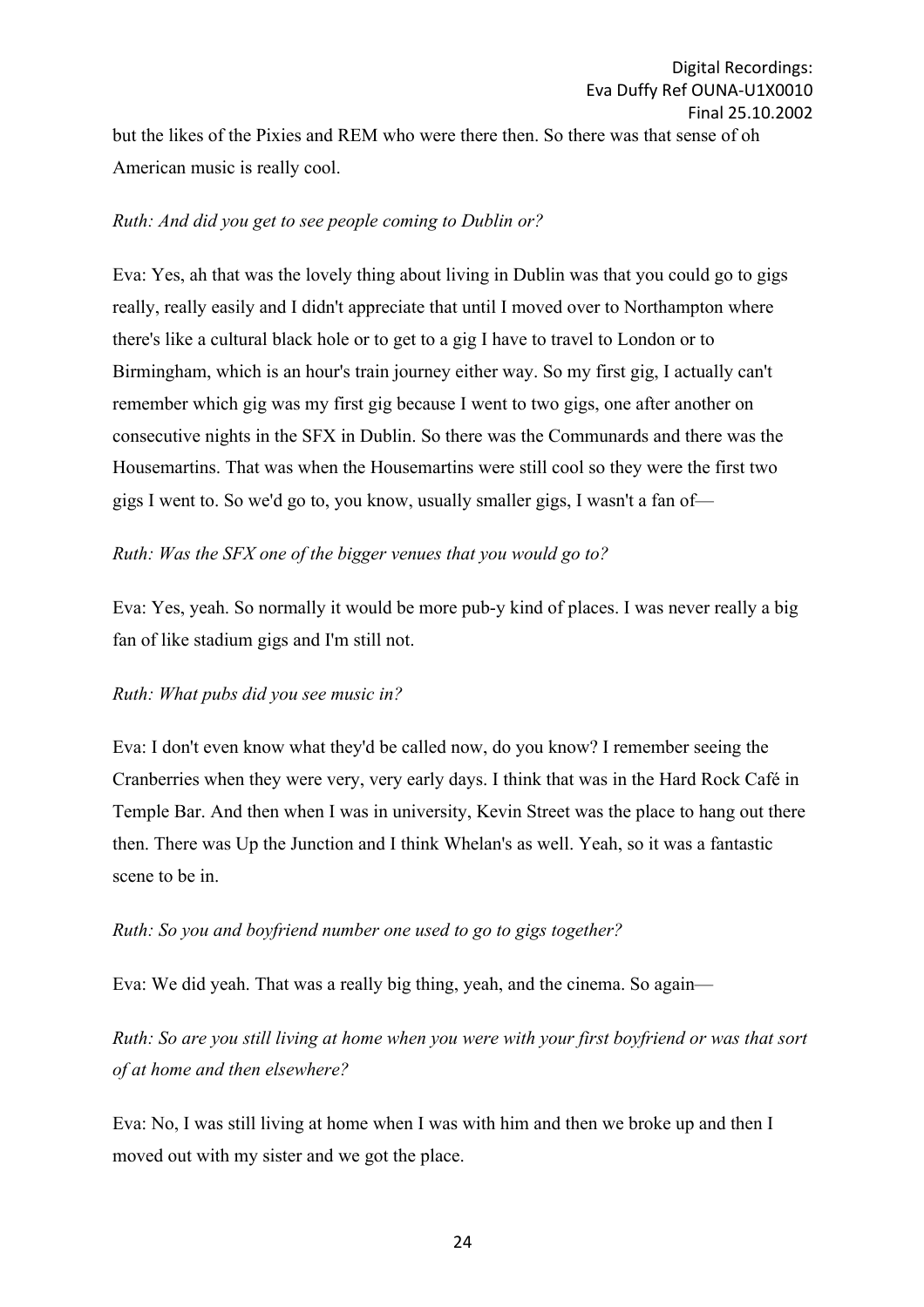but the likes of the Pixies and REM who were there then. So there was that sense of oh American music is really cool.

*Ruth: And did you get to see people coming to Dublin or?*

Eva: Yes, ah that was the lovely thing about living in Dublin was that you could go to gigs really, really easily and I didn't appreciate that until I moved over to Northampton where there's like a cultural black hole or to get to a gig I have to travel to London or to Birmingham, which is an hour's train journey either way. So my first gig, I actually can't remember which gig was my first gig because I went to two gigs, one after another on consecutive nights in the SFX in Dublin. So there was the Communards and there was the Housemartins. That was when the Housemartins were still cool so they were the first two gigs I went to. So we'd go to, you know, usually smaller gigs, I wasn't a fan of—

*Ruth: Was the SFX one of the bigger venues that you would go to?*

Eva: Yes, yeah. So normally it would be more pub-y kind of places. I was never really a big fan of like stadium gigs and I'm still not.

*Ruth: What pubs did you see music in?*

Eva: I don't even know what they'd be called now, do you know? I remember seeing the Cranberries when they were very, very early days. I think that was in the Hard Rock Café in Temple Bar. And then when I was in university, Kevin Street was the place to hang out there then. There was Up the Junction and I think Whelan's as well. Yeah, so it was a fantastic scene to be in.

*Ruth: So you and boyfriend number one used to go to gigs together?*

Eva: We did yeah. That was a really big thing, yeah, and the cinema. So again—

*Ruth: So are you still living at home when you were with your first boyfriend or was that sort of at home and then elsewhere?*

Eva: No, I was still living at home when I was with him and then we broke up and then I moved out with my sister and we got the place.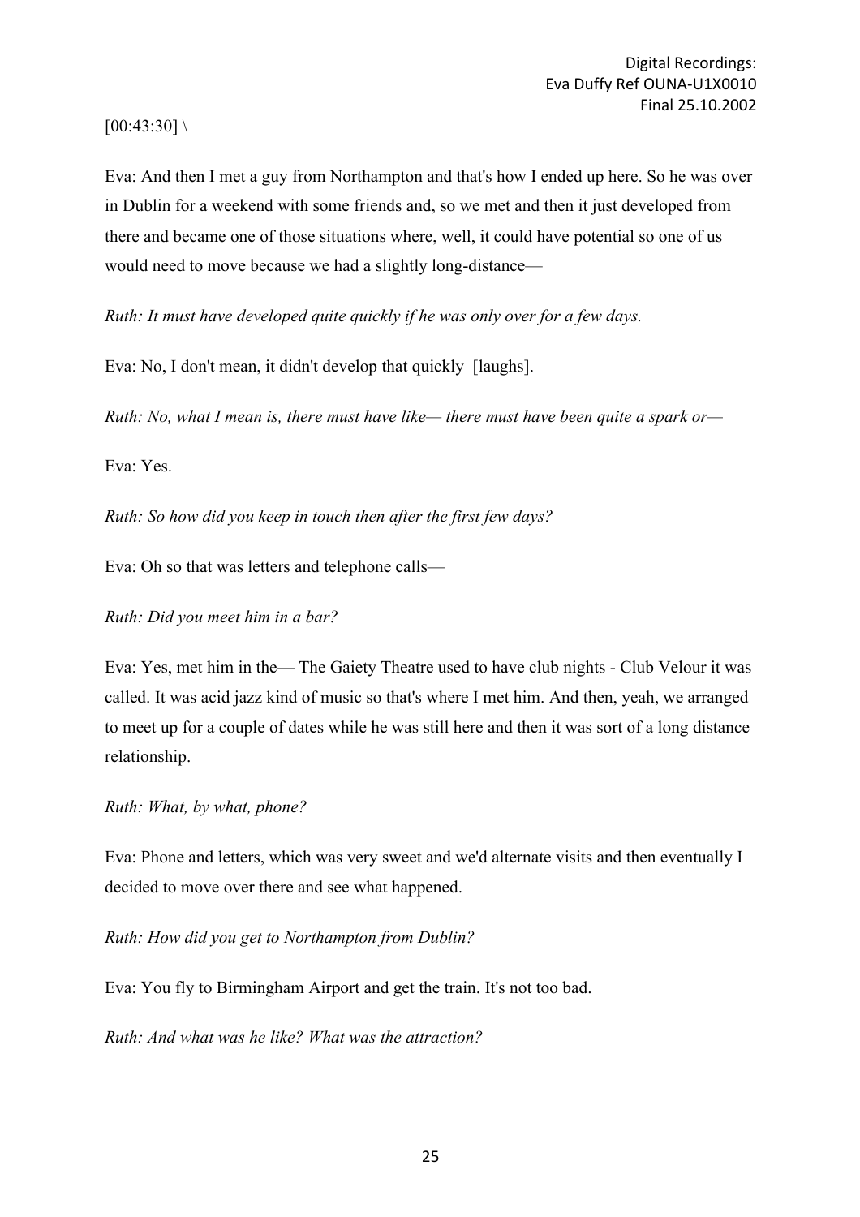[00:43:30] \

Eva: And then I met a guy from Northampton and that's how I ended up here. So he was over in Dublin for a weekend with some friends and, so we met and then it just developed from there and became one of those situations where, well, it could have potential so one of us would need to move because we had a slightly long-distance—

*Ruth: It must have developed quite quickly if he was only over for a few days.*

Eva: No, I don't mean, it didn't develop that quickly [laughs].

*Ruth: No, what I mean is, there must have like— there must have been quite a spark or—*

Eva: Yes.

*Ruth: So how did you keep in touch then after the first few days?*

Eva: Oh so that was letters and telephone calls—

*Ruth: Did you meet him in a bar?*

Eva: Yes, met him in the— The Gaiety Theatre used to have club nights - Club Velour it was called. It was acid jazz kind of music so that's where I met him. And then, yeah, we arranged to meet up for a couple of dates while he was still here and then it was sort of a long distance relationship.

*Ruth: What, by what, phone?*

Eva: Phone and letters, which was very sweet and we'd alternate visits and then eventually I decided to move over there and see what happened.

*Ruth: How did you get to Northampton from Dublin?*

Eva: You fly to Birmingham Airport and get the train. It's not too bad.

*Ruth: And what was he like? What was the attraction?*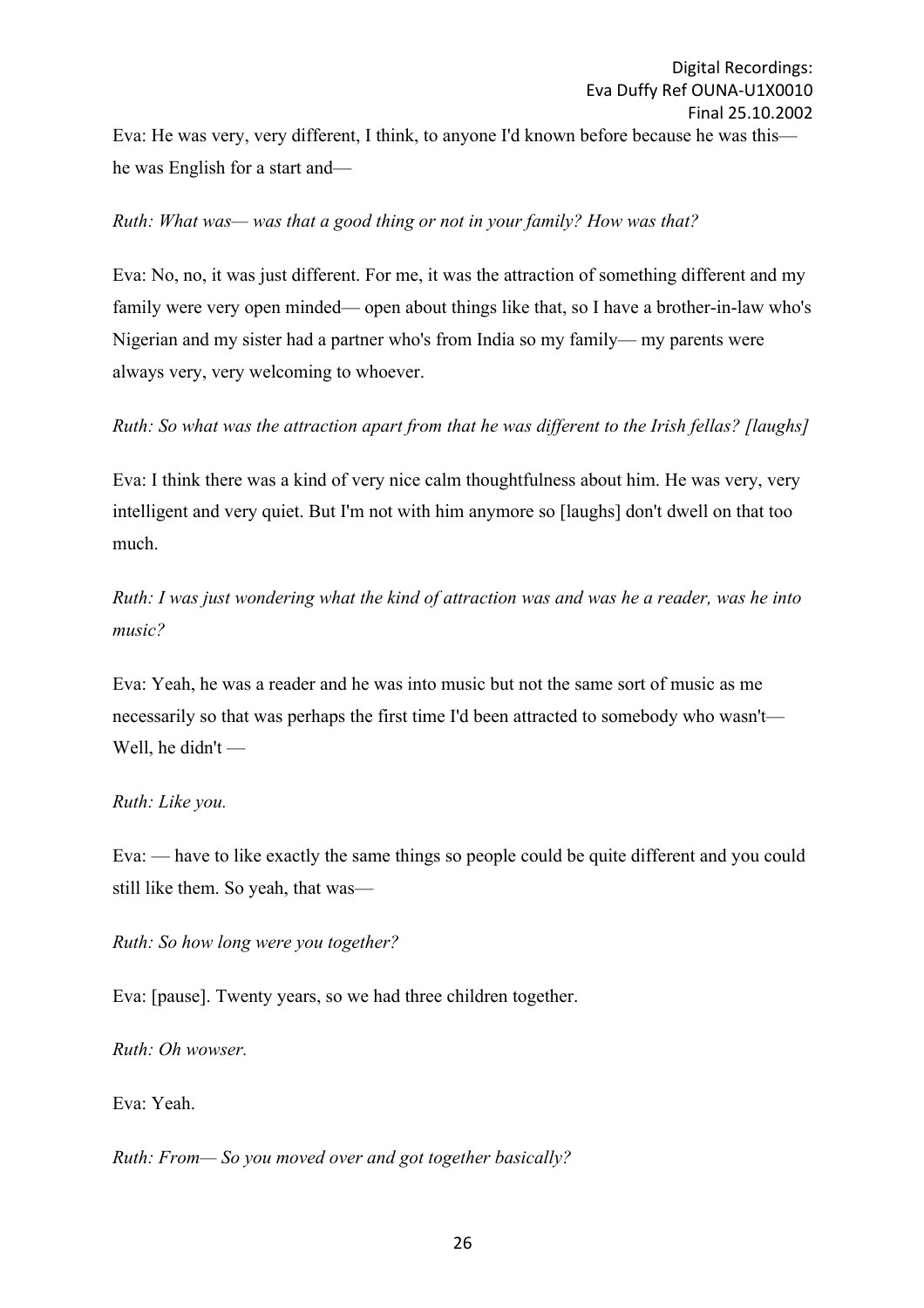Eva: He was very, very different, I think, to anyone I'd known before because he was this— he was English for a start and—

*Ruth: What was— was that a good thing or not in your family? How was that?*

Eva: No, no, it was just different. For me, it was the attraction of something different and my family were very open minded— open about things like that, so I have a brother-in-law who's Nigerian and my sister had a partner who's from India so my family— my parents were always very, very welcoming to whoever.

*Ruth: So what was the attraction apart from that he was different to the Irish fellas? [laughs]*

Eva: I think there was a kind of very nice calm thoughtfulness about him. He was very, very intelligent and very quiet. But I'm not with him anymore so [laughs] don't dwell on that too much.

*Ruth: I was just wondering what the kind of attraction was and was he a reader, was he into music?*

Eva: Yeah, he was a reader and he was into music but not the same sort of music as me necessarily so that was perhaps the first time I'd been attracted to somebody who wasn't— Well, he didn't —

*Ruth: Like you.*

Eva: — have to like exactly the same things so people could be quite different and you could still like them. So yeah, that was—

*Ruth: So how long were you together?*

Eva: [pause]. Twenty years, so we had three children together.

*Ruth: Oh wowser.*

Eva: Yeah.

*Ruth: From— So you moved over and got together basically?*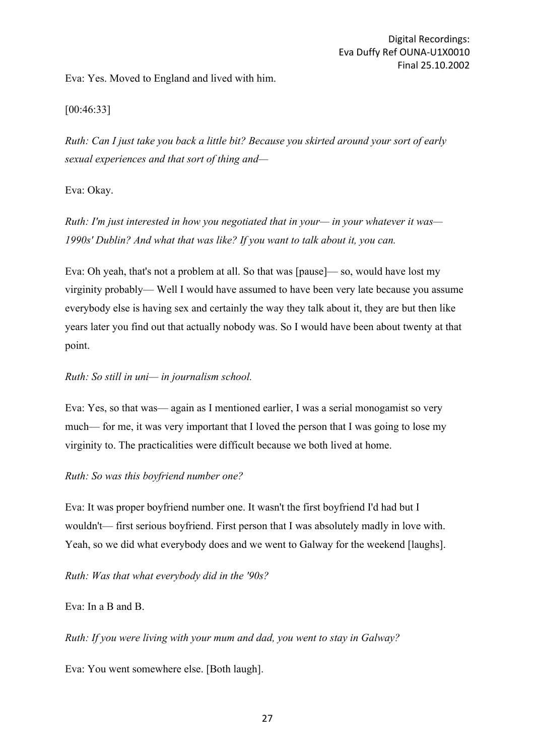Eva: Yes. Moved to England and lived with him.

[00:46:33]

*Ruth: Can I just take you back a little bit? Because you skirted around your sort of early sexual experiences and that sort of thing and—*

Eva: Okay.

*Ruth: I'm just interested in how you negotiated that in your— in your whatever it was— 1990s' Dublin? And what that was like? If you want to talk about it, you can.*

Eva: Oh yeah, that's not a problem at all. So that was [pause]— so, would have lost my virginity probably— Well I would have assumed to have been very late because you assume everybody else is having sex and certainly the way they talk about it, they are but then like years later you find out that actually nobody was. So I would have been about twenty at that point.

*Ruth: So still in uni— in journalism school.*

Eva: Yes, so that was— again as I mentioned earlier, I was a serial monogamist so very much— for me, it was very important that I loved the person that I was going to lose my virginity to. The practicalities were difficult because we both lived at home.

*Ruth: So was this boyfriend number one?*

Eva: It was proper boyfriend number one. It wasn't the first boyfriend I'd had but I wouldn't— first serious boyfriend. First person that I was absolutely madly in love with. Yeah, so we did what everybody does and we went to Galway for the weekend [laughs].

*Ruth: Was that what everybody did in the '90s?*

Eva: In a B and B.

*Ruth: If you were living with your mum and dad, you went to stay in Galway?*

Eva: You went somewhere else. [Both laugh].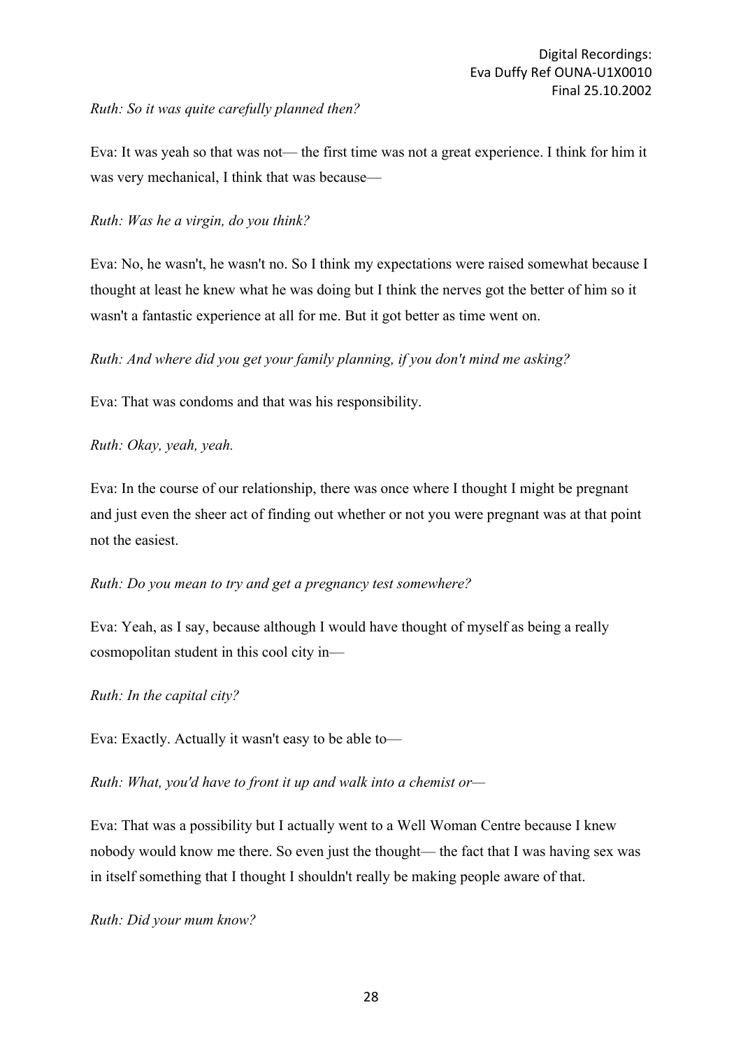*Ruth: So it was quite carefully planned then?*

Eva: It was yeah so that was not— the first time was not a great experience. I think for him it was very mechanical, I think that was because—

*Ruth: Was he a virgin, do you think?*

Eva: No, he wasn't, he wasn't no. So I think my expectations were raised somewhat because I thought at least he knew what he was doing but I think the nerves got the better of him so it wasn't a fantastic experience at all for me. But it got better as time went on.

*Ruth: And where did you get your family planning, if you don't mind me asking?*

Eva: That was condoms and that was his responsibility.

*Ruth: Okay, yeah, yeah.*

Eva: In the course of our relationship, there was once where I thought I might be pregnant and just even the sheer act of finding out whether or not you were pregnant was at that point not the easiest.

*Ruth: Do you mean to try and get a pregnancy test somewhere?*

Eva: Yeah, as I say, because although I would have thought of myself as being a really cosmopolitan student in this cool city in—

*Ruth: In the capital city?*

Eva: Exactly. Actually it wasn't easy to be able to—

*Ruth: What, you'd have to front it up and walk into a chemist or—*

Eva: That was a possibility but I actually went to a Well Woman Centre because I knew nobody would know me there. So even just the thought— the fact that I was having sex was in itself something that I thought I shouldn't really be making people aware of that.

*Ruth: Did your mum know?*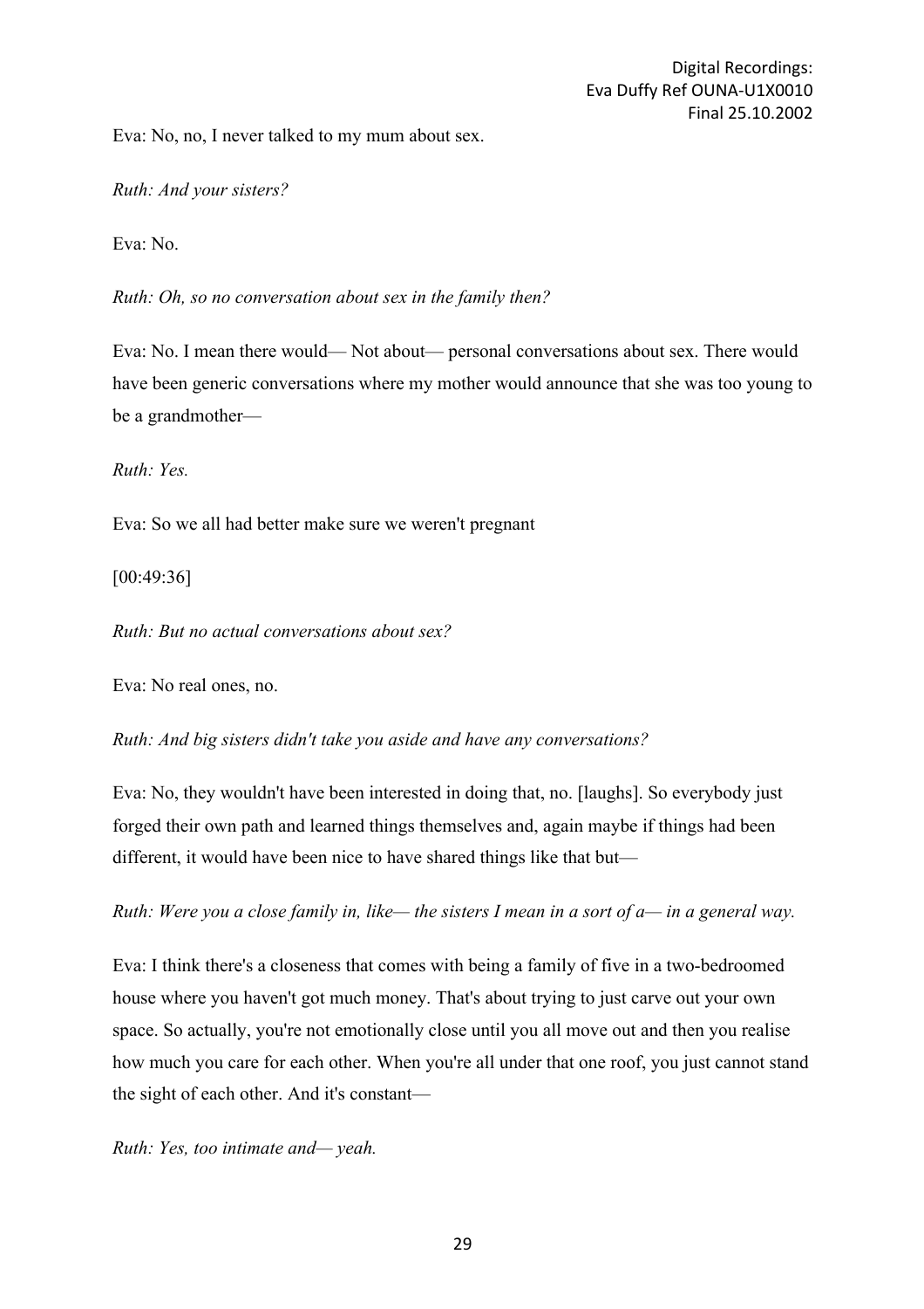Eva: No, no, I never talked to my mum about sex.

*Ruth: And your sisters?*

Eva: No.

*Ruth: Oh, so no conversation about sex in the family then?*

Eva: No. I mean there would— Not about— personal conversations about sex. There would have been generic conversations where my mother would announce that she was too young to be a grandmother—

*Ruth: Yes.*

Eva: So we all had better make sure we weren't pregnant

[00:49:36]

*Ruth: But no actual conversations about sex?*

Eva: No real ones, no.

*Ruth: And big sisters didn't take you aside and have any conversations?*

Eva: No, they wouldn't have been interested in doing that, no. [laughs]. So everybody just forged their own path and learned things themselves and, again maybe if things had been different, it would have been nice to have shared things like that but—

*Ruth: Were you a close family in, like— the sisters I mean in a sort of a— in a general way.*

Eva: I think there's a closeness that comes with being a family of five in a two-bedroomed house where you haven't got much money. That's about trying to just carve out your own space. So actually, you're not emotionally close until you all move out and then you realise how much you care for each other. When you're all under that one roof, you just cannot stand the sight of each other. And it's constant—

*Ruth: Yes, too intimate and— yeah.*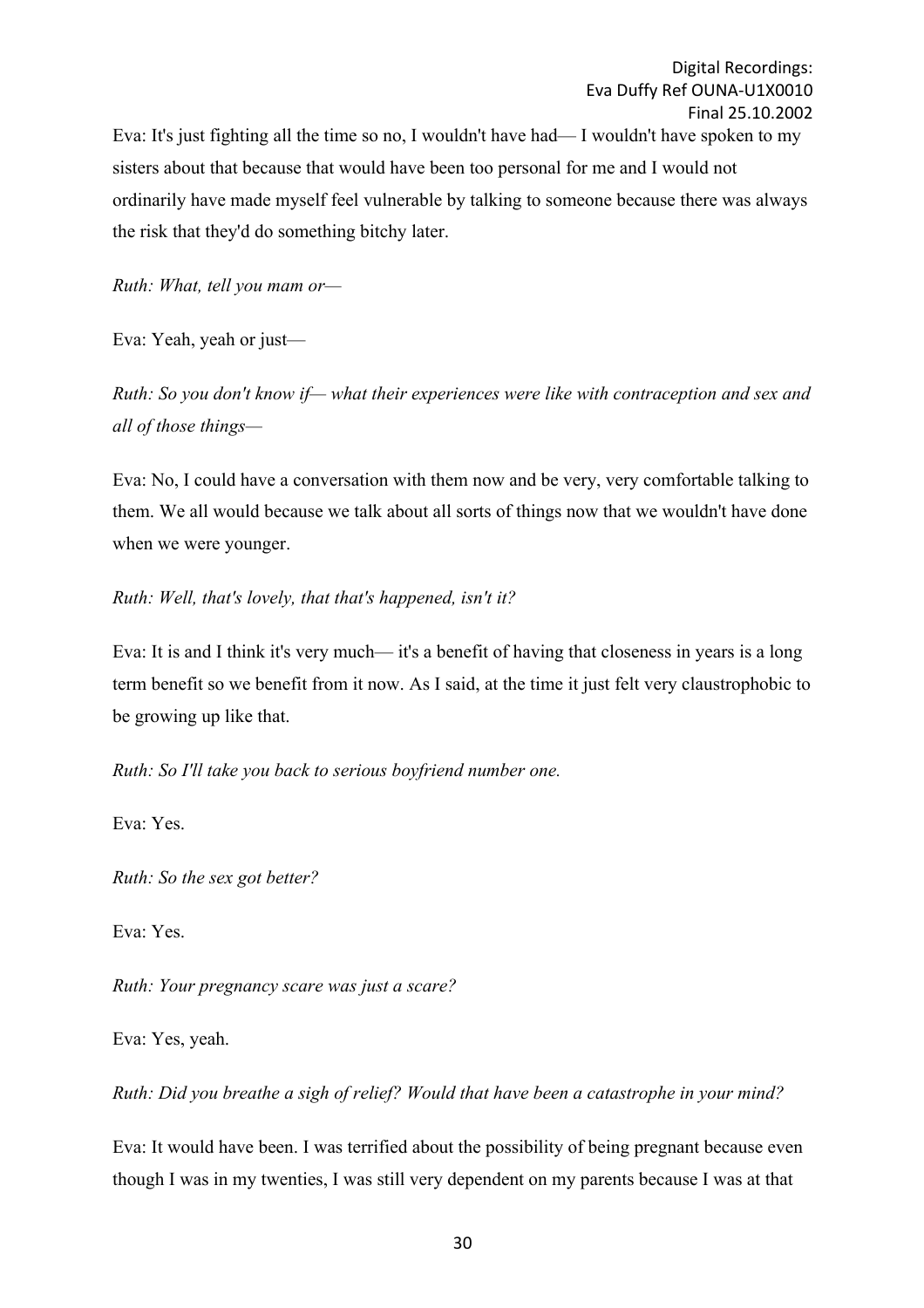Eva: It's just fighting all the time so no, I wouldn't have had— I wouldn't have spoken to my sisters about that because that would have been too personal for me and I would not ordinarily have made myself feel vulnerable by talking to someone because there was always the risk that they'd do something bitchy later.

*Ruth: What, tell you mam or—*

Eva: Yeah, yeah or just—

*Ruth: So you don't know if— what their experiences were like with contraception and sex and all of those things—*

Eva: No, I could have a conversation with them now and be very, very comfortable talking to them. We all would because we talk about all sorts of things now that we wouldn't have done when we were younger.

*Ruth: Well, that's lovely, that that's happened, isn't it?*

Eva: It is and I think it's very much— it's a benefit of having that closeness in years is a long term benefit so we benefit from it now. As I said, at the time it just felt very claustrophobic to be growing up like that.

*Ruth: So I'll take you back to serious boyfriend number one.*

Eva: Yes.

*Ruth: So the sex got better?*

Eva: Yes.

*Ruth: Your pregnancy scare was just a scare?*

Eva: Yes, yeah.

*Ruth: Did you breathe a sigh of relief? Would that have been a catastrophe in your mind?*

Eva: It would have been. I was terrified about the possibility of being pregnant because even though I was in my twenties, I was still very dependent on my parents because I was at that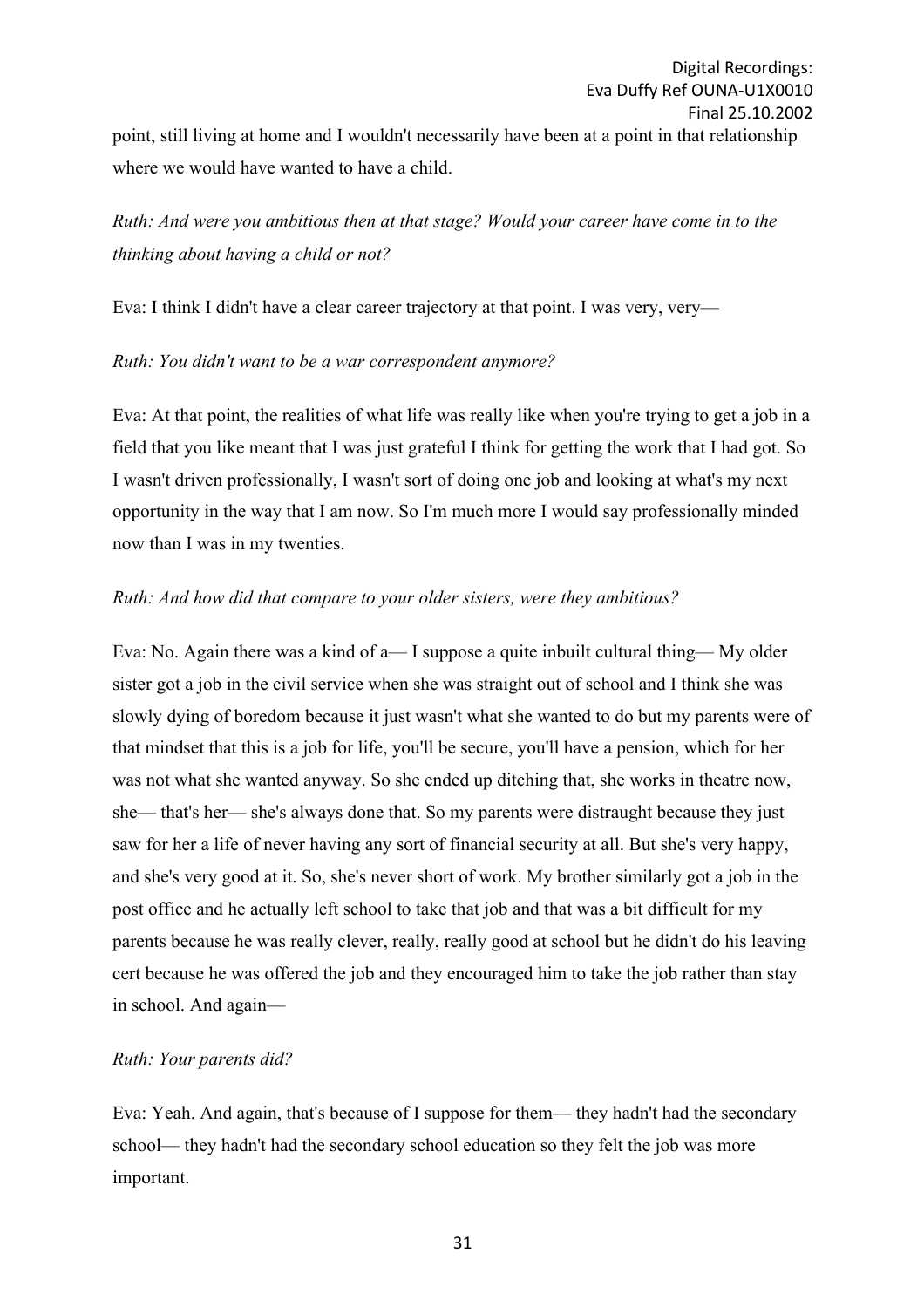point, still living at home and I wouldn't necessarily have been at a point in that relationship where we would have wanted to have a child.

*Ruth: And were you ambitious then at that stage? Would your career have come in to the thinking about having a child or not?*

Eva: I think I didn't have a clear career trajectory at that point. I was very, very—

*Ruth: You didn't want to be a war correspondent anymore?*

Eva: At that point, the realities of what life was really like when you're trying to get a job in a field that you like meant that I was just grateful I think for getting the work that I had got. So I wasn't driven professionally, I wasn't sort of doing one job and looking at what's my next opportunity in the way that I am now. So I'm much more I would say professionally minded now than I was in my twenties.

*Ruth: And how did that compare to your older sisters, were they ambitious?*

Eva: No. Again there was a kind of a— I suppose a quite inbuilt cultural thing— My older sister got a job in the civil service when she was straight out of school and I think she was slowly dying of boredom because it just wasn't what she wanted to do but my parents were of that mindset that this is a job for life, you'll be secure, you'll have a pension, which for her was not what she wanted anyway. So she ended up ditching that, she works in theatre now, she— that's her— she's always done that. So my parents were distraught because they just saw for her a life of never having any sort of financial security at all. But she's very happy, and she's very good at it. So, she's never short of work. My brother similarly got a job in the post office and he actually left school to take that job and that was a bit difficult for my parents because he was really clever, really, really good at school but he didn't do his leaving cert because he was offered the job and they encouraged him to take the job rather than stay in school. And again—

*Ruth: Your parents did?*

Eva: Yeah. And again, that's because of I suppose for them— they hadn't had the secondary school— they hadn't had the secondary school education so they felt the job was more important.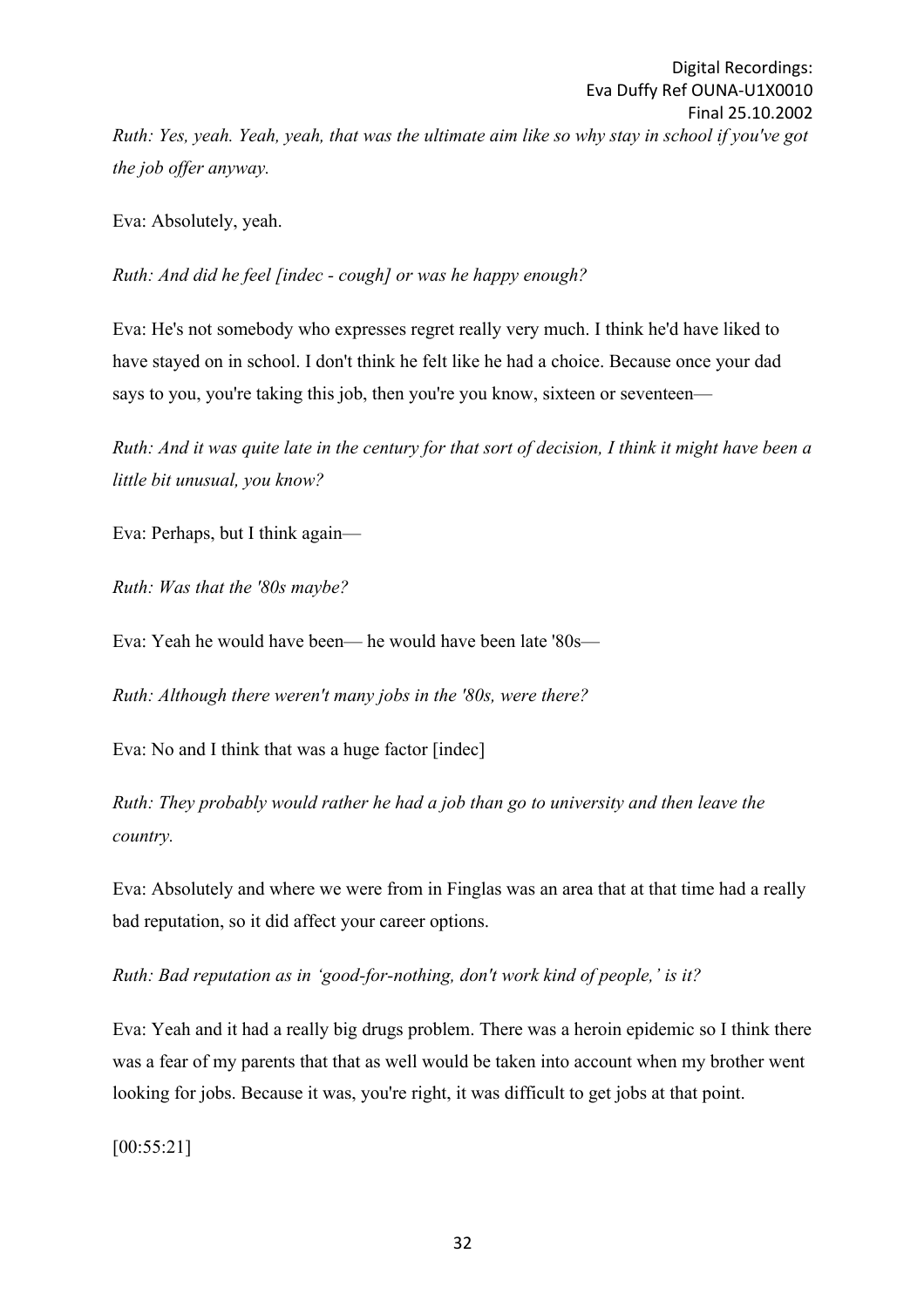*Ruth: Yes, yeah. Yeah, yeah, that was the ultimate aim like so why stay in school if you've got the job offer anyway.*

Eva: Absolutely, yeah.

*Ruth: And did he feel [indec - cough] or was he happy enough?*

Eva: He's not somebody who expresses regret really very much. I think he'd have liked to have stayed on in school. I don't think he felt like he had a choice. Because once your dad says to you, you're taking this job, then you're you know, sixteen or seventeen—

*Ruth: And it was quite late in the century for that sort of decision, I think it might have been a little bit unusual, you know?*

Eva: Perhaps, but I think again—

*Ruth: Was that the '80s maybe?*

Eva: Yeah he would have been— he would have been late '80s—

*Ruth: Although there weren't many jobs in the '80s, were there?*

Eva: No and I think that was a huge factor [indec]

*Ruth: They probably would rather he had a job than go to university and then leave the country.*

Eva: Absolutely and where we were from in Finglas was an area that at that time had a really bad reputation, so it did affect your career options.

*Ruth: Bad reputation as in 'good-for-nothing, don't work kind of people,' is it?*

Eva: Yeah and it had a really big drugs problem. There was a heroin epidemic so I think there was a fear of my parents that that as well would be taken into account when my brother went looking for jobs. Because it was, you're right, it was difficult to get jobs at that point.

[00:55:21]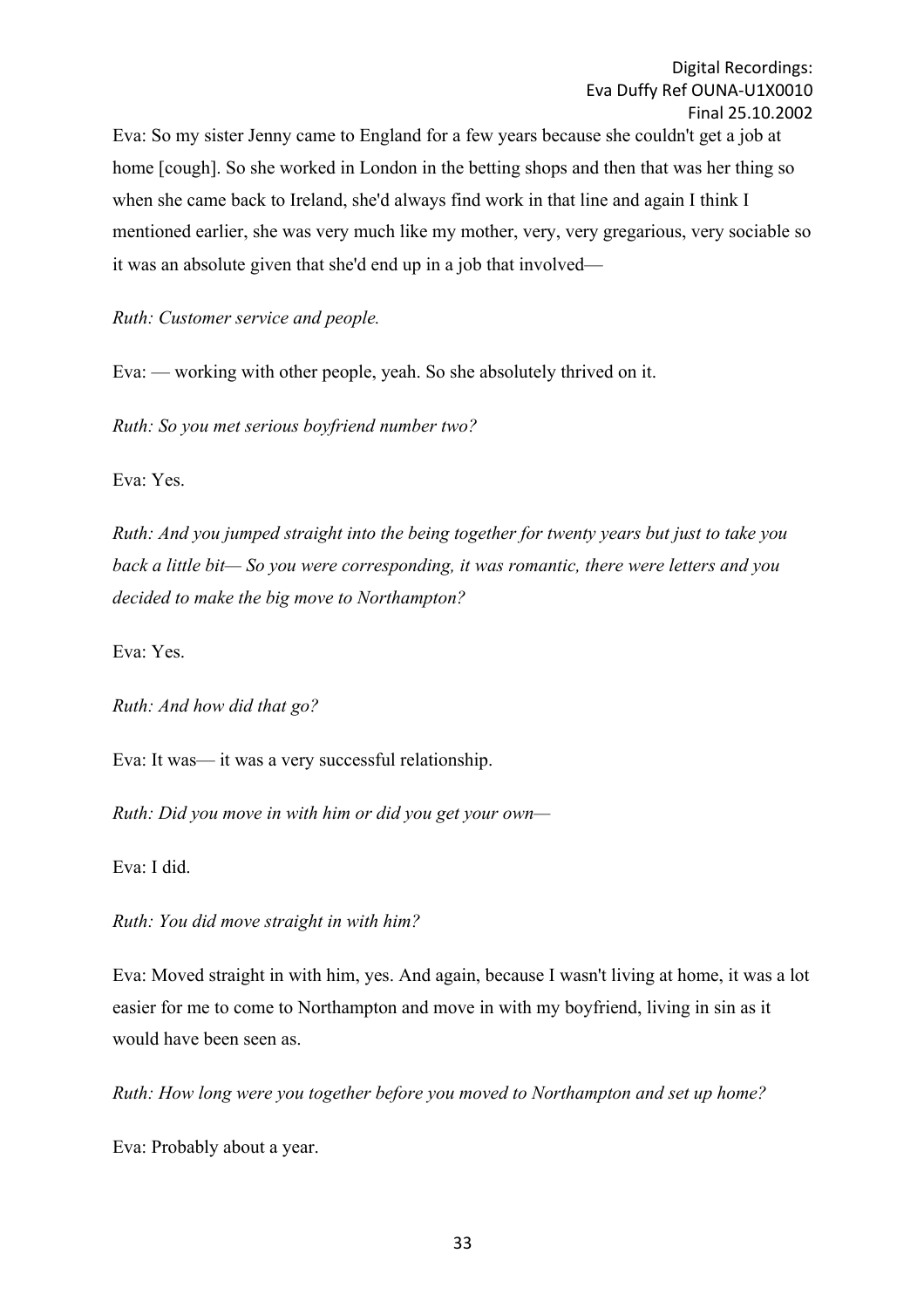Eva: So my sister Jenny came to England for a few years because she couldn't get a job at home [cough]. So she worked in London in the betting shops and then that was her thing so when she came back to Ireland, she'd always find work in that line and again I think I mentioned earlier, she was very much like my mother, very, very gregarious, very sociable so it was an absolute given that she'd end up in a job that involved—

*Ruth: Customer service and people.*

Eva: — working with other people, yeah. So she absolutely thrived on it.

*Ruth: So you met serious boyfriend number two?*

Eva: Yes.

*Ruth: And you jumped straight into the being together for twenty years but just to take you back a little bit— So you were corresponding, it was romantic, there were letters and you decided to make the big move to Northampton?*

Eva: Yes.

*Ruth: And how did that go?*

Eva: It was— it was a very successful relationship.

*Ruth: Did you move in with him or did you get your own—*

Eva: I did.

*Ruth: You did move straight in with him?*

Eva: Moved straight in with him, yes. And again, because I wasn't living at home, it was a lot easier for me to come to Northampton and move in with my boyfriend, living in sin as it would have been seen as.

*Ruth: How long were you together before you moved to Northampton and set up home?*

Eva: Probably about a year.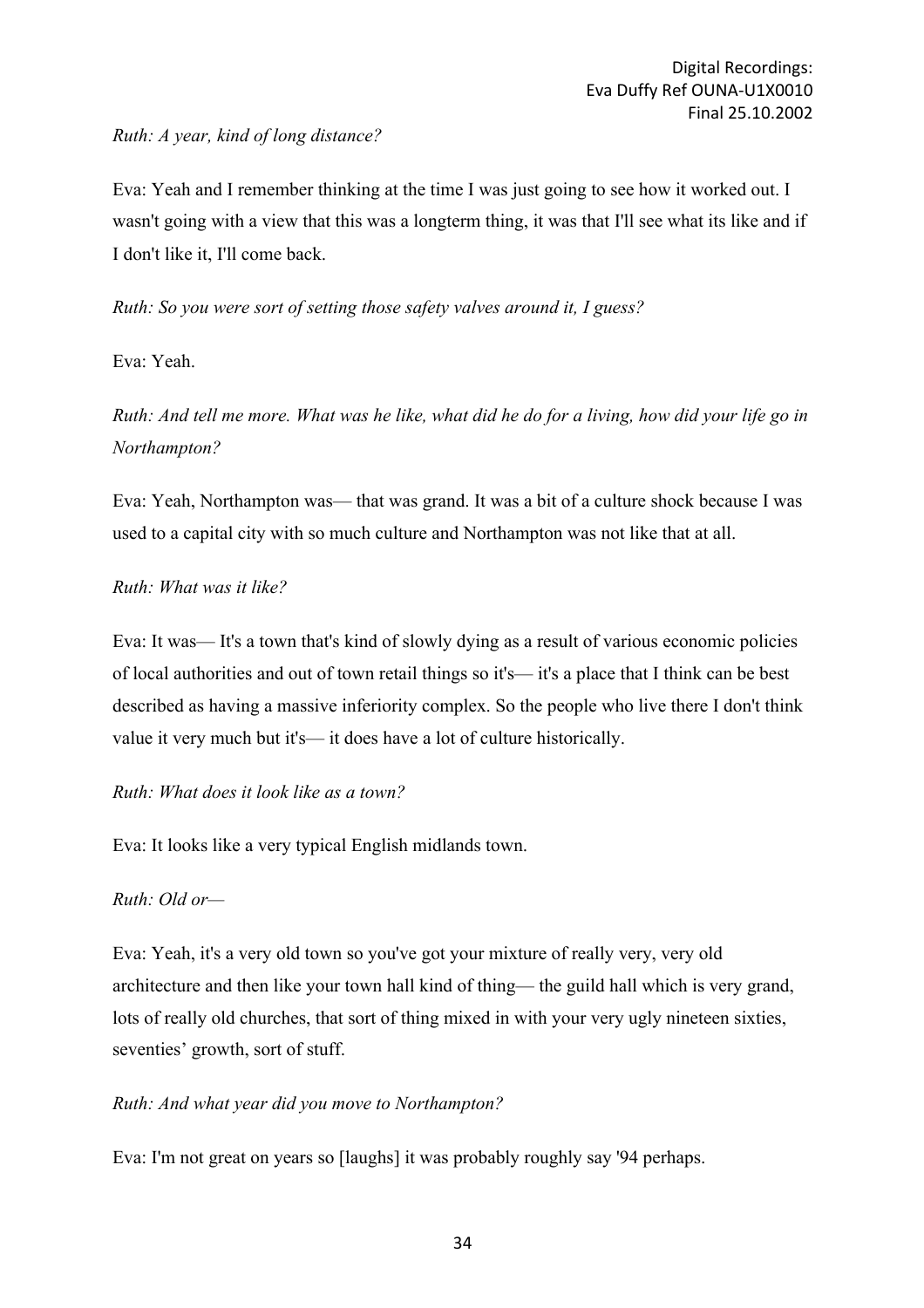*Ruth: A year, kind of long distance?*

Eva: Yeah and I remember thinking at the time I was just going to see how it worked out. I wasn't going with a view that this was a longterm thing, it was that I'll see what its like and if I don't like it, I'll come back.

*Ruth: So you were sort of setting those safety valves around it, I guess?*

Eva: Yeah.

*Ruth: And tell me more. What was he like, what did he do for a living, how did your life go in Northampton?*

Eva: Yeah, Northampton was— that was grand. It was a bit of a culture shock because I was used to a capital city with so much culture and Northampton was not like that at all.

*Ruth: What was it like?*

Eva: It was— It's a town that's kind of slowly dying as a result of various economic policies of local authorities and out of town retail things so it's— it's a place that I think can be best described as having a massive inferiority complex. So the people who live there I don't think value it very much but it's— it does have a lot of culture historically.

*Ruth: What does it look like as a town?*

Eva: It looks like a very typical English midlands town.

*Ruth: Old or—*

Eva: Yeah, it's a very old town so you've got your mixture of really very, very old architecture and then like your town hall kind of thing— the guild hall which is very grand, lots of really old churches, that sort of thing mixed in with your very ugly nineteen sixties, seventies' growth, sort of stuff.

*Ruth: And what year did you move to Northampton?*

Eva: I'm not great on years so [laughs] it was probably roughly say '94 perhaps.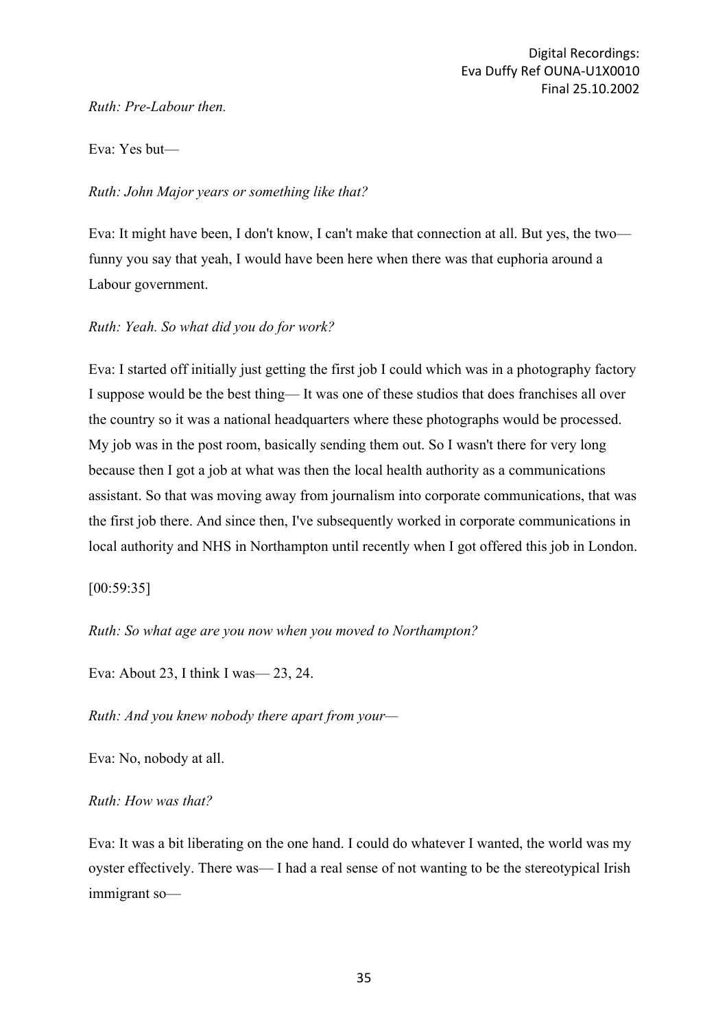*Ruth: Pre-Labour then.*

Eva: Yes but—

*Ruth: John Major years or something like that?*

Eva: It might have been, I don't know, I can't make that connection at all. But yes, the two— funny you say that yeah, I would have been here when there was that euphoria around a Labour government.

*Ruth: Yeah. So what did you do for work?*

Eva: I started off initially just getting the first job I could which was in a photography factory I suppose would be the best thing— It was one of these studios that does franchises all over the country so it was a national headquarters where these photographs would be processed. My job was in the post room, basically sending them out. So I wasn't there for very long because then I got a job at what was then the local health authority as a communications assistant. So that was moving away from journalism into corporate communications, that was the first job there. And since then, I've subsequently worked in corporate communications in local authority and NHS in Northampton until recently when I got offered this job in London.

[00:59:35]

*Ruth: So what age are you now when you moved to Northampton?*

Eva: About 23, I think I was— 23, 24.

*Ruth: And you knew nobody there apart from your—*

Eva: No, nobody at all.

*Ruth: How was that?*

Eva: It was a bit liberating on the one hand. I could do whatever I wanted, the world was my oyster effectively. There was— I had a real sense of not wanting to be the stereotypical Irish immigrant so—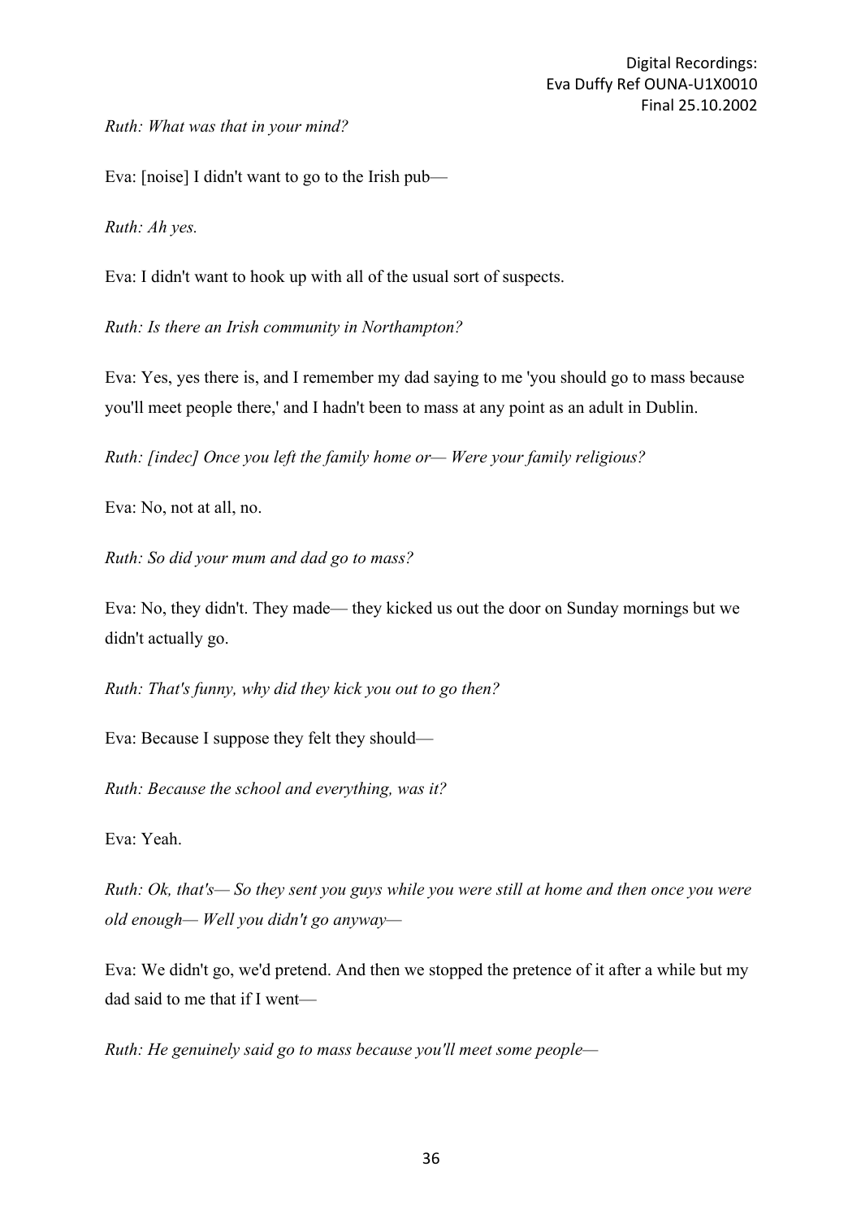*Ruth: What was that in your mind?*

Eva: [noise] I didn't want to go to the Irish pub—

*Ruth: Ah yes.*

Eva: I didn't want to hook up with all of the usual sort of suspects.

*Ruth: Is there an Irish community in Northampton?*

Eva: Yes, yes there is, and I remember my dad saying to me 'you should go to mass because you'll meet people there,' and I hadn't been to mass at any point as an adult in Dublin.

*Ruth: [indec] Once you left the family home or— Were your family religious?*

Eva: No, not at all, no.

*Ruth: So did your mum and dad go to mass?*

Eva: No, they didn't. They made— they kicked us out the door on Sunday mornings but we didn't actually go.

*Ruth: That's funny, why did they kick you out to go then?*

Eva: Because I suppose they felt they should—

*Ruth: Because the school and everything, was it?*

Eva: Yeah.

*Ruth: Ok, that's— So they sent you guys while you were still at home and then once you were old enough— Well you didn't go anyway—*

Eva: We didn't go, we'd pretend. And then we stopped the pretence of it after a while but my dad said to me that if I went—

*Ruth: He genuinely said go to mass because you'll meet some people—*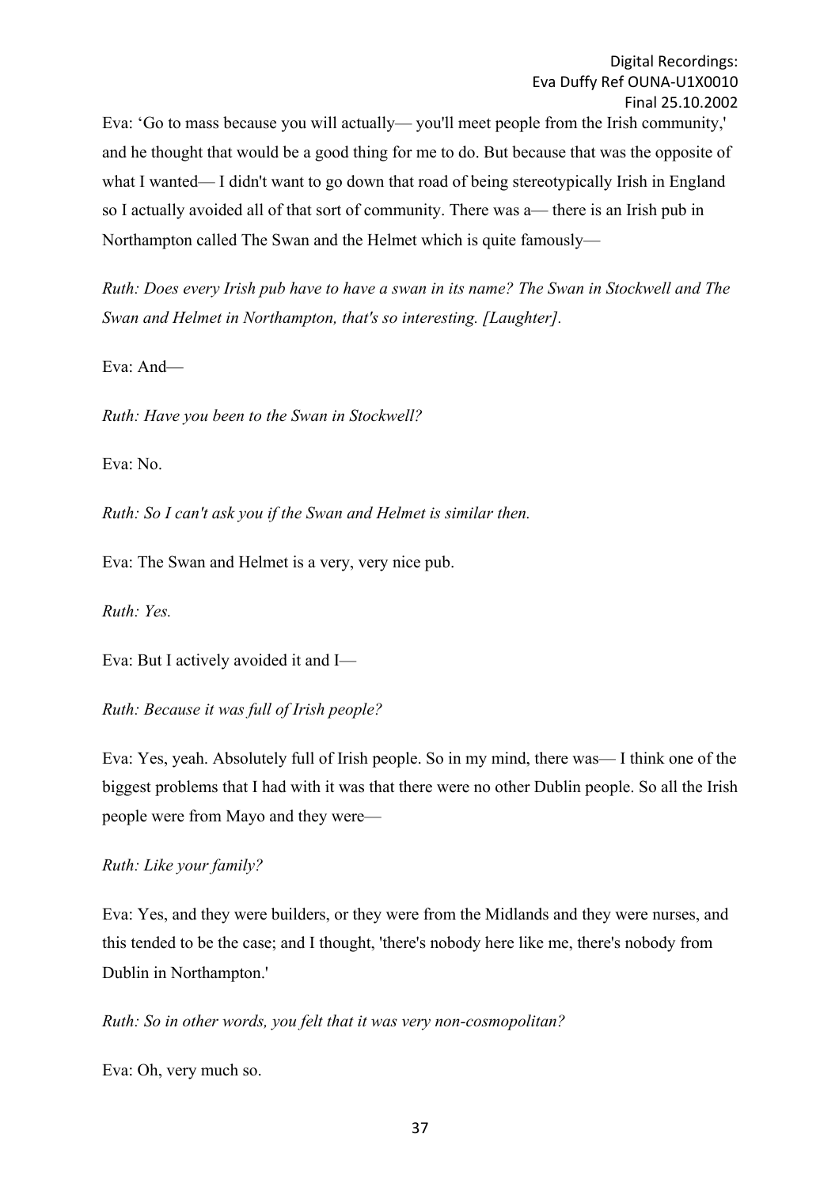Eva: 'Go to mass because you will actually— you'll meet people from the Irish community,' and he thought that would be a good thing for me to do. But because that was the opposite of what I wanted— I didn't want to go down that road of being stereotypically Irish in England so I actually avoided all of that sort of community. There was a— there is an Irish pub in Northampton called The Swan and the Helmet which is quite famously—

*Ruth: Does every Irish pub have to have a swan in its name? The Swan in Stockwell and The Swan and Helmet in Northampton, that's so interesting. [Laughter].*

Eva: And—

*Ruth: Have you been to the Swan in Stockwell?*

Eva: No.

*Ruth: So I can't ask you if the Swan and Helmet is similar then.*

Eva: The Swan and Helmet is a very, very nice pub.

*Ruth: Yes.*

Eva: But I actively avoided it and I—

*Ruth: Because it was full of Irish people?*

Eva: Yes, yeah. Absolutely full of Irish people. So in my mind, there was— I think one of the biggest problems that I had with it was that there were no other Dublin people. So all the Irish people were from Mayo and they were—

*Ruth: Like your family?*

Eva: Yes, and they were builders, or they were from the Midlands and they were nurses, and this tended to be the case; and I thought, 'there's nobody here like me, there's nobody from Dublin in Northampton.'

*Ruth: So in other words, you felt that it was very non-cosmopolitan?*

Eva: Oh, very much so.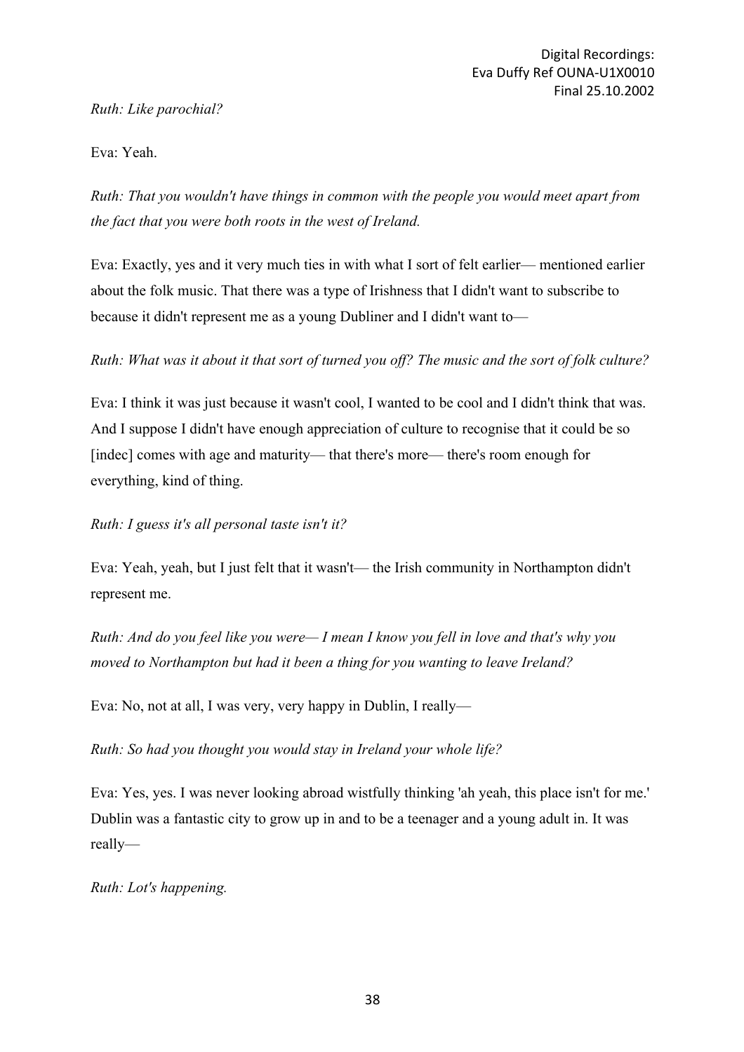*Ruth: Like parochial?*

Eva: Yeah.

*Ruth: That you wouldn't have things in common with the people you would meet apart from the fact that you were both roots in the west of Ireland.*

Eva: Exactly, yes and it very much ties in with what I sort of felt earlier— mentioned earlier about the folk music. That there was a type of Irishness that I didn't want to subscribe to because it didn't represent me as a young Dubliner and I didn't want to—

*Ruth: What was it about it that sort of turned you off? The music and the sort of folk culture?*

Eva: I think it was just because it wasn't cool, I wanted to be cool and I didn't think that was. And I suppose I didn't have enough appreciation of culture to recognise that it could be so [indec] comes with age and maturity— that there's more— there's room enough for everything, kind of thing.

*Ruth: I guess it's all personal taste isn't it?*

Eva: Yeah, yeah, but I just felt that it wasn't— the Irish community in Northampton didn't represent me.

*Ruth: And do you feel like you were— I mean I know you fell in love and that's why you moved to Northampton but had it been a thing for you wanting to leave Ireland?*

Eva: No, not at all, I was very, very happy in Dublin, I really—

*Ruth: So had you thought you would stay in Ireland your whole life?*

Eva: Yes, yes. I was never looking abroad wistfully thinking 'ah yeah, this place isn't for me.' Dublin was a fantastic city to grow up in and to be a teenager and a young adult in. It was really—

*Ruth: Lot's happening.*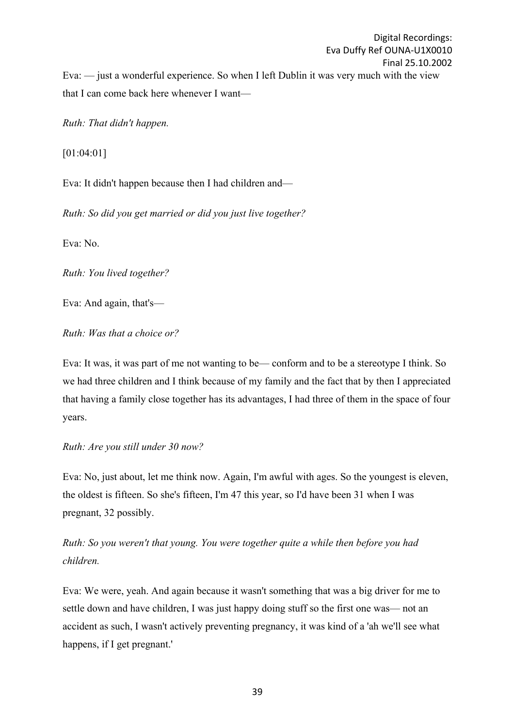Eva: — just a wonderful experience. So when I left Dublin it was very much with the view that I can come back here whenever I want—

*Ruth: That didn't happen.*

[01:04:01]

Eva: It didn't happen because then I had children and—

*Ruth: So did you get married or did you just live together?*

Eva: No.

*Ruth: You lived together?*

Eva: And again, that's—

*Ruth: Was that a choice or?*

Eva: It was, it was part of me not wanting to be— conform and to be a stereotype I think. So we had three children and I think because of my family and the fact that by then I appreciated that having a family close together has its advantages, I had three of them in the space of four years.

*Ruth: Are you still under 30 now?*

Eva: No, just about, let me think now. Again, I'm awful with ages. So the youngest is eleven, the oldest is fifteen. So she's fifteen, I'm 47 this year, so I'd have been 31 when I was pregnant, 32 possibly.

*Ruth: So you weren't that young. You were together quite a while then before you had children.*

Eva: We were, yeah. And again because it wasn't something that was a big driver for me to settle down and have children, I was just happy doing stuff so the first one was— not an accident as such, I wasn't actively preventing pregnancy, it was kind of a 'ah we'll see what happens, if I get pregnant.'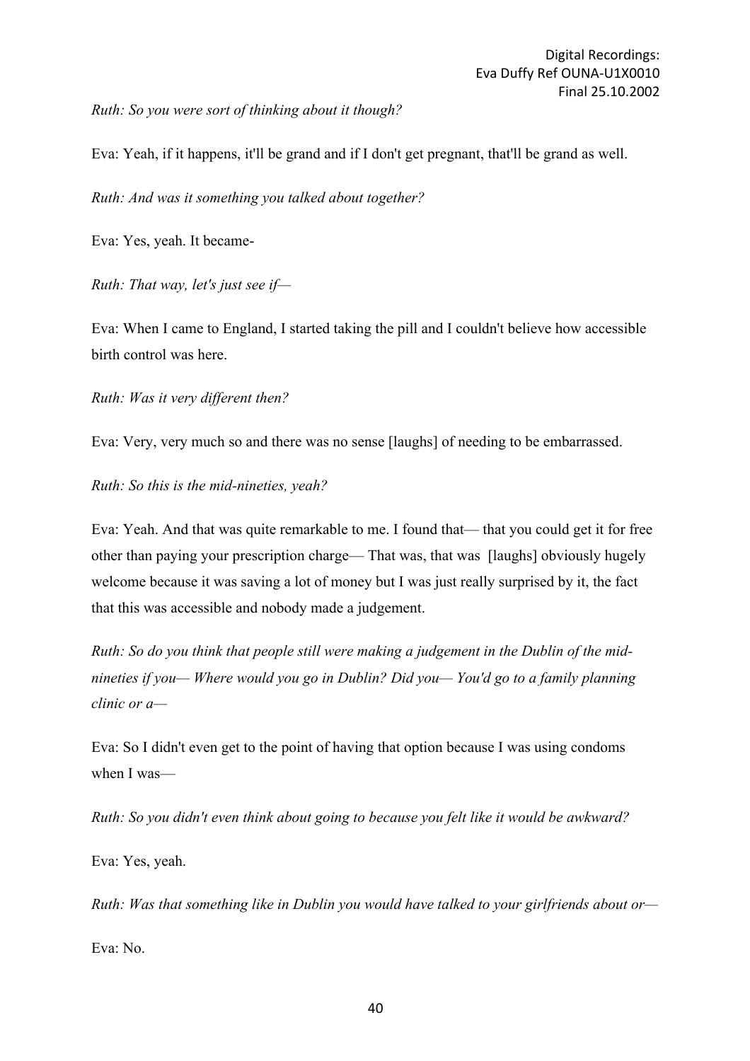*Ruth: So you were sort of thinking about it though?*

Eva: Yeah, if it happens, it'll be grand and if I don't get pregnant, that'll be grand as well.

*Ruth: And was it something you talked about together?*

Eva: Yes, yeah. It became-

*Ruth: That way, let's just see if—*

Eva: When I came to England, I started taking the pill and I couldn't believe how accessible birth control was here.

*Ruth: Was it very different then?*

Eva: Very, very much so and there was no sense [laughs] of needing to be embarrassed.

*Ruth: So this is the mid-nineties, yeah?*

Eva: Yeah. And that was quite remarkable to me. I found that— that you could get it for free other than paying your prescription charge— That was, that was [laughs] obviously hugely welcome because it was saving a lot of money but I was just really surprised by it, the fact that this was accessible and nobody made a judgement.

*Ruth: So do you think that people still were making a judgement in the Dublin of the mid-nineties if you— Where would you go in Dublin? Did you— You'd go to a family planning clinic or a—*

Eva: So I didn't even get to the point of having that option because I was using condoms when I was—

*Ruth: So you didn't even think about going to because you felt like it would be awkward?*

Eva: Yes, yeah.

*Ruth: Was that something like in Dublin you would have talked to your girlfriends about or—*

Eva: No.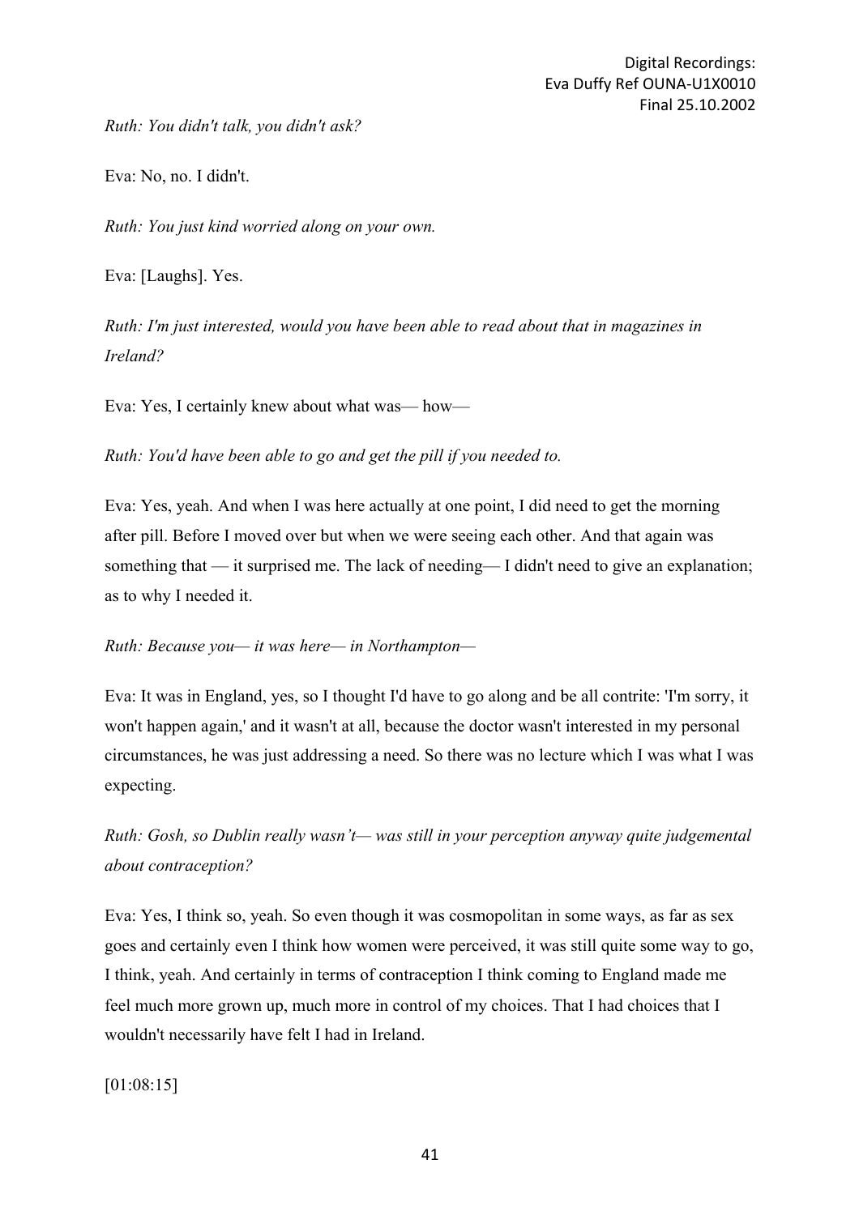*Ruth: You didn't talk, you didn't ask?*

Eva: No, no. I didn't.

*Ruth: You just kind worried along on your own.*

Eva: [Laughs]. Yes.

*Ruth: I'm just interested, would you have been able to read about that in magazines in Ireland?*

Eva: Yes, I certainly knew about what was— how—

*Ruth: You'd have been able to go and get the pill if you needed to.*

Eva: Yes, yeah. And when I was here actually at one point, I did need to get the morning after pill. Before I moved over but when we were seeing each other. And that again was something that — it surprised me. The lack of needing— I didn't need to give an explanation; as to why I needed it.

*Ruth: Because you— it was here— in Northampton—*

Eva: It was in England, yes, so I thought I'd have to go along and be all contrite: 'I'm sorry, it won't happen again,' and it wasn't at all, because the doctor wasn't interested in my personal circumstances, he was just addressing a need. So there was no lecture which I was what I was expecting.

*Ruth: Gosh, so Dublin really wasn't— was still in your perception anyway quite judgemental about contraception?*

Eva: Yes, I think so, yeah. So even though it was cosmopolitan in some ways, as far as sex goes and certainly even I think how women were perceived, it was still quite some way to go, I think, yeah. And certainly in terms of contraception I think coming to England made me feel much more grown up, much more in control of my choices. That I had choices that I wouldn't necessarily have felt I had in Ireland.

[01:08:15]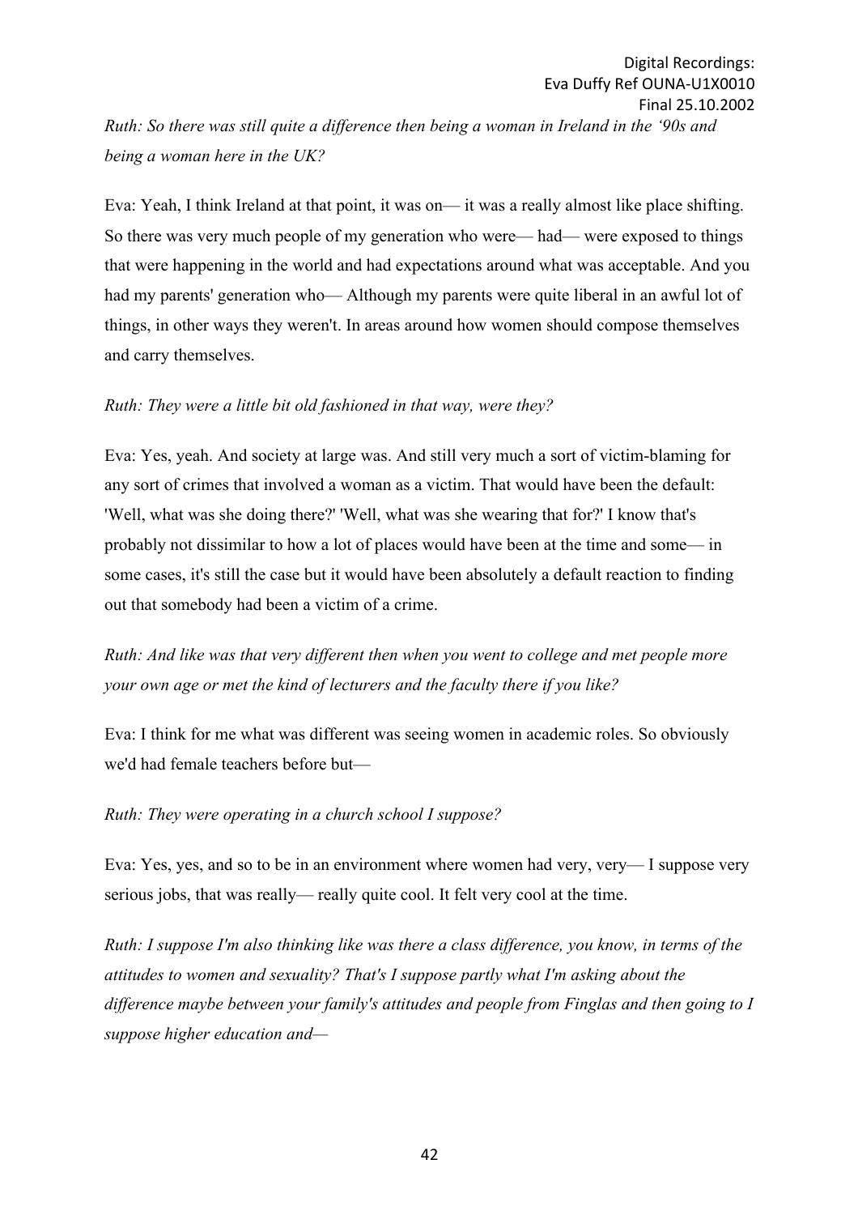*Ruth: So there was still quite a difference then being a woman in Ireland in the '90s and being a woman here in the UK?*

Eva: Yeah, I think Ireland at that point, it was on— it was a really almost like place shifting. So there was very much people of my generation who were— had— were exposed to things that were happening in the world and had expectations around what was acceptable. And you had my parents' generation who— Although my parents were quite liberal in an awful lot of things, in other ways they weren't. In areas around how women should compose themselves and carry themselves.

*Ruth: They were a little bit old fashioned in that way, were they?*

Eva: Yes, yeah. And society at large was. And still very much a sort of victim-blaming for any sort of crimes that involved a woman as a victim. That would have been the default: 'Well, what was she doing there?' 'Well, what was she wearing that for?' I know that's probably not dissimilar to how a lot of places would have been at the time and some— in some cases, it's still the case but it would have been absolutely a default reaction to finding out that somebody had been a victim of a crime.

*Ruth: And like was that very different then when you went to college and met people more your own age or met the kind of lecturers and the faculty there if you like?*

Eva: I think for me what was different was seeing women in academic roles. So obviously we'd had female teachers before but—

*Ruth: They were operating in a church school I suppose?*

Eva: Yes, yes, and so to be in an environment where women had very, very— I suppose very serious jobs, that was really— really quite cool. It felt very cool at the time.

*Ruth: I suppose I'm also thinking like was there a class difference, you know, in terms of the attitudes to women and sexuality? That's I suppose partly what I'm asking about the difference maybe between your family's attitudes and people from Finglas and then going to I suppose higher education and—*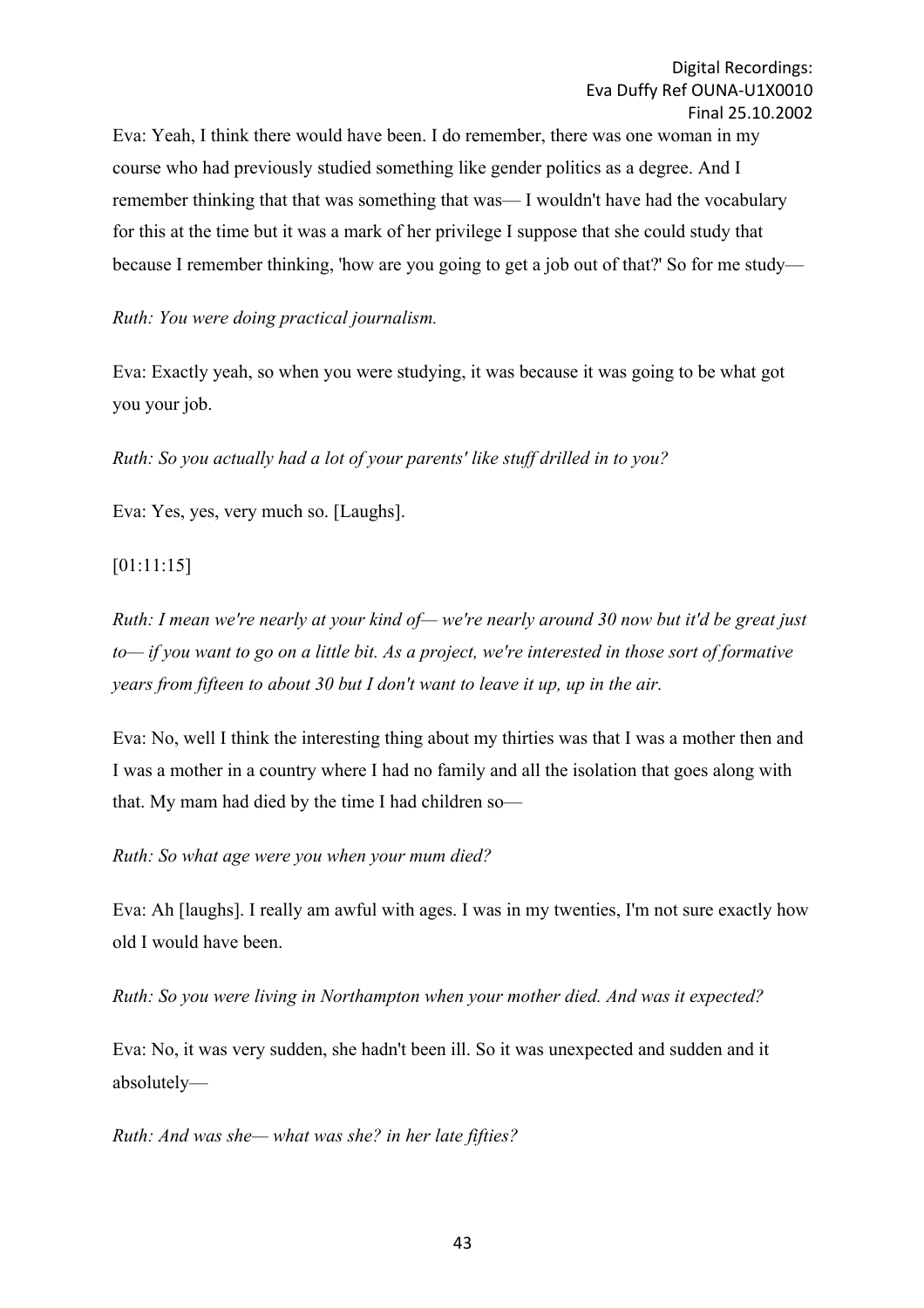Eva: Yeah, I think there would have been. I do remember, there was one woman in my course who had previously studied something like gender politics as a degree. And I remember thinking that that was something that was— I wouldn't have had the vocabulary for this at the time but it was a mark of her privilege I suppose that she could study that because I remember thinking, 'how are you going to get a job out of that?' So for me study—

*Ruth: You were doing practical journalism.*

Eva: Exactly yeah, so when you were studying, it was because it was going to be what got you your job.

*Ruth: So you actually had a lot of your parents' like stuff drilled in to you?*

Eva: Yes, yes, very much so. [Laughs].

[01:11:15]

*Ruth: I mean we're nearly at your kind of— we're nearly around 30 now but it'd be great just to— if you want to go on a little bit. As a project, we're interested in those sort of formative years from fifteen to about 30 but I don't want to leave it up, up in the air.*

Eva: No, well I think the interesting thing about my thirties was that I was a mother then and I was a mother in a country where I had no family and all the isolation that goes along with that. My mam had died by the time I had children so—

*Ruth: So what age were you when your mum died?*

Eva: Ah [laughs]. I really am awful with ages. I was in my twenties, I'm not sure exactly how old I would have been.

*Ruth: So you were living in Northampton when your mother died. And was it expected?*

Eva: No, it was very sudden, she hadn't been ill. So it was unexpected and sudden and it absolutely—

*Ruth: And was she— what was she? in her late fifties?*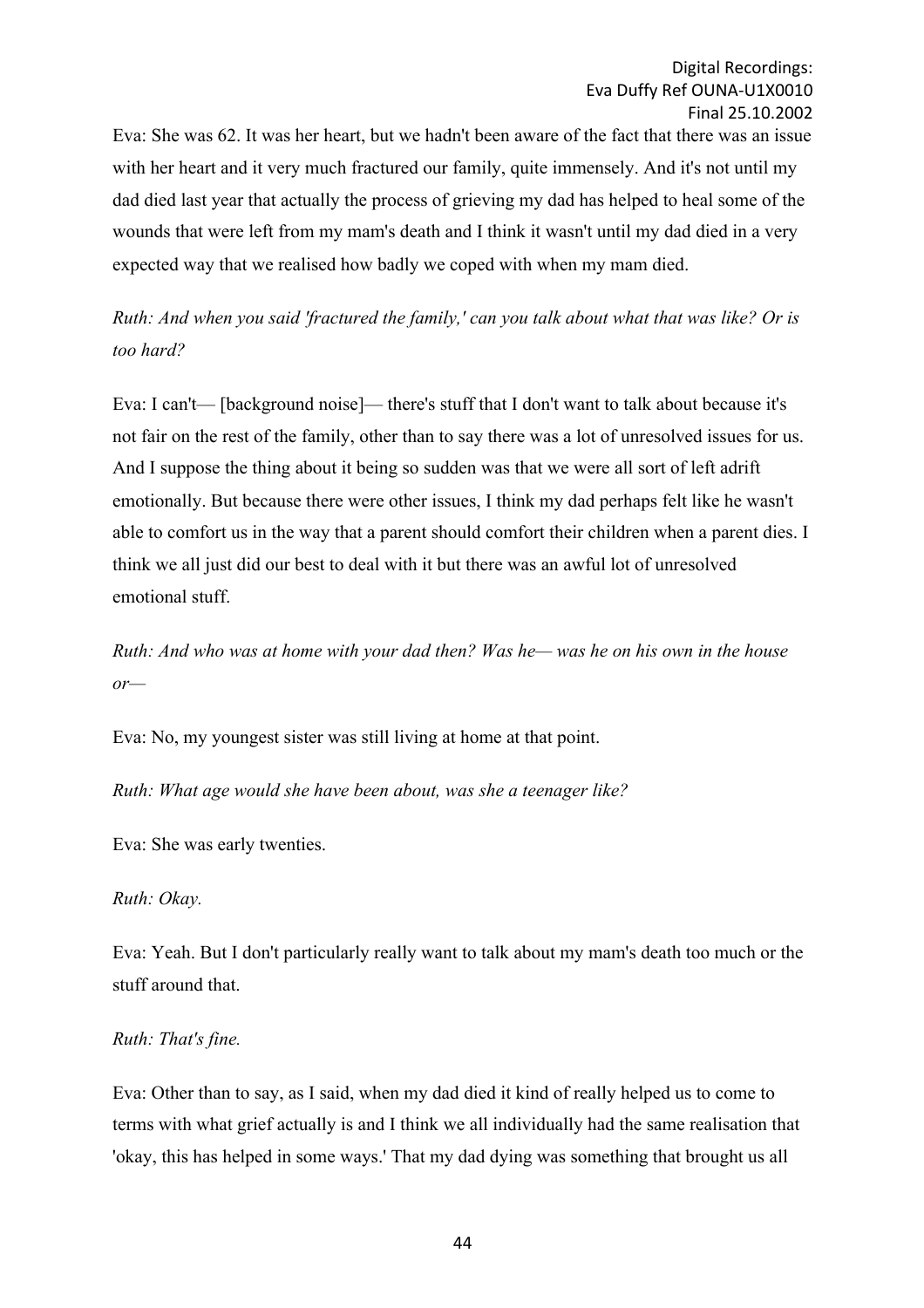Eva: She was 62. It was her heart, but we hadn't been aware of the fact that there was an issue with her heart and it very much fractured our family, quite immensely. And it's not until my dad died last year that actually the process of grieving my dad has helped to heal some of the wounds that were left from my mam's death and I think it wasn't until my dad died in a very expected way that we realised how badly we coped with when my mam died.

*Ruth: And when you said 'fractured the family,' can you talk about what that was like? Or is too hard?*

Eva: I can't— [background noise]— there's stuff that I don't want to talk about because it's not fair on the rest of the family, other than to say there was a lot of unresolved issues for us. And I suppose the thing about it being so sudden was that we were all sort of left adrift emotionally. But because there were other issues, I think my dad perhaps felt like he wasn't able to comfort us in the way that a parent should comfort their children when a parent dies. I think we all just did our best to deal with it but there was an awful lot of unresolved emotional stuff.

*Ruth: And who was at home with your dad then? Was he— was he on his own in the house or—*

Eva: No, my youngest sister was still living at home at that point.

*Ruth: What age would she have been about, was she a teenager like?*

Eva: She was early twenties.

*Ruth: Okay.*

Eva: Yeah. But I don't particularly really want to talk about my mam's death too much or the stuff around that.

*Ruth: That's fine.*

Eva: Other than to say, as I said, when my dad died it kind of really helped us to come to terms with what grief actually is and I think we all individually had the same realisation that 'okay, this has helped in some ways.' That my dad dying was something that brought us all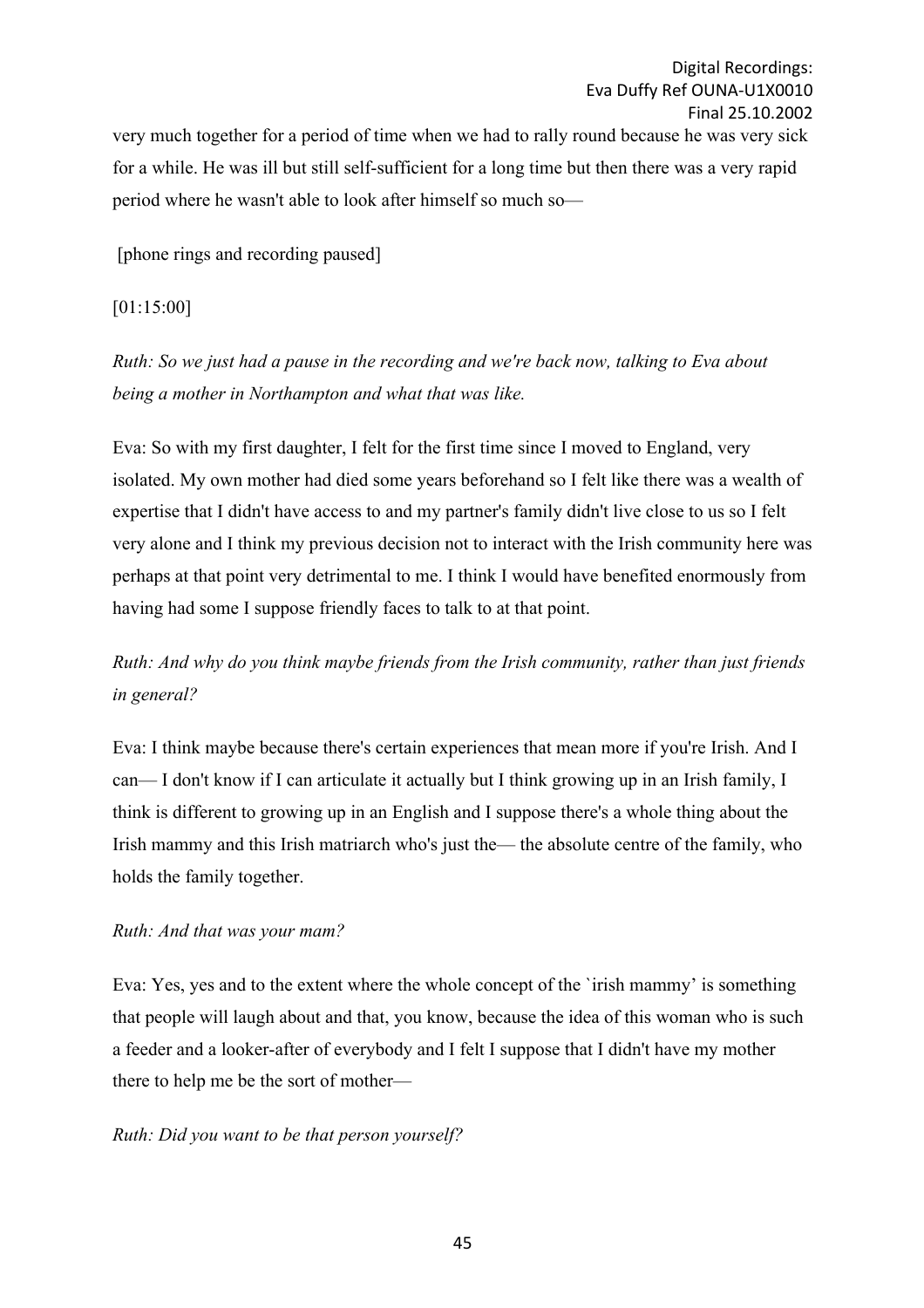very much together for a period of time when we had to rally round because he was very sick for a while. He was ill but still self-sufficient for a long time but then there was a very rapid period where he wasn't able to look after himself so much so—

[phone rings and recording paused]

[01:15:00]

*Ruth: So we just had a pause in the recording and we're back now, talking to Eva about being a mother in Northampton and what that was like.*

Eva: So with my first daughter, I felt for the first time since I moved to England, very isolated. My own mother had died some years beforehand so I felt like there was a wealth of expertise that I didn't have access to and my partner's family didn't live close to us so I felt very alone and I think my previous decision not to interact with the Irish community here was perhaps at that point very detrimental to me. I think I would have benefited enormously from having had some I suppose friendly faces to talk to at that point.

*Ruth: And why do you think maybe friends from the Irish community, rather than just friends in general?*

Eva: I think maybe because there's certain experiences that mean more if you're Irish. And I can— I don't know if I can articulate it actually but I think growing up in an Irish family, I think is different to growing up in an English and I suppose there's a whole thing about the Irish mammy and this Irish matriarch who's just the— the absolute centre of the family, who holds the family together.

*Ruth: And that was your mam?*

Eva: Yes, yes and to the extent where the whole concept of the `irish mammy' is something that people will laugh about and that, you know, because the idea of this woman who is such a feeder and a looker-after of everybody and I felt I suppose that I didn't have my mother there to help me be the sort of mother—

*Ruth: Did you want to be that person yourself?*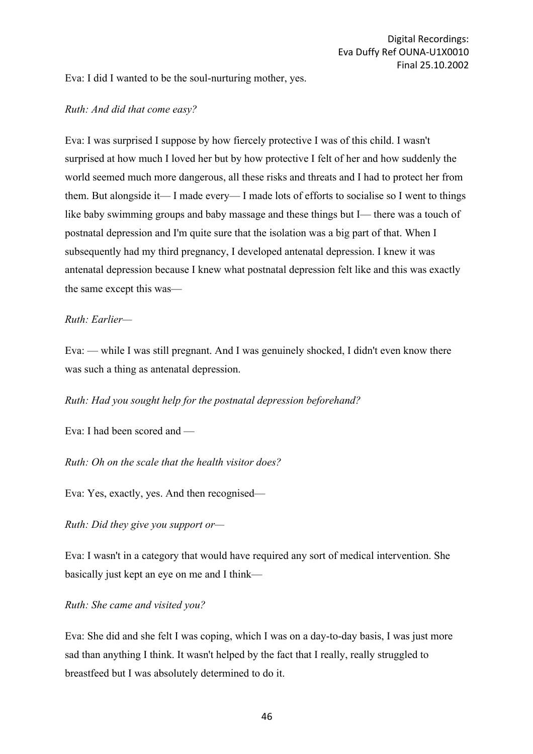Eva: I did I wanted to be the soul-nurturing mother, yes.

*Ruth: And did that come easy?*

Eva: I was surprised I suppose by how fiercely protective I was of this child. I wasn't surprised at how much I loved her but by how protective I felt of her and how suddenly the world seemed much more dangerous, all these risks and threats and I had to protect her from them. But alongside it— I made every— I made lots of efforts to socialise so I went to things like baby swimming groups and baby massage and these things but I— there was a touch of postnatal depression and I'm quite sure that the isolation was a big part of that. When I subsequently had my third pregnancy, I developed antenatal depression. I knew it was antenatal depression because I knew what postnatal depression felt like and this was exactly the same except this was—

*Ruth: Earlier—*

Eva: — while I was still pregnant. And I was genuinely shocked, I didn't even know there was such a thing as antenatal depression.

*Ruth: Had you sought help for the postnatal depression beforehand?*

Eva: I had been scored and —

*Ruth: Oh on the scale that the health visitor does?*

Eva: Yes, exactly, yes. And then recognised—

*Ruth: Did they give you support or—*

Eva: I wasn't in a category that would have required any sort of medical intervention. She basically just kept an eye on me and I think—

*Ruth: She came and visited you?*

Eva: She did and she felt I was coping, which I was on a day-to-day basis, I was just more sad than anything I think. It wasn't helped by the fact that I really, really struggled to breastfeed but I was absolutely determined to do it.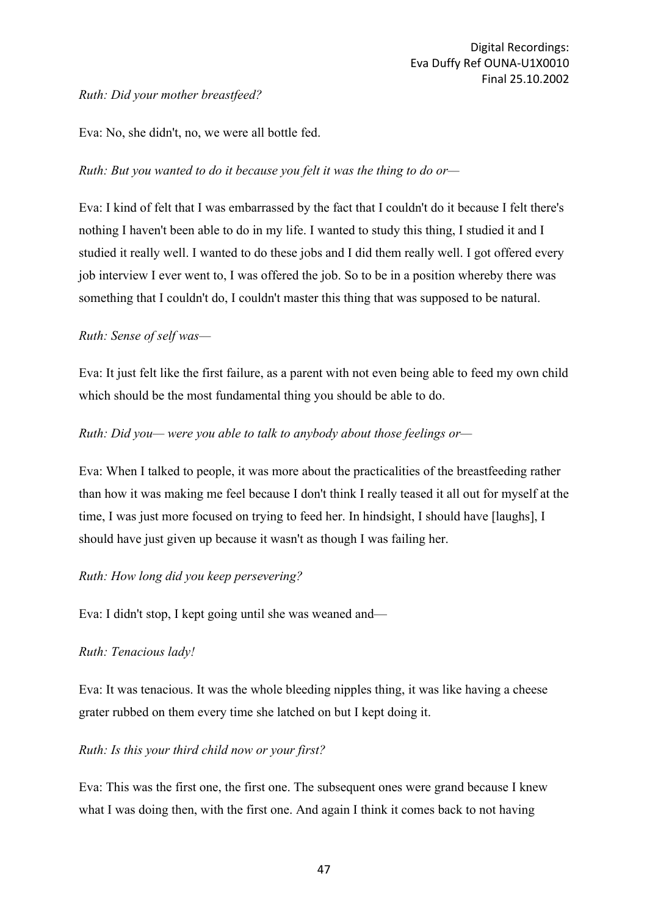*Ruth: Did your mother breastfeed?*

Eva: No, she didn't, no, we were all bottle fed.

*Ruth: But you wanted to do it because you felt it was the thing to do or—*

Eva: I kind of felt that I was embarrassed by the fact that I couldn't do it because I felt there's nothing I haven't been able to do in my life. I wanted to study this thing, I studied it and I studied it really well. I wanted to do these jobs and I did them really well. I got offered every job interview I ever went to, I was offered the job. So to be in a position whereby there was something that I couldn't do, I couldn't master this thing that was supposed to be natural.

*Ruth: Sense of self was—*

Eva: It just felt like the first failure, as a parent with not even being able to feed my own child which should be the most fundamental thing you should be able to do.

*Ruth: Did you— were you able to talk to anybody about those feelings or—*

Eva: When I talked to people, it was more about the practicalities of the breastfeeding rather than how it was making me feel because I don't think I really teased it all out for myself at the time, I was just more focused on trying to feed her. In hindsight, I should have [laughs], I should have just given up because it wasn't as though I was failing her.

*Ruth: How long did you keep persevering?*

Eva: I didn't stop, I kept going until she was weaned and—

*Ruth: Tenacious lady!*

Eva: It was tenacious. It was the whole bleeding nipples thing, it was like having a cheese grater rubbed on them every time she latched on but I kept doing it.

*Ruth: Is this your third child now or your first?*

Eva: This was the first one, the first one. The subsequent ones were grand because I knew what I was doing then, with the first one. And again I think it comes back to not having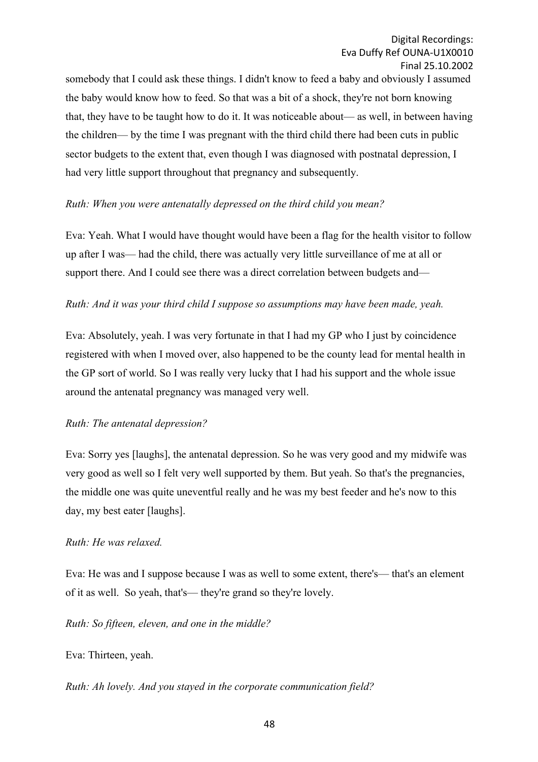somebody that I could ask these things. I didn't know to feed a baby and obviously I assumed the baby would know how to feed. So that was a bit of a shock, they're not born knowing that, they have to be taught how to do it. It was noticeable about— as well, in between having the children— by the time I was pregnant with the third child there had been cuts in public sector budgets to the extent that, even though I was diagnosed with postnatal depression, I had very little support throughout that pregnancy and subsequently.

*Ruth: When you were antenatally depressed on the third child you mean?*

Eva: Yeah. What I would have thought would have been a flag for the health visitor to follow up after I was— had the child, there was actually very little surveillance of me at all or support there. And I could see there was a direct correlation between budgets and—

*Ruth: And it was your third child I suppose so assumptions may have been made, yeah.*

Eva: Absolutely, yeah. I was very fortunate in that I had my GP who I just by coincidence registered with when I moved over, also happened to be the county lead for mental health in the GP sort of world. So I was really very lucky that I had his support and the whole issue around the antenatal pregnancy was managed very well.

*Ruth: The antenatal depression?*

Eva: Sorry yes [laughs], the antenatal depression. So he was very good and my midwife was very good as well so I felt very well supported by them. But yeah. So that's the pregnancies, the middle one was quite uneventful really and he was my best feeder and he's now to this day, my best eater [laughs].

*Ruth: He was relaxed.*

Eva: He was and I suppose because I was as well to some extent, there's— that's an element of it as well. So yeah, that's— they're grand so they're lovely.

*Ruth: So fifteen, eleven, and one in the middle?*

Eva: Thirteen, yeah.

*Ruth: Ah lovely. And you stayed in the corporate communication field?*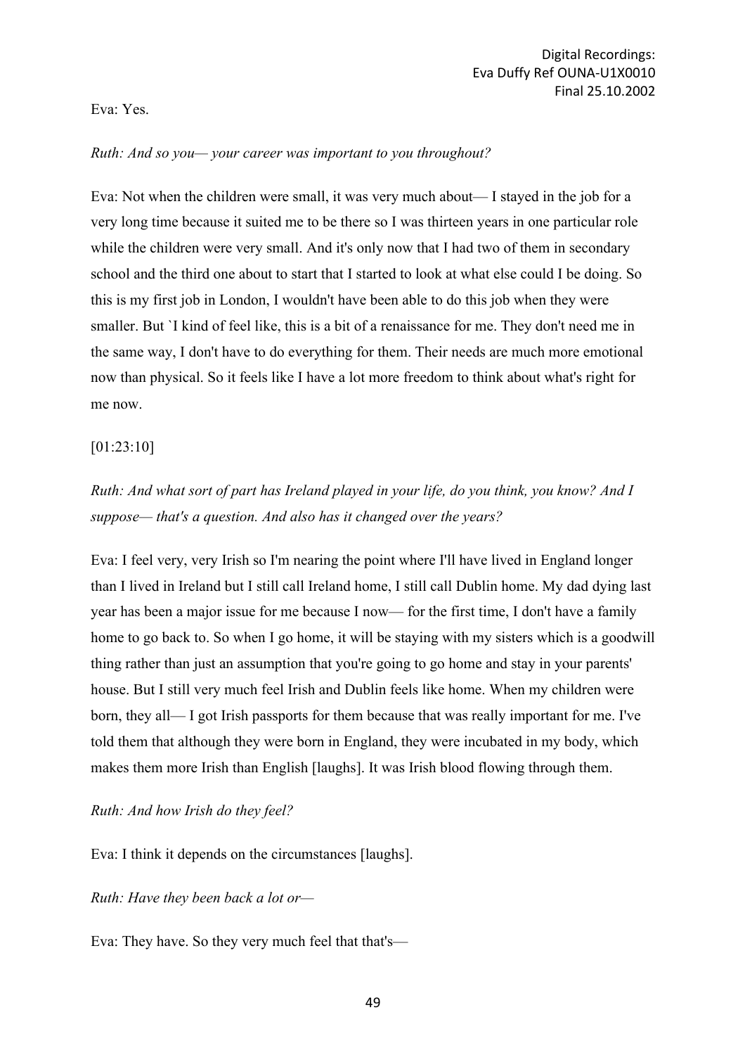Eva: Yes.

*Ruth: And so you— your career was important to you throughout?*

Eva: Not when the children were small, it was very much about— I stayed in the job for a very long time because it suited me to be there so I was thirteen years in one particular role while the children were very small. And it's only now that I had two of them in secondary school and the third one about to start that I started to look at what else could I be doing. So this is my first job in London, I wouldn't have been able to do this job when they were smaller. But `I kind of feel like, this is a bit of a renaissance for me. They don't need me in the same way, I don't have to do everything for them. Their needs are much more emotional now than physical. So it feels like I have a lot more freedom to think about what's right for me now.

[01:23:10]

*Ruth: And what sort of part has Ireland played in your life, do you think, you know? And I suppose— that's a question. And also has it changed over the years?*

Eva: I feel very, very Irish so I'm nearing the point where I'll have lived in England longer than I lived in Ireland but I still call Ireland home, I still call Dublin home. My dad dying last year has been a major issue for me because I now— for the first time, I don't have a family home to go back to. So when I go home, it will be staying with my sisters which is a goodwill thing rather than just an assumption that you're going to go home and stay in your parents' house. But I still very much feel Irish and Dublin feels like home. When my children were born, they all— I got Irish passports for them because that was really important for me. I've told them that although they were born in England, they were incubated in my body, which makes them more Irish than English [laughs]. It was Irish blood flowing through them.

*Ruth: And how Irish do they feel?*

Eva: I think it depends on the circumstances [laughs].

*Ruth: Have they been back a lot or—*

Eva: They have. So they very much feel that that's—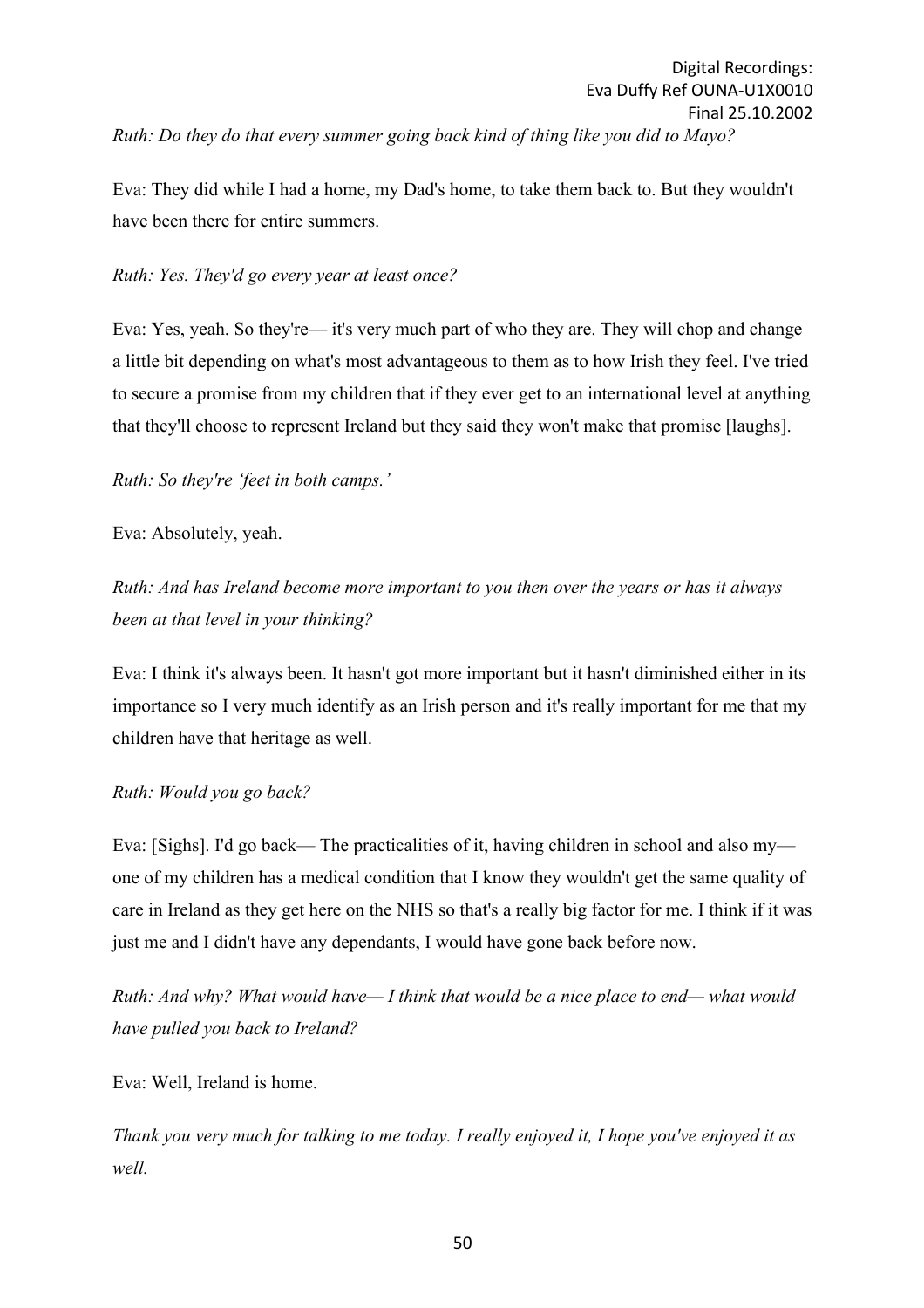*Ruth: Do they do that every summer going back kind of thing like you did to Mayo?*

Eva: They did while I had a home, my Dad's home, to take them back to. But they wouldn't have been there for entire summers.

*Ruth: Yes. They'd go every year at least once?*

Eva: Yes, yeah. So they're— it's very much part of who they are. They will chop and change a little bit depending on what's most advantageous to them as to how Irish they feel. I've tried to secure a promise from my children that if they ever get to an international level at anything that they'll choose to represent Ireland but they said they won't make that promise [laughs].

*Ruth: So they're 'feet in both camps.'*

Eva: Absolutely, yeah.

*Ruth: And has Ireland become more important to you then over the years or has it always been at that level in your thinking?*

Eva: I think it's always been. It hasn't got more important but it hasn't diminished either in its importance so I very much identify as an Irish person and it's really important for me that my children have that heritage as well.

*Ruth: Would you go back?*

Eva: [Sighs]. I'd go back— The practicalities of it, having children in school and also my— one of my children has a medical condition that I know they wouldn't get the same quality of care in Ireland as they get here on the NHS so that's a really big factor for me. I think if it was just me and I didn't have any dependants, I would have gone back before now.

*Ruth: And why? What would have— I think that would be a nice place to end— what would have pulled you back to Ireland?*

Eva: Well, Ireland is home.

*Thank you very much for talking to me today. I really enjoyed it, I hope you've enjoyed it as well.*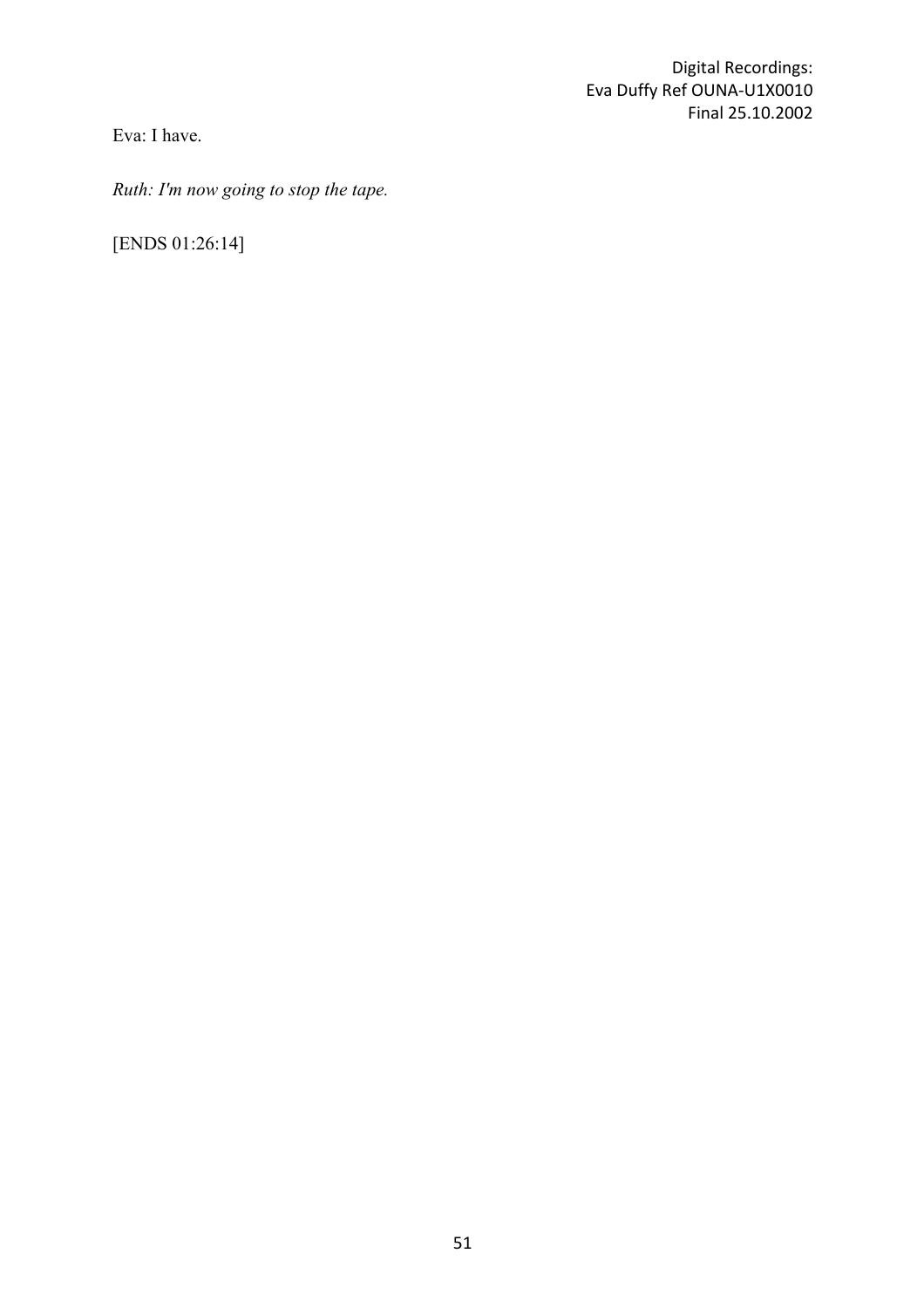Eva: I have.

*Ruth: I'm now going to stop the tape.*

[ENDS 01:26:14]